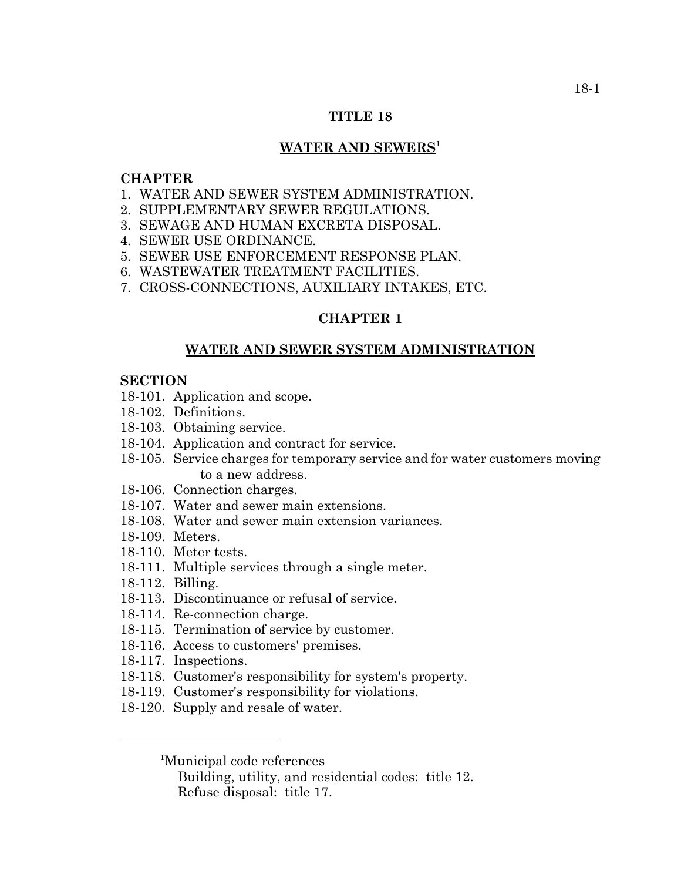# TITLE 18

## WATER AND SEWERS[1]

**CHAPTER**

1. WATER AND SEWER SYSTEM ADMINISTRATION.
2. SUPPLEMENTARY SEWER REGULATIONS.
3. SEWAGE AND HUMAN EXCRETA DISPOSAL.
4. SEWER USE ORDINANCE.
5. SEWER USE ENFORCEMENT RESPONSE PLAN.
6. WASTEWATER TREATMENT FACILITIES.
7. CROSS-CONNECTIONS, AUXILIARY INTAKES, ETC.

## CHAPTER 1

## WATER AND SEWER SYSTEM ADMINISTRATION

**SECTION**

18-101. Application and scope.
18-102. Definitions.
18-103. Obtaining service.
18-104. Application and contract for service.
18-105. Service charges for temporary service and for water customers moving to a new address.
18-106. Connection charges.
18-107. Water and sewer main extensions.
18-108. Water and sewer main extension variances.
18-109. Meters.
18-110. Meter tests.
18-111. Multiple services through a single meter.
18-112. Billing.
18-113. Discontinuance or refusal of service.
18-114. Re-connection charge.
18-115. Termination of service by customer.
18-116. Access to customers' premises.
18-117. Inspections.
18-118. Customer's responsibility for system's property.
18-119. Customer's responsibility for violations.
18-120. Supply and resale of water.

---

[1]Municipal code references

Building, utility, and residential codes: title 12.
Refuse disposal: title 17.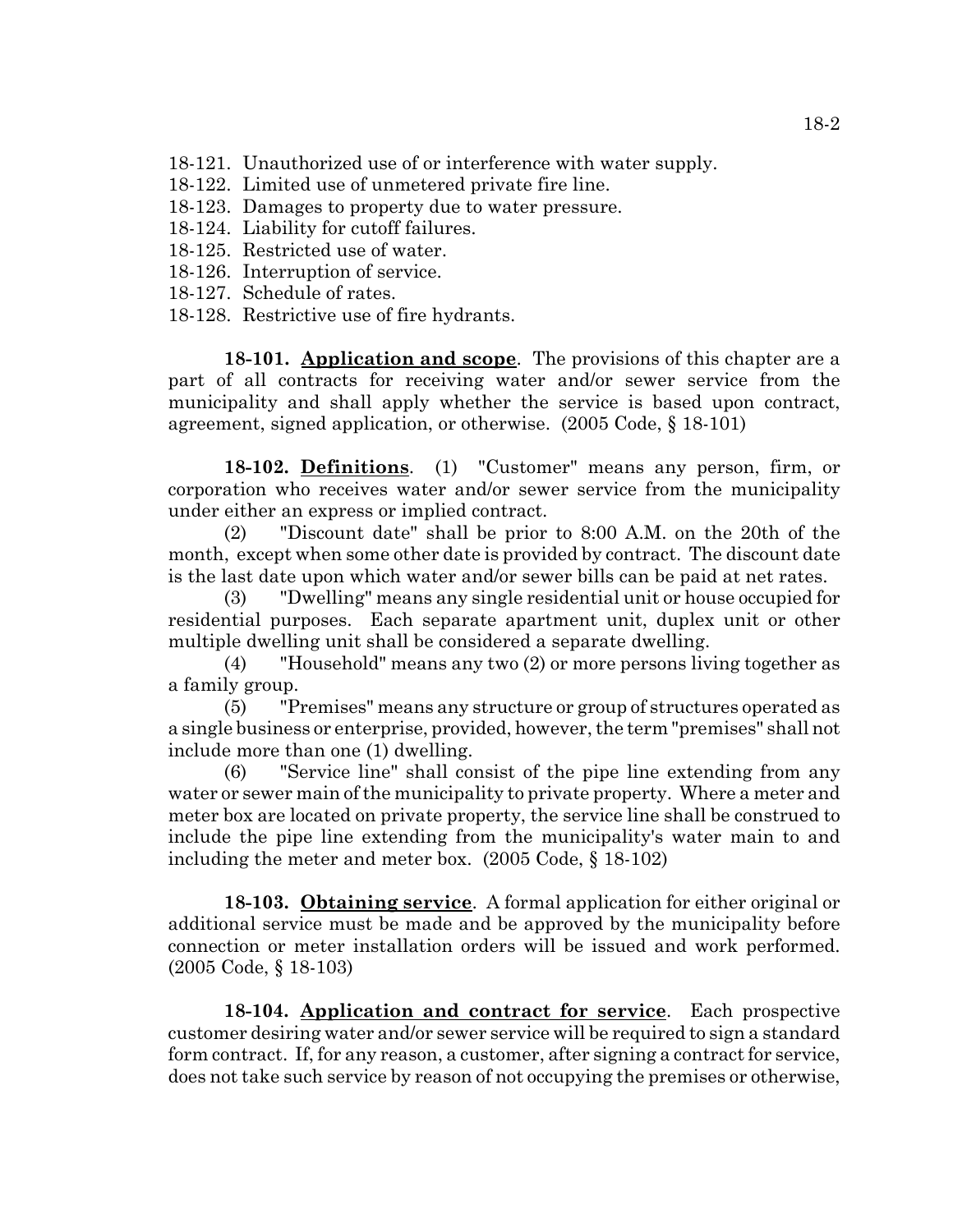18-121. Unauthorized use of or interference with water supply.
18-122. Limited use of unmetered private fire line.
18-123. Damages to property due to water pressure.
18-124. Liability for cutoff failures.
18-125. Restricted use of water.
18-126. Interruption of service.
18-127. Schedule of rates.
18-128. Restrictive use of fire hydrants.

**18-101. Application and scope**. The provisions of this chapter are a part of all contracts for receiving water and/or sewer service from the municipality and shall apply whether the service is based upon contract, agreement, signed application, or otherwise. (2005 Code, § 18-101)

**18-102. Definitions**. (1) "Customer" means any person, firm, or corporation who receives water and/or sewer service from the municipality under either an express or implied contract.

(2) "Discount date" shall be prior to 8:00 A.M. on the 20th of the month, except when some other date is provided by contract. The discount date is the last date upon which water and/or sewer bills can be paid at net rates.

(3) "Dwelling" means any single residential unit or house occupied for residential purposes. Each separate apartment unit, duplex unit or other multiple dwelling unit shall be considered a separate dwelling.

(4) "Household" means any two (2) or more persons living together as a family group.

(5) "Premises" means any structure or group of structures operated as a single business or enterprise, provided, however, the term "premises" shall not include more than one (1) dwelling.

(6) "Service line" shall consist of the pipe line extending from any water or sewer main of the municipality to private property. Where a meter and meter box are located on private property, the service line shall be construed to include the pipe line extending from the municipality's water main to and including the meter and meter box. (2005 Code, § 18-102)

**18-103. Obtaining service**. A formal application for either original or additional service must be made and be approved by the municipality before connection or meter installation orders will be issued and work performed. (2005 Code, § 18-103)

**18-104. Application and contract for service**. Each prospective customer desiring water and/or sewer service will be required to sign a standard form contract. If, for any reason, a customer, after signing a contract for service, does not take such service by reason of not occupying the premises or otherwise,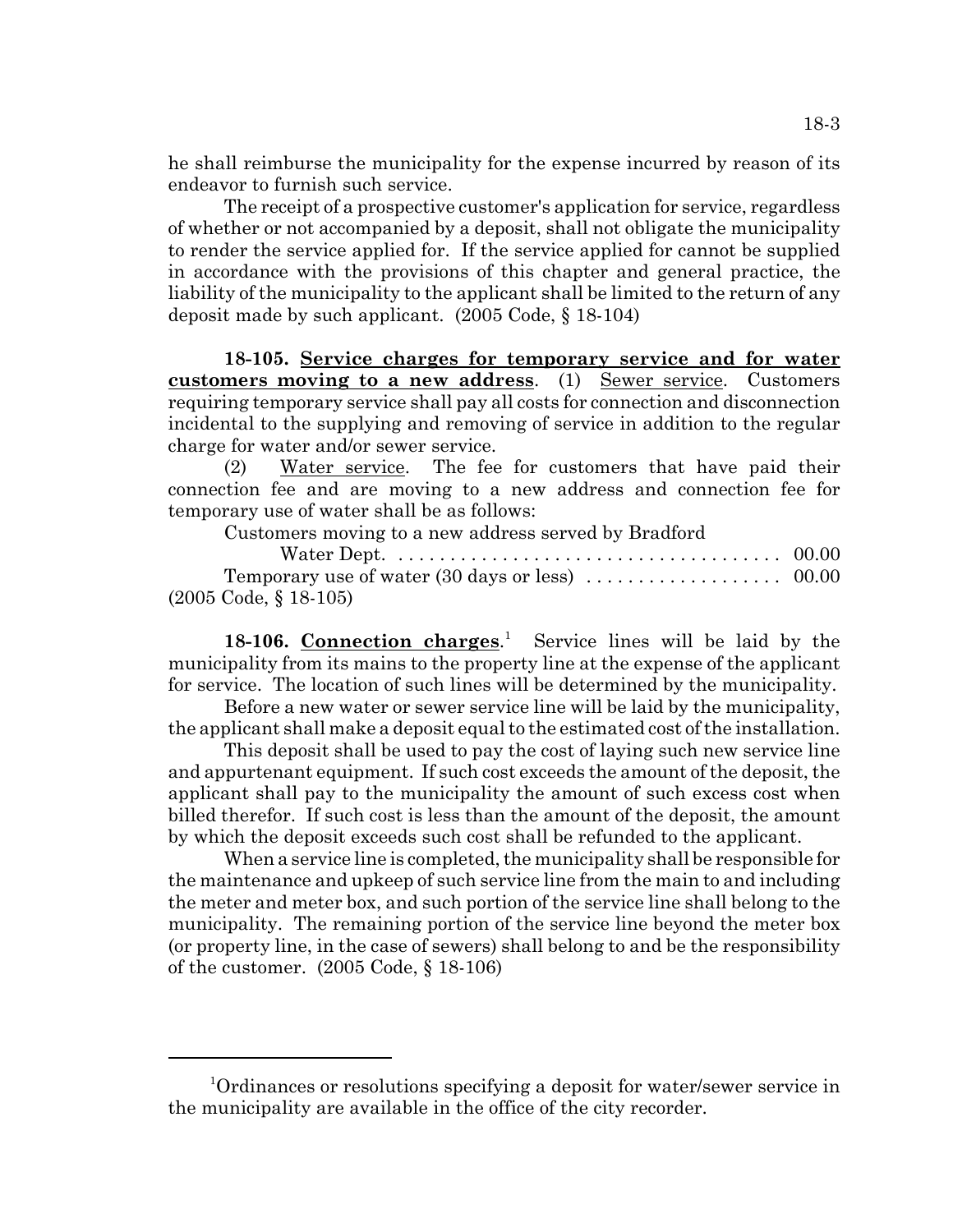he shall reimburse the municipality for the expense incurred by reason of its endeavor to furnish such service.

The receipt of a prospective customer's application for service, regardless of whether or not accompanied by a deposit, shall not obligate the municipality to render the service applied for. If the service applied for cannot be supplied in accordance with the provisions of this chapter and general practice, the liability of the municipality to the applicant shall be limited to the return of any deposit made by such applicant. (2005 Code, § 18-104)

**18-105. Service charges for temporary service and for water customers moving to a new address**. (1) Sewer service. Customers requiring temporary service shall pay all costs for connection and disconnection incidental to the supplying and removing of service in addition to the regular charge for water and/or sewer service.

(2) Water service. The fee for customers that have paid their connection fee and are moving to a new address and connection fee for temporary use of water shall be as follows:

Customers moving to a new address served by Bradford Water Dept. . . . . . . . . . . . . . . . . . . . . . . . . . . . . . . . . . . . . 00.00

Temporary use of water (30 days or less) . . . . . . . . . . . . . . . . . . 00.00

(2005 Code, § 18-105)

**18-106. Connection charges**.[1] Service lines will be laid by the municipality from its mains to the property line at the expense of the applicant for service. The location of such lines will be determined by the municipality.

Before a new water or sewer service line will be laid by the municipality, the applicant shall make a deposit equal to the estimated cost of the installation.

This deposit shall be used to pay the cost of laying such new service line and appurtenant equipment. If such cost exceeds the amount of the deposit, the applicant shall pay to the municipality the amount of such excess cost when billed therefor. If such cost is less than the amount of the deposit, the amount by which the deposit exceeds such cost shall be refunded to the applicant.

When a service line is completed, the municipality shall be responsible for the maintenance and upkeep of such service line from the main to and including the meter and meter box, and such portion of the service line shall belong to the municipality. The remaining portion of the service line beyond the meter box (or property line, in the case of sewers) shall belong to and be the responsibility of the customer. (2005 Code, § 18-106)

---

[1]Ordinances or resolutions specifying a deposit for water/sewer service in the municipality are available in the office of the city recorder.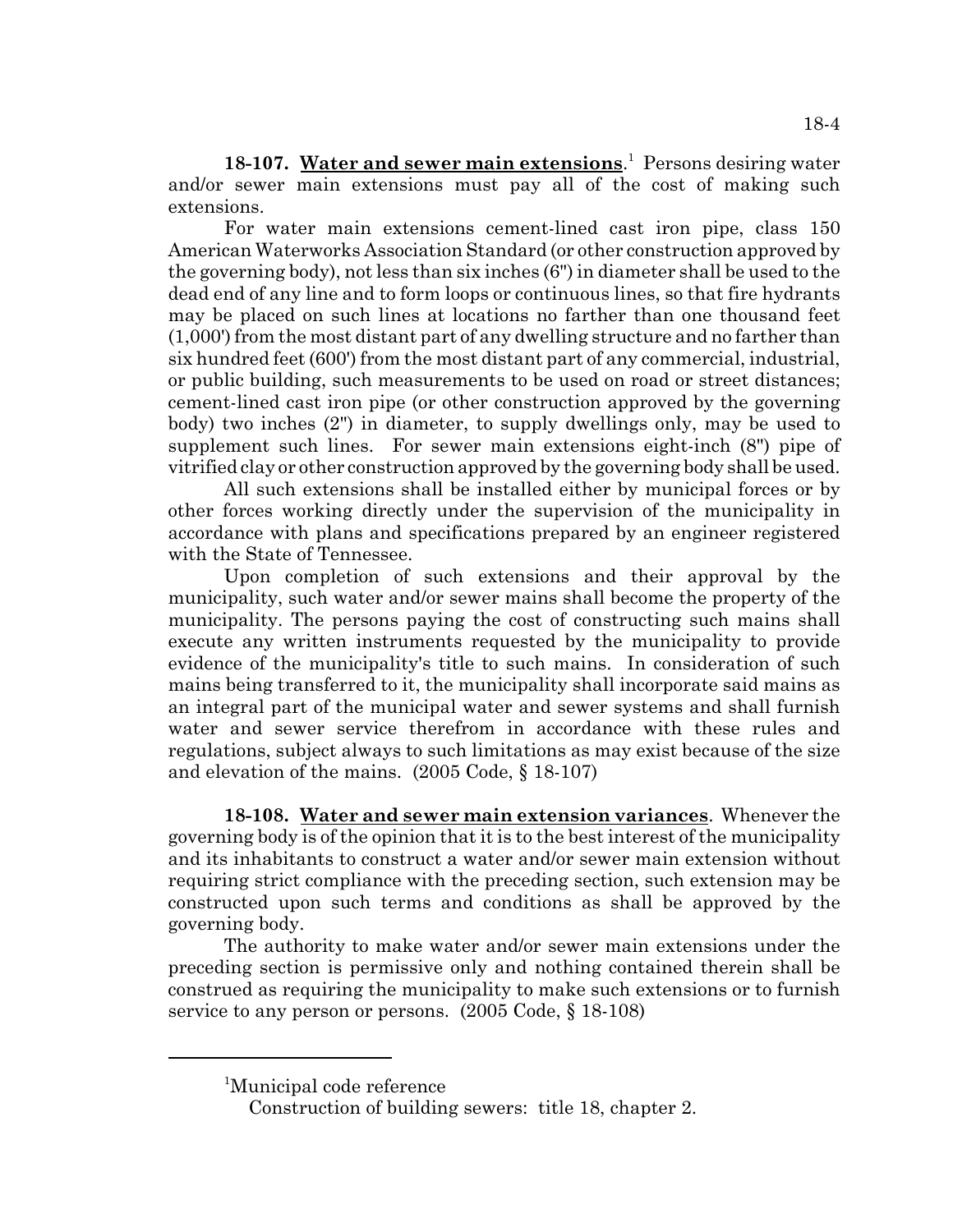**18-107. Water and sewer main extensions**.[1] Persons desiring water and/or sewer main extensions must pay all of the cost of making such extensions.

For water main extensions cement-lined cast iron pipe, class 150 American Waterworks Association Standard (or other construction approved by the governing body), not less than six inches (6") in diameter shall be used to the dead end of any line and to form loops or continuous lines, so that fire hydrants may be placed on such lines at locations no farther than one thousand feet (1,000') from the most distant part of any dwelling structure and no farther than six hundred feet (600') from the most distant part of any commercial, industrial, or public building, such measurements to be used on road or street distances; cement-lined cast iron pipe (or other construction approved by the governing body) two inches (2") in diameter, to supply dwellings only, may be used to supplement such lines. For sewer main extensions eight-inch (8") pipe of vitrified clay or other construction approved by the governing body shall be used.

All such extensions shall be installed either by municipal forces or by other forces working directly under the supervision of the municipality in accordance with plans and specifications prepared by an engineer registered with the State of Tennessee.

Upon completion of such extensions and their approval by the municipality, such water and/or sewer mains shall become the property of the municipality. The persons paying the cost of constructing such mains shall execute any written instruments requested by the municipality to provide evidence of the municipality's title to such mains. In consideration of such mains being transferred to it, the municipality shall incorporate said mains as an integral part of the municipal water and sewer systems and shall furnish water and sewer service therefrom in accordance with these rules and regulations, subject always to such limitations as may exist because of the size and elevation of the mains. (2005 Code, § 18-107)

**18-108. Water and sewer main extension variances**. Whenever the governing body is of the opinion that it is to the best interest of the municipality and its inhabitants to construct a water and/or sewer main extension without requiring strict compliance with the preceding section, such extension may be constructed upon such terms and conditions as shall be approved by the governing body.

The authority to make water and/or sewer main extensions under the preceding section is permissive only and nothing contained therein shall be construed as requiring the municipality to make such extensions or to furnish service to any person or persons. (2005 Code, § 18-108)

---

[1]Municipal code reference

Construction of building sewers: title 18, chapter 2.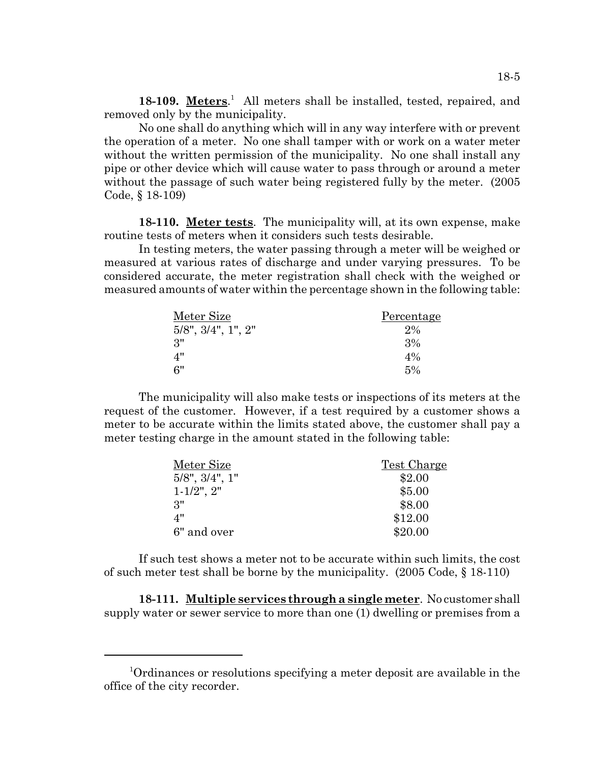**18-109. Meters**.[1] All meters shall be installed, tested, repaired, and removed only by the municipality.

No one shall do anything which will in any way interfere with or prevent the operation of a meter. No one shall tamper with or work on a water meter without the written permission of the municipality. No one shall install any pipe or other device which will cause water to pass through or around a meter without the passage of such water being registered fully by the meter. (2005 Code, § 18-109)

**18-110. Meter tests**. The municipality will, at its own expense, make routine tests of meters when it considers such tests desirable.

In testing meters, the water passing through a meter will be weighed or measured at various rates of discharge and under varying pressures. To be considered accurate, the meter registration shall check with the weighed or measured amounts of water within the percentage shown in the following table:

| Meter Size | Percentage |
|---|---|
| 5/8", 3/4", 1", 2" | 2% |
| 3" | 3% |
| 4" | 4% |
| 6" | 5% |

The municipality will also make tests or inspections of its meters at the request of the customer. However, if a test required by a customer shows a meter to be accurate within the limits stated above, the customer shall pay a meter testing charge in the amount stated in the following table:

| Meter Size | Test Charge |
|---|---|
| 5/8", 3/4", 1" | $2.00 |
| 1-1/2", 2" | $5.00 |
| 3" | $8.00 |
| 4" | $12.00 |
| 6" and over | $20.00 |

If such test shows a meter not to be accurate within such limits, the cost of such meter test shall be borne by the municipality. (2005 Code, § 18-110)

**18-111. Multiple services through a single meter**. No customer shall supply water or sewer service to more than one (1) dwelling or premises from a

---

[1] Ordinances or resolutions specifying a meter deposit are available in the office of the city recorder.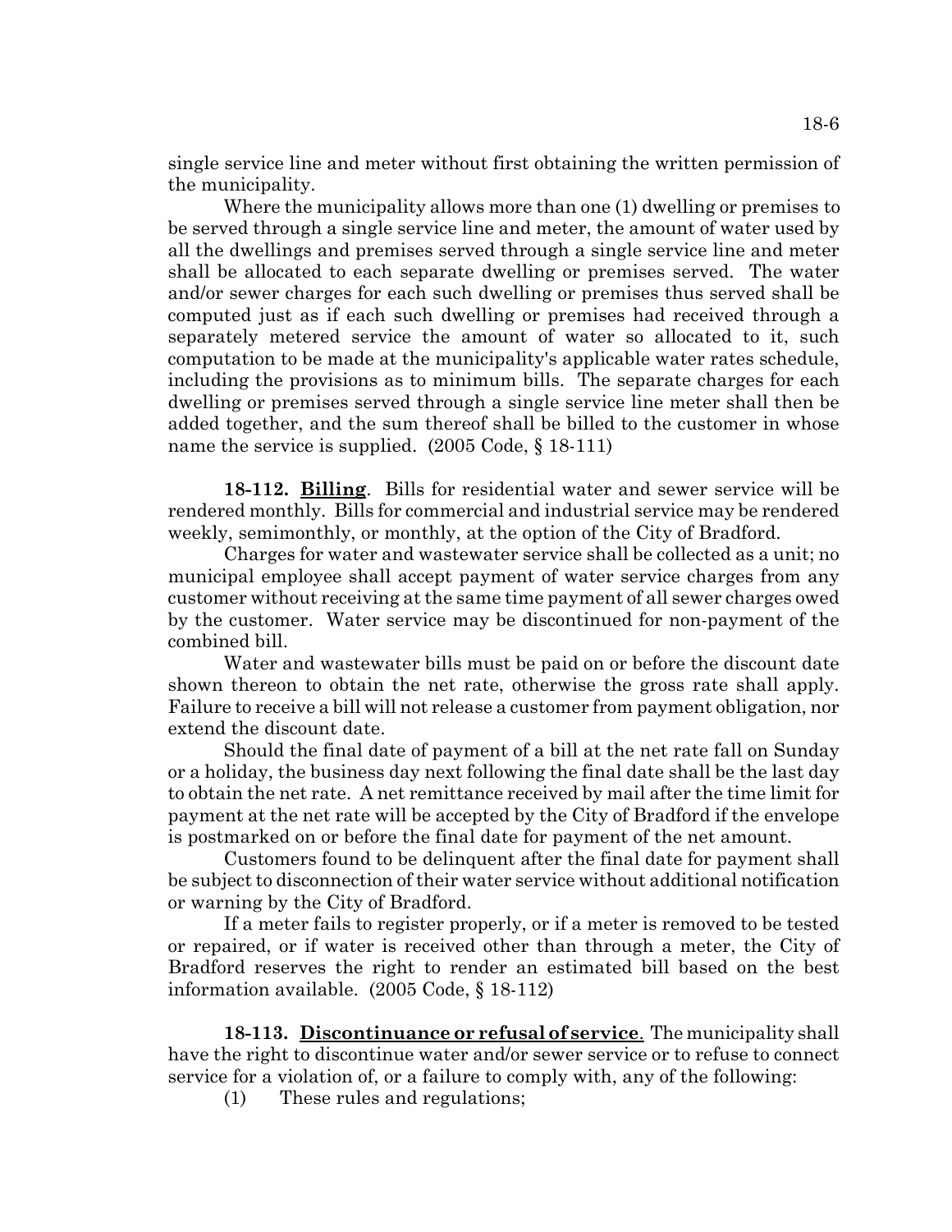single service line and meter without first obtaining the written permission of the municipality.

Where the municipality allows more than one (1) dwelling or premises to be served through a single service line and meter, the amount of water used by all the dwellings and premises served through a single service line and meter shall be allocated to each separate dwelling or premises served. The water and/or sewer charges for each such dwelling or premises thus served shall be computed just as if each such dwelling or premises had received through a separately metered service the amount of water so allocated to it, such computation to be made at the municipality's applicable water rates schedule, including the provisions as to minimum bills. The separate charges for each dwelling or premises served through a single service line meter shall then be added together, and the sum thereof shall be billed to the customer in whose name the service is supplied. (2005 Code, § 18-111)

**18-112. <u>Billing</u>**. Bills for residential water and sewer service will be rendered monthly. Bills for commercial and industrial service may be rendered weekly, semimonthly, or monthly, at the option of the City of Bradford.

Charges for water and wastewater service shall be collected as a unit; no municipal employee shall accept payment of water service charges from any customer without receiving at the same time payment of all sewer charges owed by the customer. Water service may be discontinued for non-payment of the combined bill.

Water and wastewater bills must be paid on or before the discount date shown thereon to obtain the net rate, otherwise the gross rate shall apply. Failure to receive a bill will not release a customer from payment obligation, nor extend the discount date.

Should the final date of payment of a bill at the net rate fall on Sunday or a holiday, the business day next following the final date shall be the last day to obtain the net rate. A net remittance received by mail after the time limit for payment at the net rate will be accepted by the City of Bradford if the envelope is postmarked on or before the final date for payment of the net amount.

Customers found to be delinquent after the final date for payment shall be subject to disconnection of their water service without additional notification or warning by the City of Bradford.

If a meter fails to register properly, or if a meter is removed to be tested or repaired, or if water is received other than through a meter, the City of Bradford reserves the right to render an estimated bill based on the best information available. (2005 Code, § 18-112)

**18-113. <u>Discontinuance or refusal of service</u>**. The municipality shall have the right to discontinue water and/or sewer service or to refuse to connect service for a violation of, or a failure to comply with, any of the following:

(1) These rules and regulations;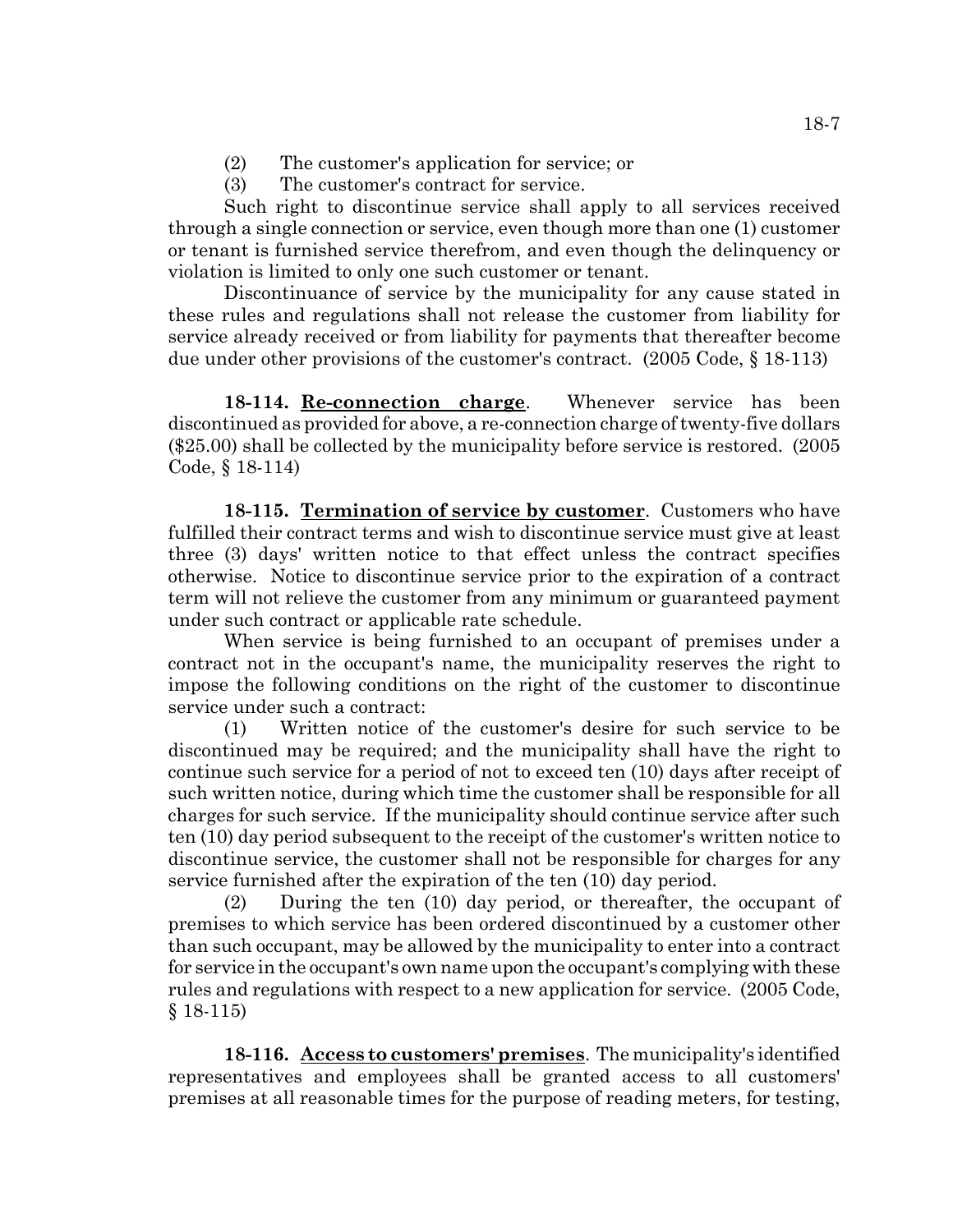(2) The customer's application for service; or

(3) The customer's contract for service.

Such right to discontinue service shall apply to all services received through a single connection or service, even though more than one (1) customer or tenant is furnished service therefrom, and even though the delinquency or violation is limited to only one such customer or tenant.

Discontinuance of service by the municipality for any cause stated in these rules and regulations shall not release the customer from liability for service already received or from liability for payments that thereafter become due under other provisions of the customer's contract. (2005 Code, § 18-113)

**18-114. <u>Re-connection charge</u>**. Whenever service has been discontinued as provided for above, a re-connection charge of twenty-five dollars ($25.00) shall be collected by the municipality before service is restored. (2005 Code, § 18-114)

**18-115. <u>Termination of service by customer</u>**. Customers who have fulfilled their contract terms and wish to discontinue service must give at least three (3) days' written notice to that effect unless the contract specifies otherwise. Notice to discontinue service prior to the expiration of a contract term will not relieve the customer from any minimum or guaranteed payment under such contract or applicable rate schedule.

When service is being furnished to an occupant of premises under a contract not in the occupant's name, the municipality reserves the right to impose the following conditions on the right of the customer to discontinue service under such a contract:

(1) Written notice of the customer's desire for such service to be discontinued may be required; and the municipality shall have the right to continue such service for a period of not to exceed ten (10) days after receipt of such written notice, during which time the customer shall be responsible for all charges for such service. If the municipality should continue service after such ten (10) day period subsequent to the receipt of the customer's written notice to discontinue service, the customer shall not be responsible for charges for any service furnished after the expiration of the ten (10) day period.

(2) During the ten (10) day period, or thereafter, the occupant of premises to which service has been ordered discontinued by a customer other than such occupant, may be allowed by the municipality to enter into a contract for service in the occupant's own name upon the occupant's complying with these rules and regulations with respect to a new application for service. (2005 Code, § 18-115)

**18-116. <u>Access to customers' premises</u>**. The municipality's identified representatives and employees shall be granted access to all customers' premises at all reasonable times for the purpose of reading meters, for testing,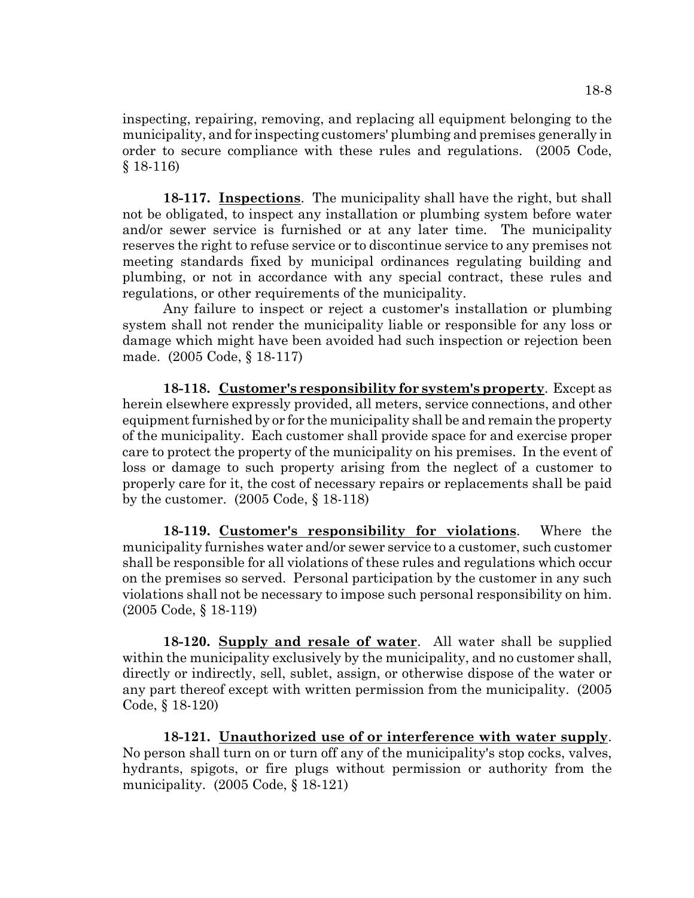inspecting, repairing, removing, and replacing all equipment belonging to the municipality, and for inspecting customers' plumbing and premises generally in order to secure compliance with these rules and regulations. (2005 Code, § 18-116)

**18-117. Inspections**. The municipality shall have the right, but shall not be obligated, to inspect any installation or plumbing system before water and/or sewer service is furnished or at any later time. The municipality reserves the right to refuse service or to discontinue service to any premises not meeting standards fixed by municipal ordinances regulating building and plumbing, or not in accordance with any special contract, these rules and regulations, or other requirements of the municipality.

Any failure to inspect or reject a customer's installation or plumbing system shall not render the municipality liable or responsible for any loss or damage which might have been avoided had such inspection or rejection been made. (2005 Code, § 18-117)

**18-118. Customer's responsibility for system's property**. Except as herein elsewhere expressly provided, all meters, service connections, and other equipment furnished by or for the municipality shall be and remain the property of the municipality. Each customer shall provide space for and exercise proper care to protect the property of the municipality on his premises. In the event of loss or damage to such property arising from the neglect of a customer to properly care for it, the cost of necessary repairs or replacements shall be paid by the customer. (2005 Code, § 18-118)

**18-119. Customer's responsibility for violations**. Where the municipality furnishes water and/or sewer service to a customer, such customer shall be responsible for all violations of these rules and regulations which occur on the premises so served. Personal participation by the customer in any such violations shall not be necessary to impose such personal responsibility on him. (2005 Code, § 18-119)

**18-120. Supply and resale of water**. All water shall be supplied within the municipality exclusively by the municipality, and no customer shall, directly or indirectly, sell, sublet, assign, or otherwise dispose of the water or any part thereof except with written permission from the municipality. (2005 Code, § 18-120)

**18-121. Unauthorized use of or interference with water supply**. No person shall turn on or turn off any of the municipality's stop cocks, valves, hydrants, spigots, or fire plugs without permission or authority from the municipality. (2005 Code, § 18-121)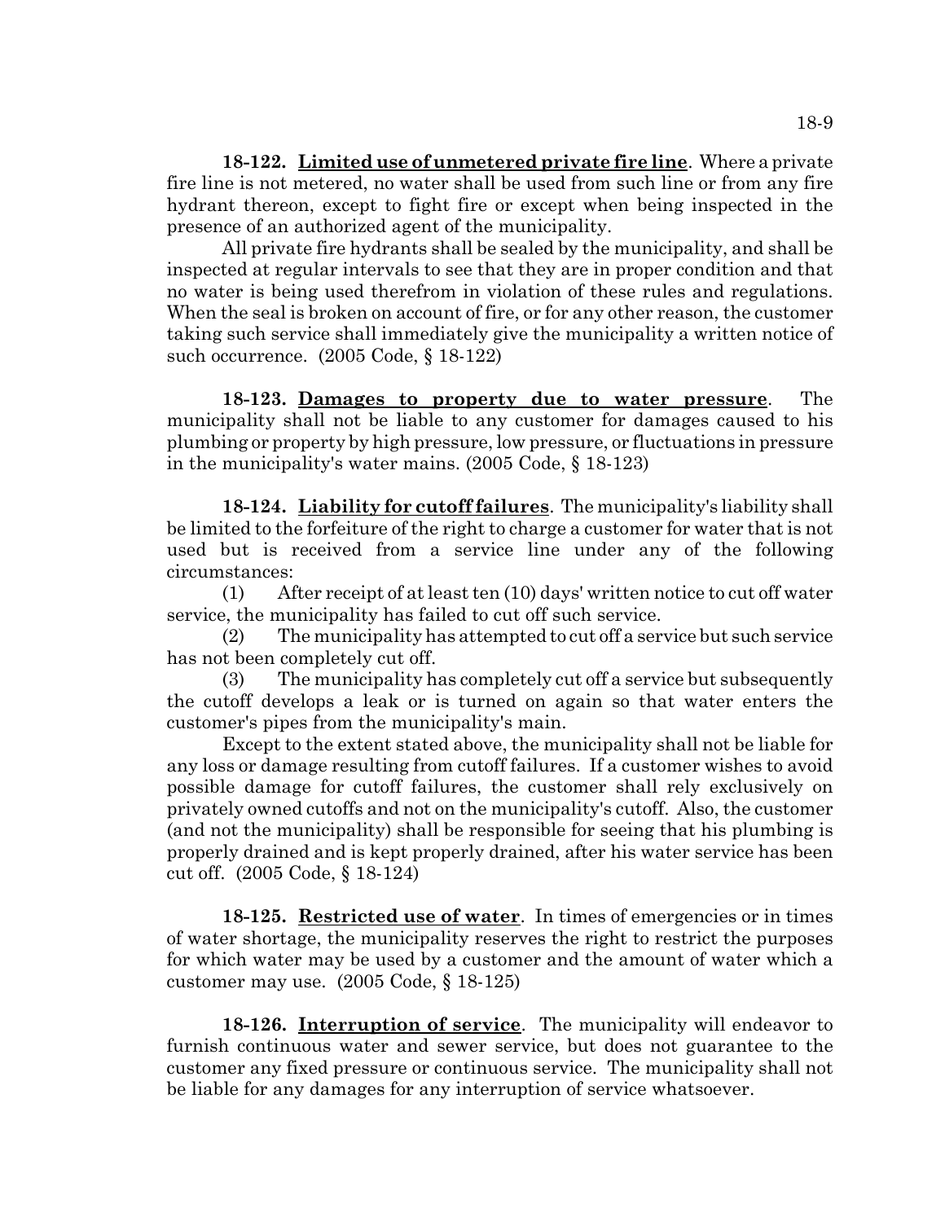**18-122. Limited use of unmetered private fire line**. Where a private fire line is not metered, no water shall be used from such line or from any fire hydrant thereon, except to fight fire or except when being inspected in the presence of an authorized agent of the municipality.

All private fire hydrants shall be sealed by the municipality, and shall be inspected at regular intervals to see that they are in proper condition and that no water is being used therefrom in violation of these rules and regulations. When the seal is broken on account of fire, or for any other reason, the customer taking such service shall immediately give the municipality a written notice of such occurrence. (2005 Code, § 18-122)

**18-123. Damages to property due to water pressure**. The municipality shall not be liable to any customer for damages caused to his plumbing or property by high pressure, low pressure, or fluctuations in pressure in the municipality's water mains. (2005 Code, § 18-123)

**18-124. Liability for cutoff failures**. The municipality's liability shall be limited to the forfeiture of the right to charge a customer for water that is not used but is received from a service line under any of the following circumstances:

(1) After receipt of at least ten (10) days' written notice to cut off water service, the municipality has failed to cut off such service.

(2) The municipality has attempted to cut off a service but such service has not been completely cut off.

(3) The municipality has completely cut off a service but subsequently the cutoff develops a leak or is turned on again so that water enters the customer's pipes from the municipality's main.

Except to the extent stated above, the municipality shall not be liable for any loss or damage resulting from cutoff failures. If a customer wishes to avoid possible damage for cutoff failures, the customer shall rely exclusively on privately owned cutoffs and not on the municipality's cutoff. Also, the customer (and not the municipality) shall be responsible for seeing that his plumbing is properly drained and is kept properly drained, after his water service has been cut off. (2005 Code, § 18-124)

**18-125. Restricted use of water**. In times of emergencies or in times of water shortage, the municipality reserves the right to restrict the purposes for which water may be used by a customer and the amount of water which a customer may use. (2005 Code, § 18-125)

**18-126. Interruption of service**. The municipality will endeavor to furnish continuous water and sewer service, but does not guarantee to the customer any fixed pressure or continuous service. The municipality shall not be liable for any damages for any interruption of service whatsoever.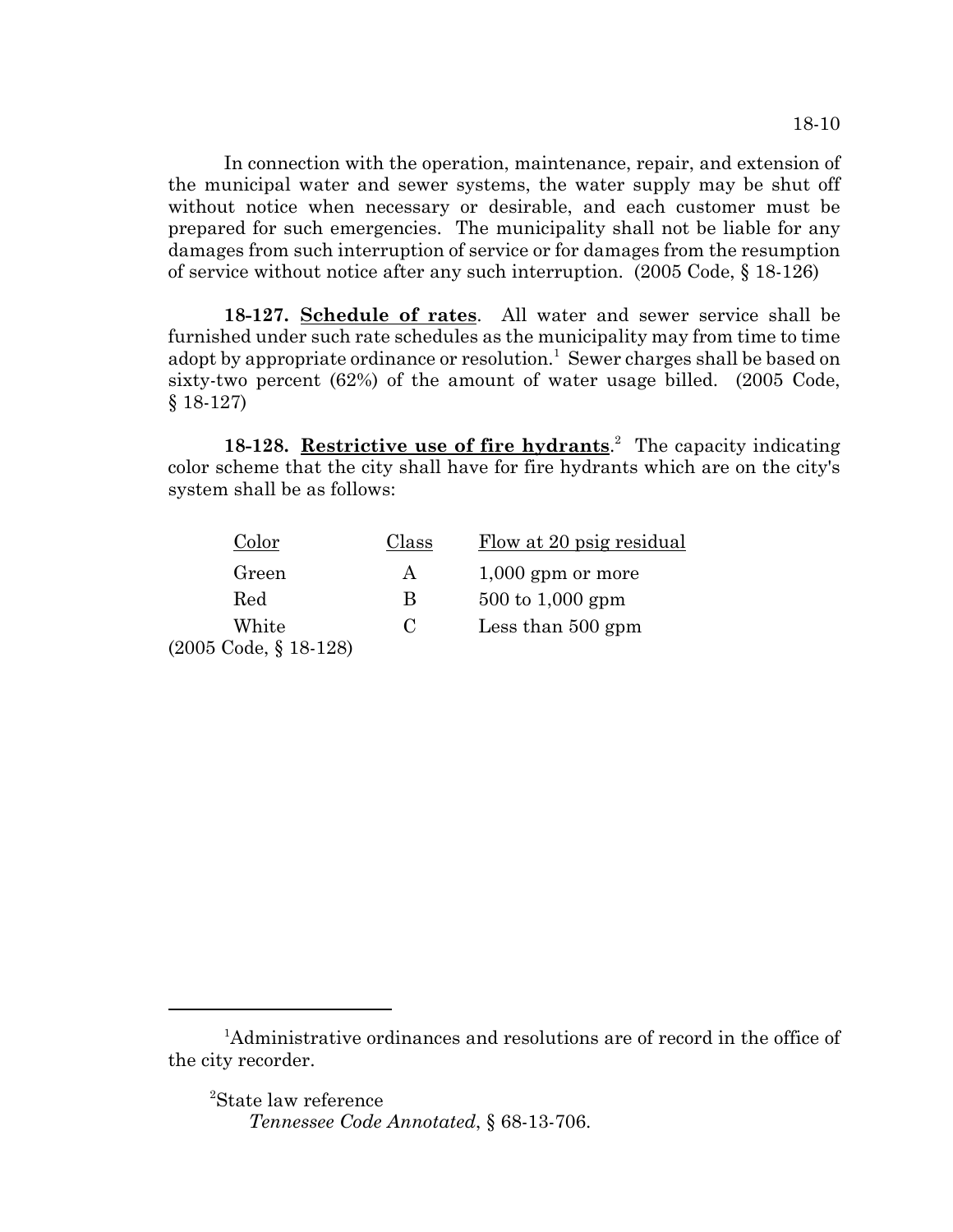In connection with the operation, maintenance, repair, and extension of the municipal water and sewer systems, the water supply may be shut off without notice when necessary or desirable, and each customer must be prepared for such emergencies. The municipality shall not be liable for any damages from such interruption of service or for damages from the resumption of service without notice after any such interruption. (2005 Code, § 18-126)

**18-127. Schedule of rates**. All water and sewer service shall be furnished under such rate schedules as the municipality may from time to time adopt by appropriate ordinance or resolution.[1] Sewer charges shall be based on sixty-two percent (62%) of the amount of water usage billed. (2005 Code, § 18-127)

**18-128. Restrictive use of fire hydrants**.[2] The capacity indicating color scheme that the city shall have for fire hydrants which are on the city's system shall be as follows:

| Color | Class | Flow at 20 psig residual |
|---|---|---|
| Green | A | 1,000 gpm or more |
| Red | B | 500 to 1,000 gpm |
| White | C | Less than 500 gpm |

(2005 Code, § 18-128)

---

[1]Administrative ordinances and resolutions are of record in the office of the city recorder.

[2]State law reference
*Tennessee Code Annotated*, § 68-13-706.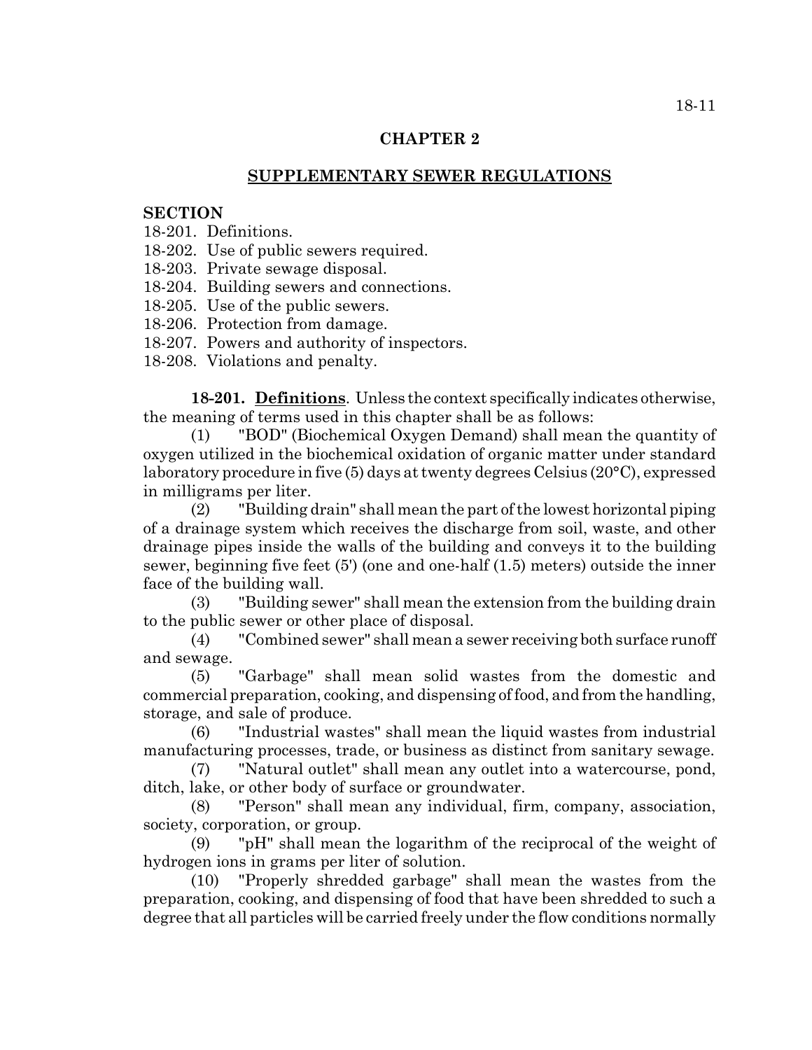# CHAPTER 2

## SUPPLEMENTARY SEWER REGULATIONS

**SECTION**

18-201. Definitions.
18-202. Use of public sewers required.
18-203. Private sewage disposal.
18-204. Building sewers and connections.
18-205. Use of the public sewers.
18-206. Protection from damage.
18-207. Powers and authority of inspectors.
18-208. Violations and penalty.

**18-201. Definitions**. Unless the context specifically indicates otherwise, the meaning of terms used in this chapter shall be as follows:

(1) "BOD" (Biochemical Oxygen Demand) shall mean the quantity of oxygen utilized in the biochemical oxidation of organic matter under standard laboratory procedure in five (5) days at twenty degrees Celsius (20°C), expressed in milligrams per liter.

(2) "Building drain" shall mean the part of the lowest horizontal piping of a drainage system which receives the discharge from soil, waste, and other drainage pipes inside the walls of the building and conveys it to the building sewer, beginning five feet (5') (one and one-half (1.5) meters) outside the inner face of the building wall.

(3) "Building sewer" shall mean the extension from the building drain to the public sewer or other place of disposal.

(4) "Combined sewer" shall mean a sewer receiving both surface runoff and sewage.

(5) "Garbage" shall mean solid wastes from the domestic and commercial preparation, cooking, and dispensing of food, and from the handling, storage, and sale of produce.

(6) "Industrial wastes" shall mean the liquid wastes from industrial manufacturing processes, trade, or business as distinct from sanitary sewage.

(7) "Natural outlet" shall mean any outlet into a watercourse, pond, ditch, lake, or other body of surface or groundwater.

(8) "Person" shall mean any individual, firm, company, association, society, corporation, or group.

(9) "pH" shall mean the logarithm of the reciprocal of the weight of hydrogen ions in grams per liter of solution.

(10) "Properly shredded garbage" shall mean the wastes from the preparation, cooking, and dispensing of food that have been shredded to such a degree that all particles will be carried freely under the flow conditions normally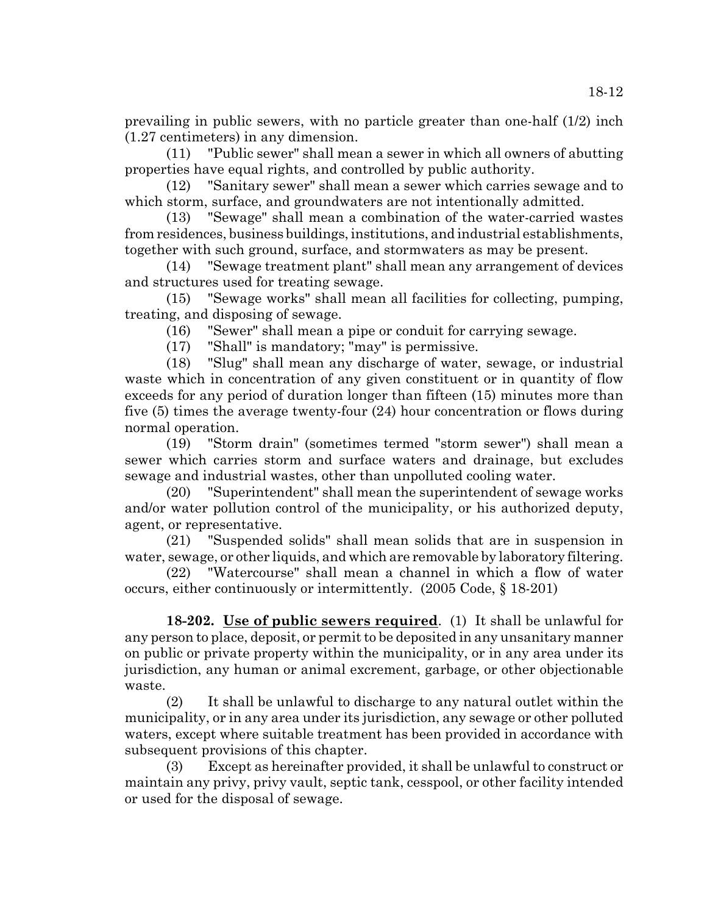prevailing in public sewers, with no particle greater than one-half (1/2) inch (1.27 centimeters) in any dimension.

(11) "Public sewer" shall mean a sewer in which all owners of abutting properties have equal rights, and controlled by public authority.

(12) "Sanitary sewer" shall mean a sewer which carries sewage and to which storm, surface, and groundwaters are not intentionally admitted.

(13) "Sewage" shall mean a combination of the water-carried wastes from residences, business buildings, institutions, and industrial establishments, together with such ground, surface, and stormwaters as may be present.

(14) "Sewage treatment plant" shall mean any arrangement of devices and structures used for treating sewage.

(15) "Sewage works" shall mean all facilities for collecting, pumping, treating, and disposing of sewage.

(16) "Sewer" shall mean a pipe or conduit for carrying sewage.

(17) "Shall" is mandatory; "may" is permissive.

(18) "Slug" shall mean any discharge of water, sewage, or industrial waste which in concentration of any given constituent or in quantity of flow exceeds for any period of duration longer than fifteen (15) minutes more than five (5) times the average twenty-four (24) hour concentration or flows during normal operation.

(19) "Storm drain" (sometimes termed "storm sewer") shall mean a sewer which carries storm and surface waters and drainage, but excludes sewage and industrial wastes, other than unpolluted cooling water.

(20) "Superintendent" shall mean the superintendent of sewage works and/or water pollution control of the municipality, or his authorized deputy, agent, or representative.

(21) "Suspended solids" shall mean solids that are in suspension in water, sewage, or other liquids, and which are removable by laboratory filtering.

(22) "Watercourse" shall mean a channel in which a flow of water occurs, either continuously or intermittently. (2005 Code, § 18-201)

**18-202. Use of public sewers required**. (1) It shall be unlawful for any person to place, deposit, or permit to be deposited in any unsanitary manner on public or private property within the municipality, or in any area under its jurisdiction, any human or animal excrement, garbage, or other objectionable waste.

(2) It shall be unlawful to discharge to any natural outlet within the municipality, or in any area under its jurisdiction, any sewage or other polluted waters, except where suitable treatment has been provided in accordance with subsequent provisions of this chapter.

(3) Except as hereinafter provided, it shall be unlawful to construct or maintain any privy, privy vault, septic tank, cesspool, or other facility intended or used for the disposal of sewage.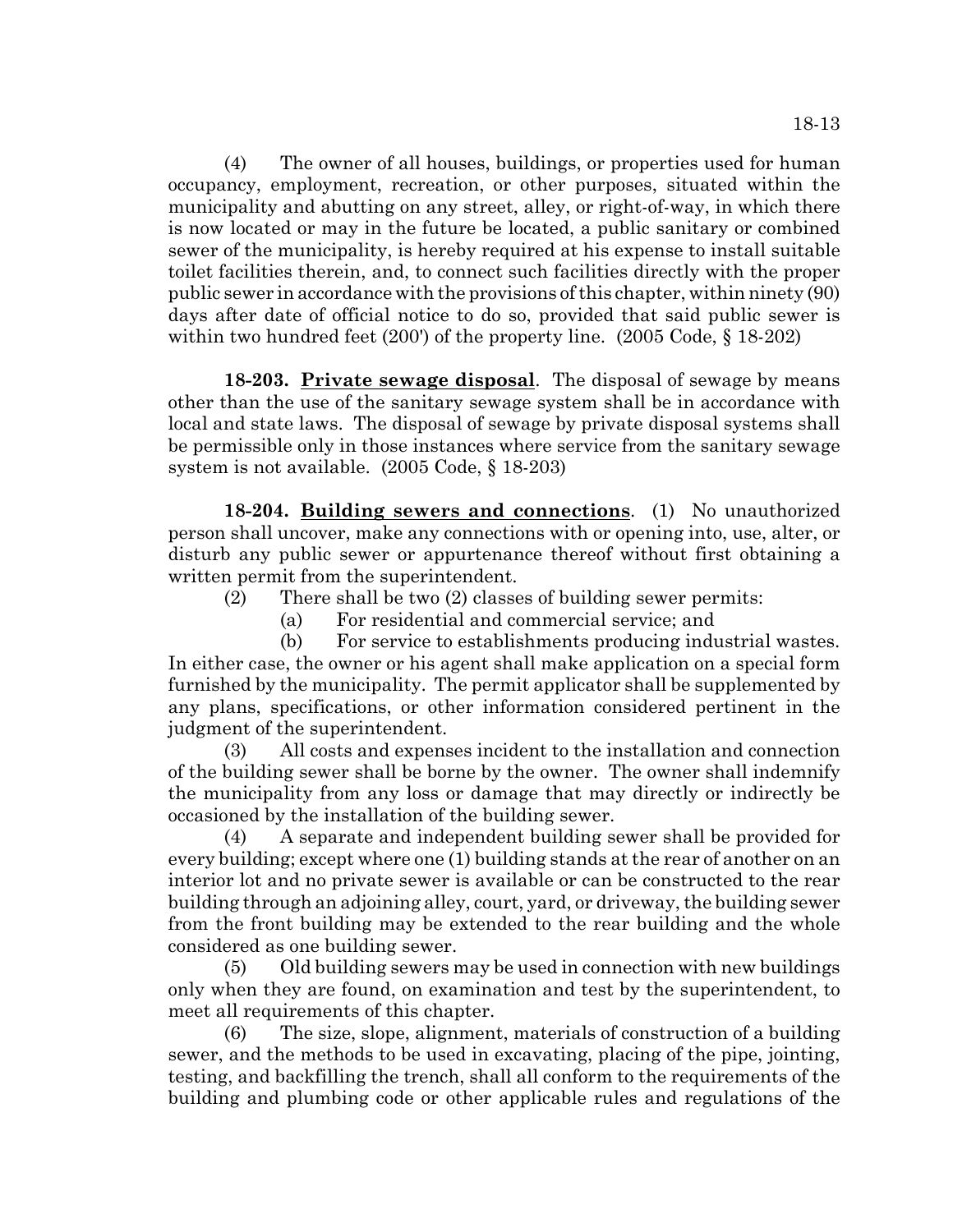(4) The owner of all houses, buildings, or properties used for human occupancy, employment, recreation, or other purposes, situated within the municipality and abutting on any street, alley, or right-of-way, in which there is now located or may in the future be located, a public sanitary or combined sewer of the municipality, is hereby required at his expense to install suitable toilet facilities therein, and, to connect such facilities directly with the proper public sewer in accordance with the provisions of this chapter, within ninety (90) days after date of official notice to do so, provided that said public sewer is within two hundred feet (200') of the property line. (2005 Code, § 18-202)

**18-203. Private sewage disposal**. The disposal of sewage by means other than the use of the sanitary sewage system shall be in accordance with local and state laws. The disposal of sewage by private disposal systems shall be permissible only in those instances where service from the sanitary sewage system is not available. (2005 Code, § 18-203)

**18-204. Building sewers and connections**. (1) No unauthorized person shall uncover, make any connections with or opening into, use, alter, or disturb any public sewer or appurtenance thereof without first obtaining a written permit from the superintendent.

(2) There shall be two (2) classes of building sewer permits:

(a) For residential and commercial service; and

(b) For service to establishments producing industrial wastes.

In either case, the owner or his agent shall make application on a special form furnished by the municipality. The permit applicator shall be supplemented by any plans, specifications, or other information considered pertinent in the judgment of the superintendent.

(3) All costs and expenses incident to the installation and connection of the building sewer shall be borne by the owner. The owner shall indemnify the municipality from any loss or damage that may directly or indirectly be occasioned by the installation of the building sewer.

(4) A separate and independent building sewer shall be provided for every building; except where one (1) building stands at the rear of another on an interior lot and no private sewer is available or can be constructed to the rear building through an adjoining alley, court, yard, or driveway, the building sewer from the front building may be extended to the rear building and the whole considered as one building sewer.

(5) Old building sewers may be used in connection with new buildings only when they are found, on examination and test by the superintendent, to meet all requirements of this chapter.

(6) The size, slope, alignment, materials of construction of a building sewer, and the methods to be used in excavating, placing of the pipe, jointing, testing, and backfilling the trench, shall all conform to the requirements of the building and plumbing code or other applicable rules and regulations of the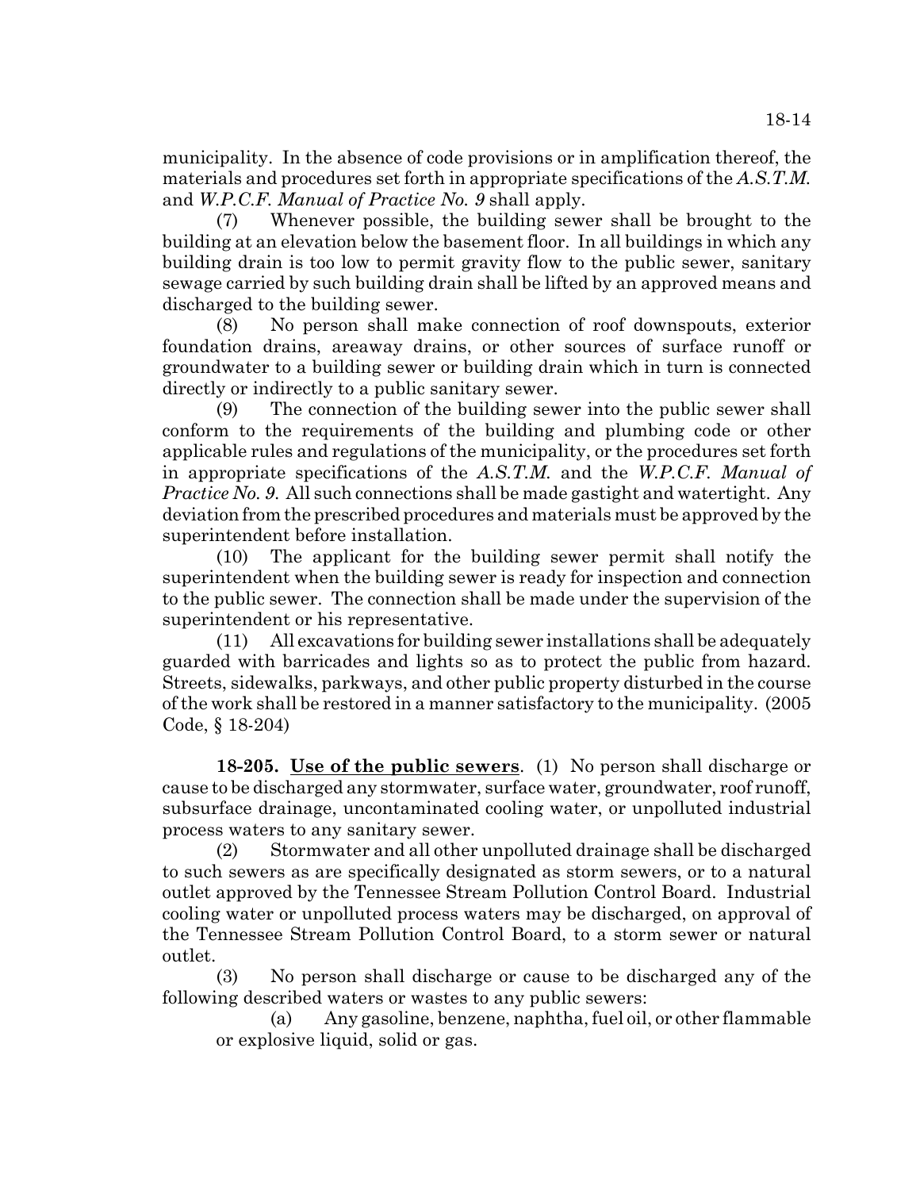municipality. In the absence of code provisions or in amplification thereof, the materials and procedures set forth in appropriate specifications of the *A.S.T.M.* and *W.P.C.F. Manual of Practice No. 9* shall apply.

(7) Whenever possible, the building sewer shall be brought to the building at an elevation below the basement floor. In all buildings in which any building drain is too low to permit gravity flow to the public sewer, sanitary sewage carried by such building drain shall be lifted by an approved means and discharged to the building sewer.

(8) No person shall make connection of roof downspouts, exterior foundation drains, areaway drains, or other sources of surface runoff or groundwater to a building sewer or building drain which in turn is connected directly or indirectly to a public sanitary sewer.

(9) The connection of the building sewer into the public sewer shall conform to the requirements of the building and plumbing code or other applicable rules and regulations of the municipality, or the procedures set forth in appropriate specifications of the *A.S.T.M.* and the *W.P.C.F. Manual of Practice No. 9*. All such connections shall be made gastight and watertight. Any deviation from the prescribed procedures and materials must be approved by the superintendent before installation.

(10) The applicant for the building sewer permit shall notify the superintendent when the building sewer is ready for inspection and connection to the public sewer. The connection shall be made under the supervision of the superintendent or his representative.

(11) All excavations for building sewer installations shall be adequately guarded with barricades and lights so as to protect the public from hazard. Streets, sidewalks, parkways, and other public property disturbed in the course of the work shall be restored in a manner satisfactory to the municipality. (2005 Code, § 18-204)

**18-205. Use of the public sewers**. (1) No person shall discharge or cause to be discharged any stormwater, surface water, groundwater, roof runoff, subsurface drainage, uncontaminated cooling water, or unpolluted industrial process waters to any sanitary sewer.

(2) Stormwater and all other unpolluted drainage shall be discharged to such sewers as are specifically designated as storm sewers, or to a natural outlet approved by the Tennessee Stream Pollution Control Board. Industrial cooling water or unpolluted process waters may be discharged, on approval of the Tennessee Stream Pollution Control Board, to a storm sewer or natural outlet.

(3) No person shall discharge or cause to be discharged any of the following described waters or wastes to any public sewers:

(a) Any gasoline, benzene, naphtha, fuel oil, or other flammable or explosive liquid, solid or gas.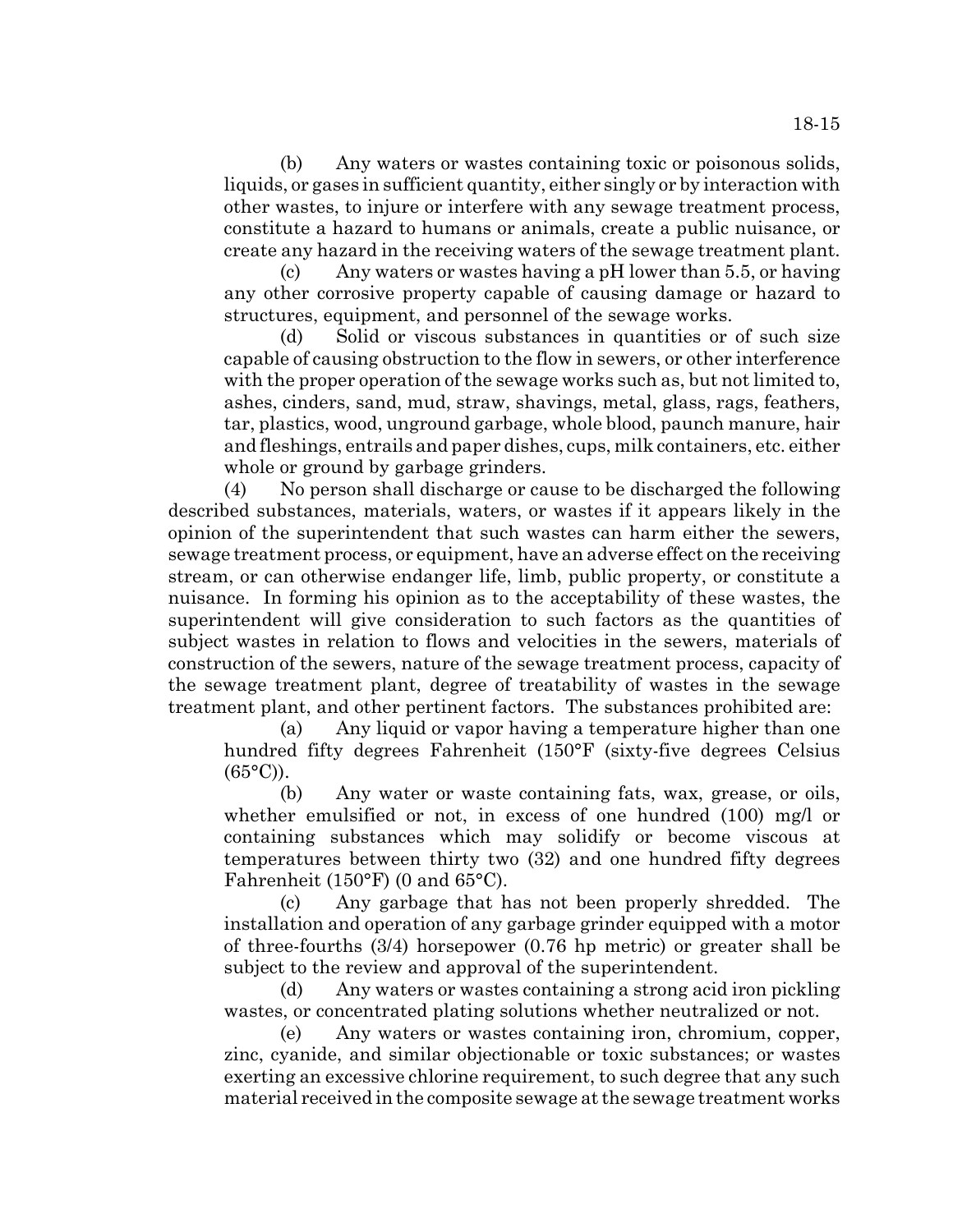(b) Any waters or wastes containing toxic or poisonous solids, liquids, or gases in sufficient quantity, either singly or by interaction with other wastes, to injure or interfere with any sewage treatment process, constitute a hazard to humans or animals, create a public nuisance, or create any hazard in the receiving waters of the sewage treatment plant.

(c) Any waters or wastes having a pH lower than 5.5, or having any other corrosive property capable of causing damage or hazard to structures, equipment, and personnel of the sewage works.

(d) Solid or viscous substances in quantities or of such size capable of causing obstruction to the flow in sewers, or other interference with the proper operation of the sewage works such as, but not limited to, ashes, cinders, sand, mud, straw, shavings, metal, glass, rags, feathers, tar, plastics, wood, unground garbage, whole blood, paunch manure, hair and fleshings, entrails and paper dishes, cups, milk containers, etc. either whole or ground by garbage grinders.

(4) No person shall discharge or cause to be discharged the following described substances, materials, waters, or wastes if it appears likely in the opinion of the superintendent that such wastes can harm either the sewers, sewage treatment process, or equipment, have an adverse effect on the receiving stream, or can otherwise endanger life, limb, public property, or constitute a nuisance. In forming his opinion as to the acceptability of these wastes, the superintendent will give consideration to such factors as the quantities of subject wastes in relation to flows and velocities in the sewers, materials of construction of the sewers, nature of the sewage treatment process, capacity of the sewage treatment plant, degree of treatability of wastes in the sewage treatment plant, and other pertinent factors. The substances prohibited are:

(a) Any liquid or vapor having a temperature higher than one hundred fifty degrees Fahrenheit (150°F (sixty-five degrees Celsius (65°C)).

(b) Any water or waste containing fats, wax, grease, or oils, whether emulsified or not, in excess of one hundred (100) mg/l or containing substances which may solidify or become viscous at temperatures between thirty two (32) and one hundred fifty degrees Fahrenheit (150°F) (0 and 65°C).

(c) Any garbage that has not been properly shredded. The installation and operation of any garbage grinder equipped with a motor of three-fourths (3/4) horsepower (0.76 hp metric) or greater shall be subject to the review and approval of the superintendent.

(d) Any waters or wastes containing a strong acid iron pickling wastes, or concentrated plating solutions whether neutralized or not.

(e) Any waters or wastes containing iron, chromium, copper, zinc, cyanide, and similar objectionable or toxic substances; or wastes exerting an excessive chlorine requirement, to such degree that any such material received in the composite sewage at the sewage treatment works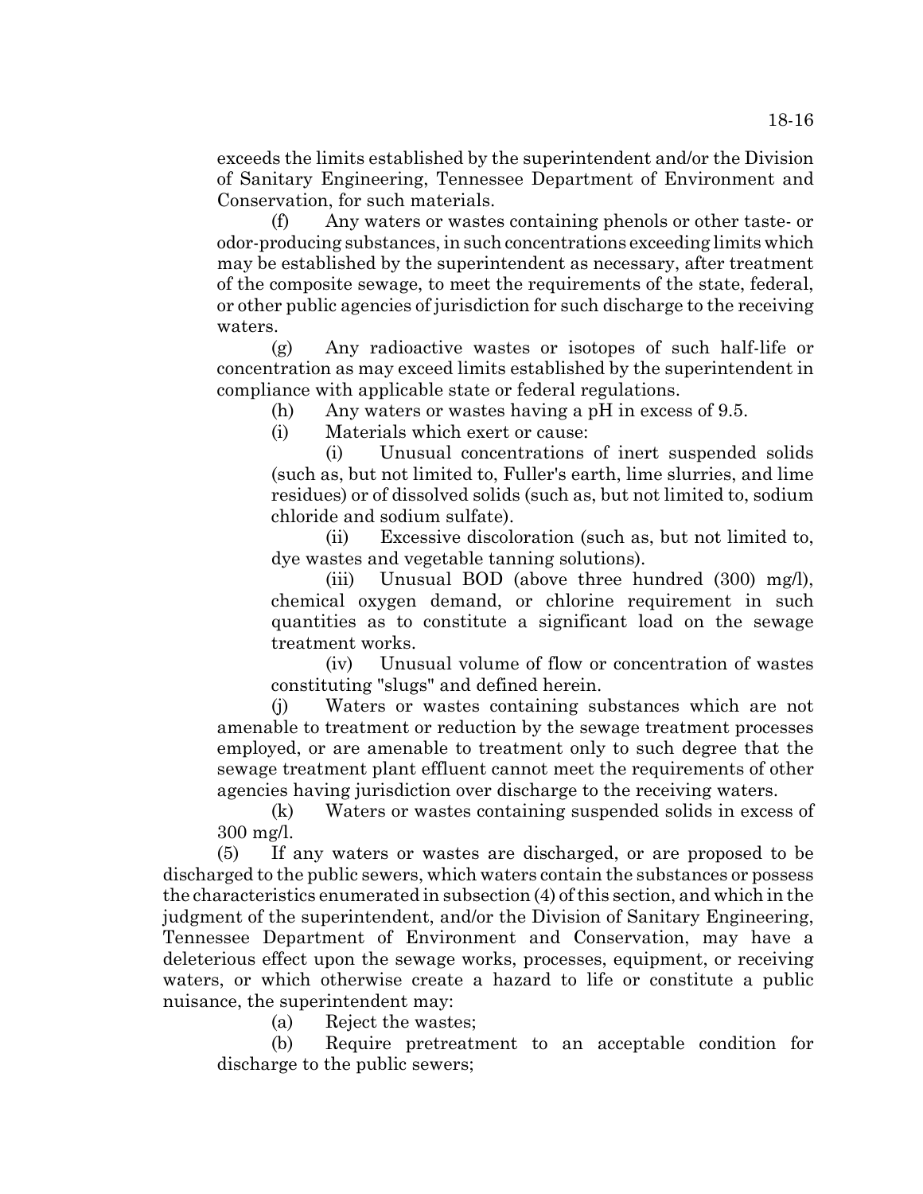exceeds the limits established by the superintendent and/or the Division of Sanitary Engineering, Tennessee Department of Environment and Conservation, for such materials.

(f) Any waters or wastes containing phenols or other taste- or odor-producing substances, in such concentrations exceeding limits which may be established by the superintendent as necessary, after treatment of the composite sewage, to meet the requirements of the state, federal, or other public agencies of jurisdiction for such discharge to the receiving waters.

(g) Any radioactive wastes or isotopes of such half-life or concentration as may exceed limits established by the superintendent in compliance with applicable state or federal regulations.

(h) Any waters or wastes having a pH in excess of 9.5.

(i) Materials which exert or cause:

(i) Unusual concentrations of inert suspended solids (such as, but not limited to, Fuller's earth, lime slurries, and lime residues) or of dissolved solids (such as, but not limited to, sodium chloride and sodium sulfate).

(ii) Excessive discoloration (such as, but not limited to, dye wastes and vegetable tanning solutions).

(iii) Unusual BOD (above three hundred (300) mg/l), chemical oxygen demand, or chlorine requirement in such quantities as to constitute a significant load on the sewage treatment works.

(iv) Unusual volume of flow or concentration of wastes constituting "slugs" and defined herein.

(j) Waters or wastes containing substances which are not amenable to treatment or reduction by the sewage treatment processes employed, or are amenable to treatment only to such degree that the sewage treatment plant effluent cannot meet the requirements of other agencies having jurisdiction over discharge to the receiving waters.

(k) Waters or wastes containing suspended solids in excess of 300 mg/l.

(5) If any waters or wastes are discharged, or are proposed to be discharged to the public sewers, which waters contain the substances or possess the characteristics enumerated in subsection (4) of this section, and which in the judgment of the superintendent, and/or the Division of Sanitary Engineering, Tennessee Department of Environment and Conservation, may have a deleterious effect upon the sewage works, processes, equipment, or receiving waters, or which otherwise create a hazard to life or constitute a public nuisance, the superintendent may:

(a) Reject the wastes;

(b) Require pretreatment to an acceptable condition for discharge to the public sewers;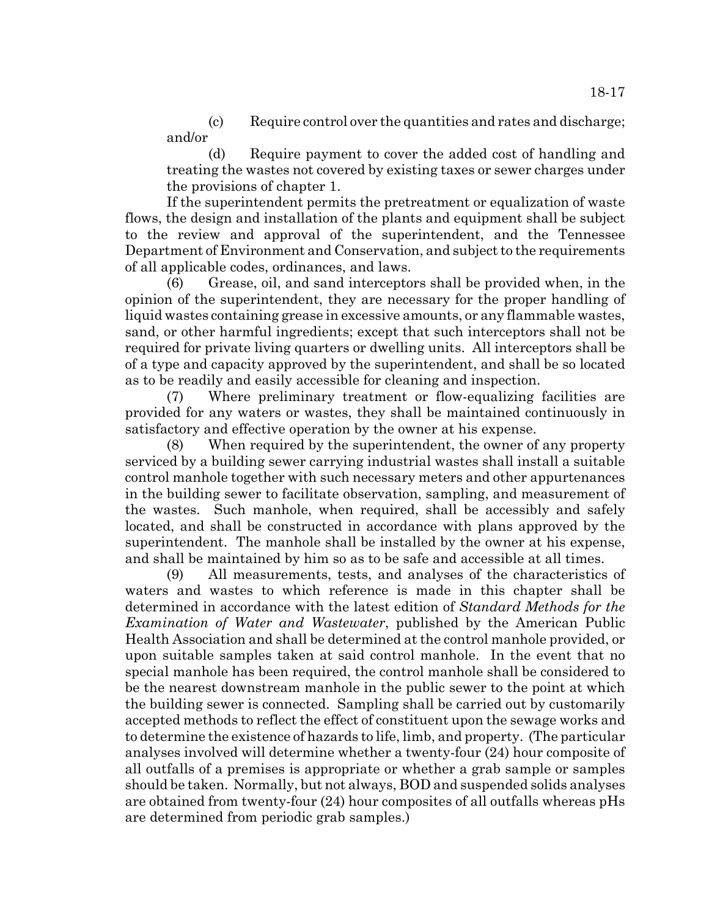(c) Require control over the quantities and rates and discharge; and/or

(d) Require payment to cover the added cost of handling and treating the wastes not covered by existing taxes or sewer charges under the provisions of chapter 1.

If the superintendent permits the pretreatment or equalization of waste flows, the design and installation of the plants and equipment shall be subject to the review and approval of the superintendent, and the Tennessee Department of Environment and Conservation, and subject to the requirements of all applicable codes, ordinances, and laws.

(6) Grease, oil, and sand interceptors shall be provided when, in the opinion of the superintendent, they are necessary for the proper handling of liquid wastes containing grease in excessive amounts, or any flammable wastes, sand, or other harmful ingredients; except that such interceptors shall not be required for private living quarters or dwelling units. All interceptors shall be of a type and capacity approved by the superintendent, and shall be so located as to be readily and easily accessible for cleaning and inspection.

(7) Where preliminary treatment or flow-equalizing facilities are provided for any waters or wastes, they shall be maintained continuously in satisfactory and effective operation by the owner at his expense.

(8) When required by the superintendent, the owner of any property serviced by a building sewer carrying industrial wastes shall install a suitable control manhole together with such necessary meters and other appurtenances in the building sewer to facilitate observation, sampling, and measurement of the wastes. Such manhole, when required, shall be accessibly and safely located, and shall be constructed in accordance with plans approved by the superintendent. The manhole shall be installed by the owner at his expense, and shall be maintained by him so as to be safe and accessible at all times.

(9) All measurements, tests, and analyses of the characteristics of waters and wastes to which reference is made in this chapter shall be determined in accordance with the latest edition of *Standard Methods for the Examination of Water and Wastewater*, published by the American Public Health Association and shall be determined at the control manhole provided, or upon suitable samples taken at said control manhole. In the event that no special manhole has been required, the control manhole shall be considered to be the nearest downstream manhole in the public sewer to the point at which the building sewer is connected. Sampling shall be carried out by customarily accepted methods to reflect the effect of constituent upon the sewage works and to determine the existence of hazards to life, limb, and property. (The particular analyses involved will determine whether a twenty-four (24) hour composite of all outfalls of a premises is appropriate or whether a grab sample or samples should be taken. Normally, but not always, BOD and suspended solids analyses are obtained from twenty-four (24) hour composites of all outfalls whereas pHs are determined from periodic grab samples.)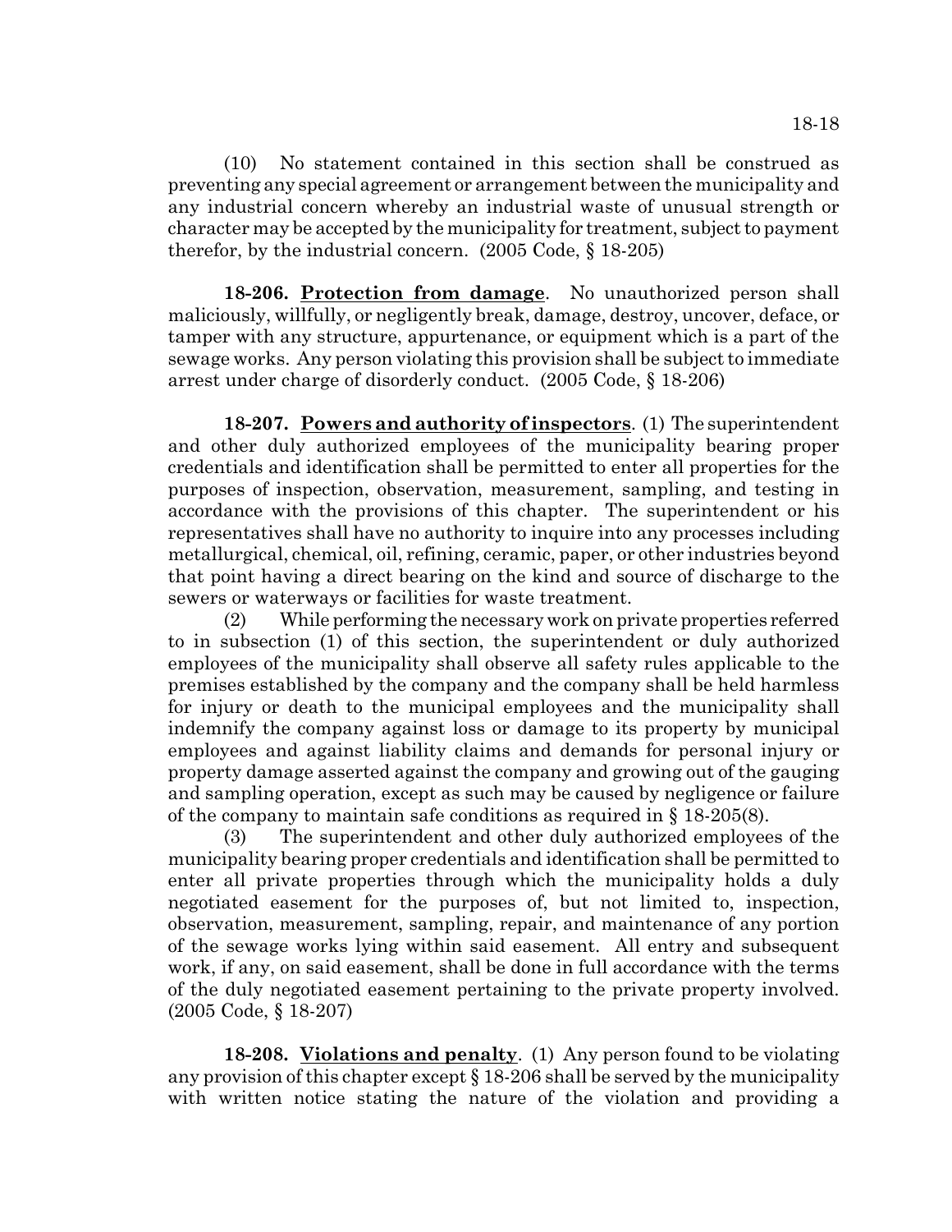(10) No statement contained in this section shall be construed as preventing any special agreement or arrangement between the municipality and any industrial concern whereby an industrial waste of unusual strength or character may be accepted by the municipality for treatment, subject to payment therefor, by the industrial concern. (2005 Code, § 18-205)

**18-206. Protection from damage**. No unauthorized person shall maliciously, willfully, or negligently break, damage, destroy, uncover, deface, or tamper with any structure, appurtenance, or equipment which is a part of the sewage works. Any person violating this provision shall be subject to immediate arrest under charge of disorderly conduct. (2005 Code, § 18-206)

**18-207. Powers and authority of inspectors**. (1) The superintendent and other duly authorized employees of the municipality bearing proper credentials and identification shall be permitted to enter all properties for the purposes of inspection, observation, measurement, sampling, and testing in accordance with the provisions of this chapter. The superintendent or his representatives shall have no authority to inquire into any processes including metallurgical, chemical, oil, refining, ceramic, paper, or other industries beyond that point having a direct bearing on the kind and source of discharge to the sewers or waterways or facilities for waste treatment.

(2) While performing the necessary work on private properties referred to in subsection (1) of this section, the superintendent or duly authorized employees of the municipality shall observe all safety rules applicable to the premises established by the company and the company shall be held harmless for injury or death to the municipal employees and the municipality shall indemnify the company against loss or damage to its property by municipal employees and against liability claims and demands for personal injury or property damage asserted against the company and growing out of the gauging and sampling operation, except as such may be caused by negligence or failure of the company to maintain safe conditions as required in § 18-205(8).

(3) The superintendent and other duly authorized employees of the municipality bearing proper credentials and identification shall be permitted to enter all private properties through which the municipality holds a duly negotiated easement for the purposes of, but not limited to, inspection, observation, measurement, sampling, repair, and maintenance of any portion of the sewage works lying within said easement. All entry and subsequent work, if any, on said easement, shall be done in full accordance with the terms of the duly negotiated easement pertaining to the private property involved. (2005 Code, § 18-207)

**18-208. Violations and penalty**. (1) Any person found to be violating any provision of this chapter except § 18-206 shall be served by the municipality with written notice stating the nature of the violation and providing a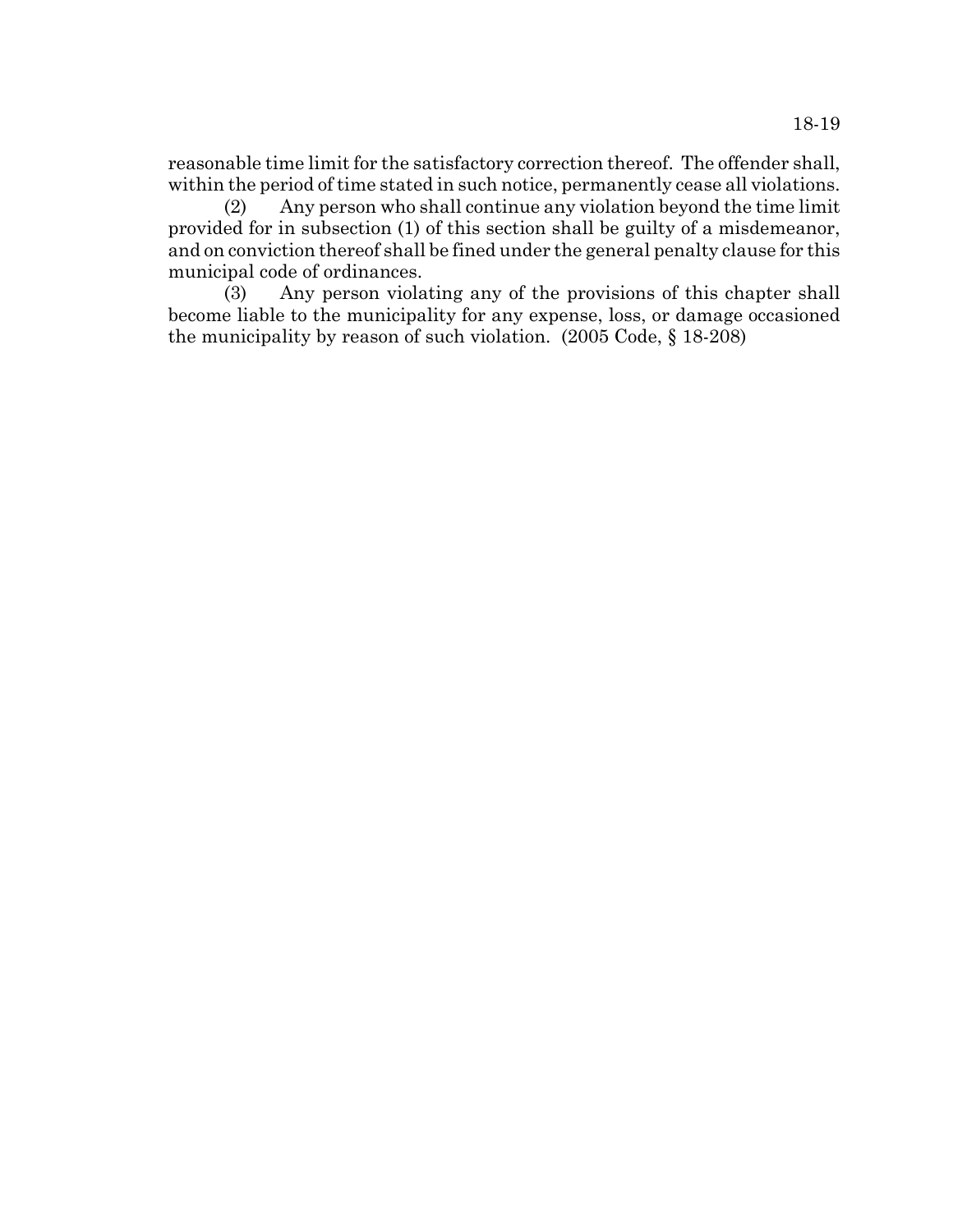reasonable time limit for the satisfactory correction thereof. The offender shall, within the period of time stated in such notice, permanently cease all violations.

(2) Any person who shall continue any violation beyond the time limit provided for in subsection (1) of this section shall be guilty of a misdemeanor, and on conviction thereof shall be fined under the general penalty clause for this municipal code of ordinances.

(3) Any person violating any of the provisions of this chapter shall become liable to the municipality for any expense, loss, or damage occasioned the municipality by reason of such violation. (2005 Code, § 18-208)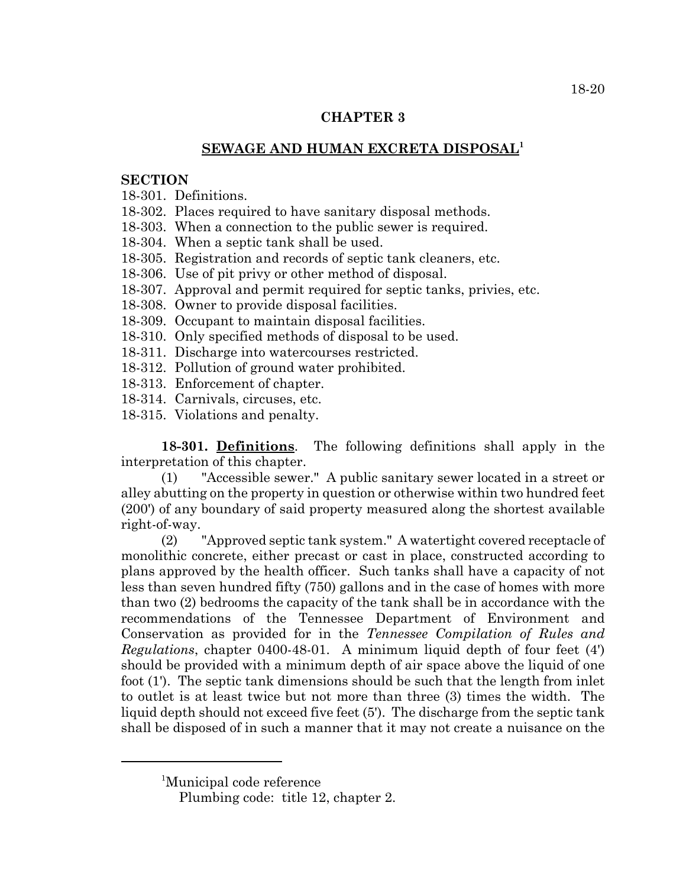## CHAPTER 3

## SEWAGE AND HUMAN EXCRETA DISPOSAL[1]

**SECTION**

18-301. Definitions.
18-302. Places required to have sanitary disposal methods.
18-303. When a connection to the public sewer is required.
18-304. When a septic tank shall be used.
18-305. Registration and records of septic tank cleaners, etc.
18-306. Use of pit privy or other method of disposal.
18-307. Approval and permit required for septic tanks, privies, etc.
18-308. Owner to provide disposal facilities.
18-309. Occupant to maintain disposal facilities.
18-310. Only specified methods of disposal to be used.
18-311. Discharge into watercourses restricted.
18-312. Pollution of ground water prohibited.
18-313. Enforcement of chapter.
18-314. Carnivals, circuses, etc.
18-315. Violations and penalty.

**18-301. Definitions**. The following definitions shall apply in the interpretation of this chapter.

(1) "Accessible sewer." A public sanitary sewer located in a street or alley abutting on the property in question or otherwise within two hundred feet (200') of any boundary of said property measured along the shortest available right-of-way.

(2) "Approved septic tank system." A watertight covered receptacle of monolithic concrete, either precast or cast in place, constructed according to plans approved by the health officer. Such tanks shall have a capacity of not less than seven hundred fifty (750) gallons and in the case of homes with more than two (2) bedrooms the capacity of the tank shall be in accordance with the recommendations of the Tennessee Department of Environment and Conservation as provided for in the *Tennessee Compilation of Rules and Regulations*, chapter 0400-48-01. A minimum liquid depth of four feet (4') should be provided with a minimum depth of air space above the liquid of one foot (1'). The septic tank dimensions should be such that the length from inlet to outlet is at least twice but not more than three (3) times the width. The liquid depth should not exceed five feet (5'). The discharge from the septic tank shall be disposed of in such a manner that it may not create a nuisance on the

---

[1]Municipal code reference
Plumbing code: title 12, chapter 2.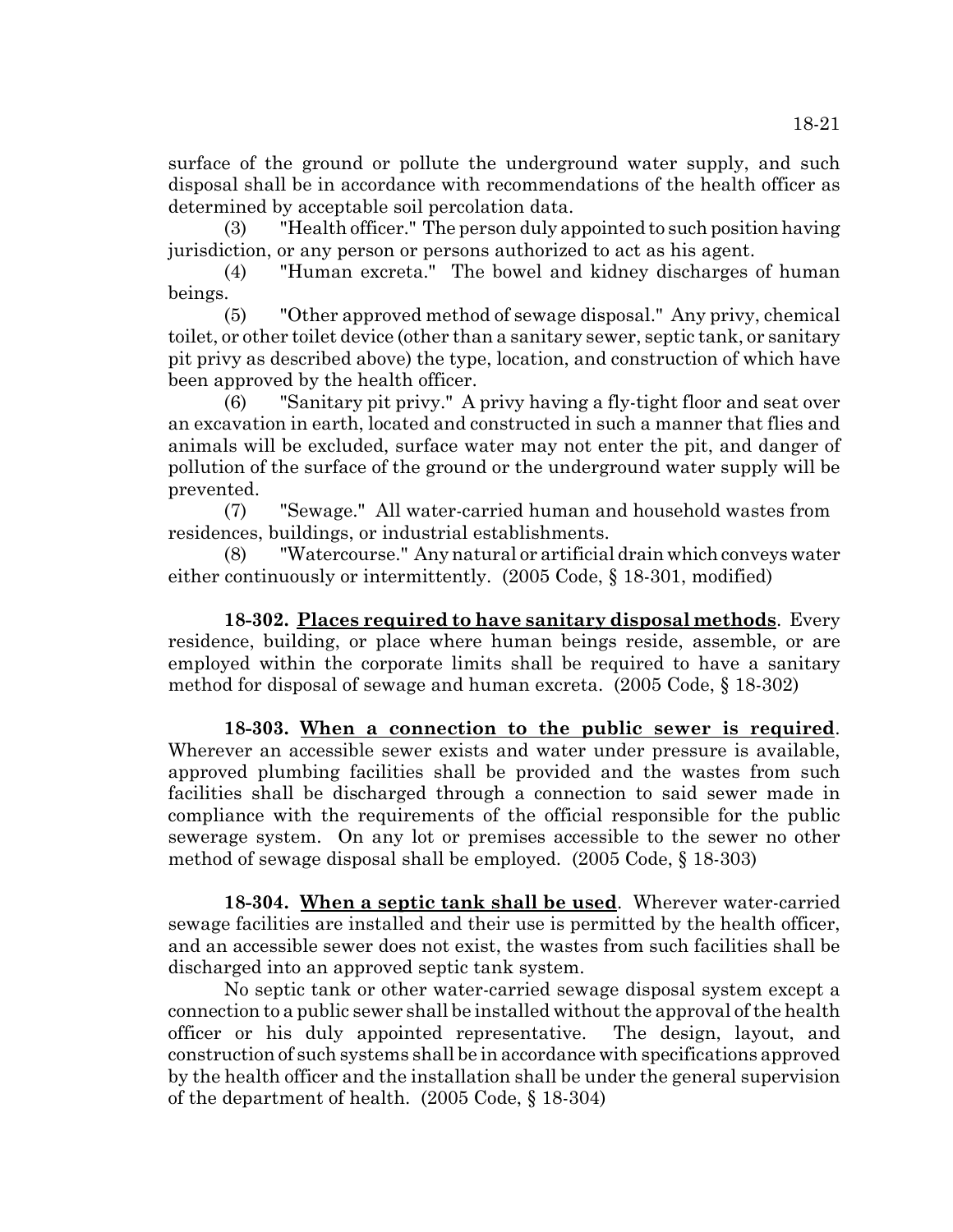surface of the ground or pollute the underground water supply, and such disposal shall be in accordance with recommendations of the health officer as determined by acceptable soil percolation data.

(3) "Health officer." The person duly appointed to such position having jurisdiction, or any person or persons authorized to act as his agent.

(4) "Human excreta." The bowel and kidney discharges of human beings.

(5) "Other approved method of sewage disposal." Any privy, chemical toilet, or other toilet device (other than a sanitary sewer, septic tank, or sanitary pit privy as described above) the type, location, and construction of which have been approved by the health officer.

(6) "Sanitary pit privy." A privy having a fly-tight floor and seat over an excavation in earth, located and constructed in such a manner that flies and animals will be excluded, surface water may not enter the pit, and danger of pollution of the surface of the ground or the underground water supply will be prevented.

(7) "Sewage." All water-carried human and household wastes from residences, buildings, or industrial establishments.

(8) "Watercourse." Any natural or artificial drain which conveys water either continuously or intermittently. (2005 Code, § 18-301, modified)

**18-302. Places required to have sanitary disposal methods**. Every residence, building, or place where human beings reside, assemble, or are employed within the corporate limits shall be required to have a sanitary method for disposal of sewage and human excreta. (2005 Code, § 18-302)

**18-303. When a connection to the public sewer is required**. Wherever an accessible sewer exists and water under pressure is available, approved plumbing facilities shall be provided and the wastes from such facilities shall be discharged through a connection to said sewer made in compliance with the requirements of the official responsible for the public sewerage system. On any lot or premises accessible to the sewer no other method of sewage disposal shall be employed. (2005 Code, § 18-303)

**18-304. When a septic tank shall be used**. Wherever water-carried sewage facilities are installed and their use is permitted by the health officer, and an accessible sewer does not exist, the wastes from such facilities shall be discharged into an approved septic tank system.

No septic tank or other water-carried sewage disposal system except a connection to a public sewer shall be installed without the approval of the health officer or his duly appointed representative. The design, layout, and construction of such systems shall be in accordance with specifications approved by the health officer and the installation shall be under the general supervision of the department of health. (2005 Code, § 18-304)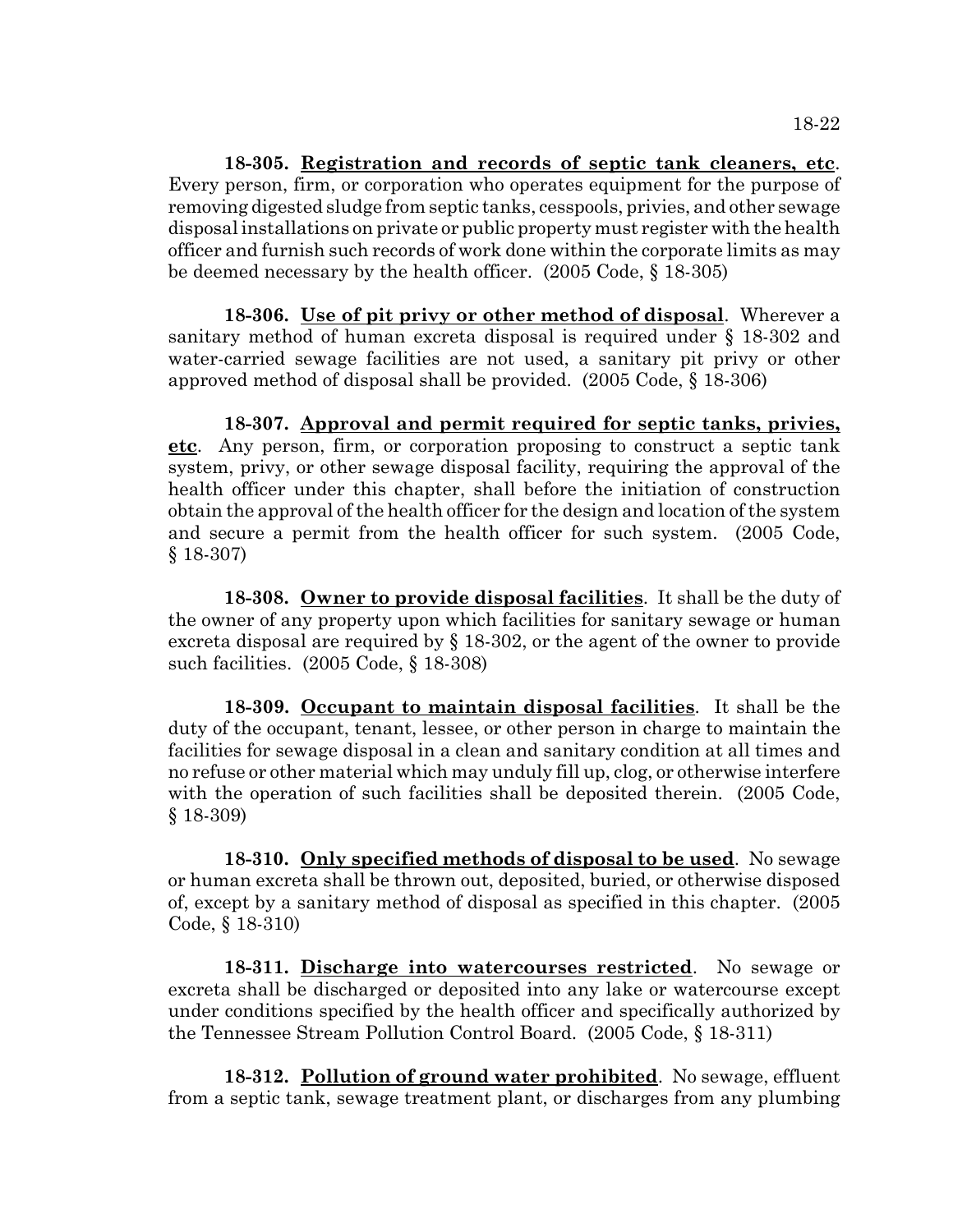**18-305. Registration and records of septic tank cleaners, etc**. Every person, firm, or corporation who operates equipment for the purpose of removing digested sludge from septic tanks, cesspools, privies, and other sewage disposal installations on private or public property must register with the health officer and furnish such records of work done within the corporate limits as may be deemed necessary by the health officer. (2005 Code, § 18-305)

**18-306. Use of pit privy or other method of disposal**. Wherever a sanitary method of human excreta disposal is required under § 18-302 and water-carried sewage facilities are not used, a sanitary pit privy or other approved method of disposal shall be provided. (2005 Code, § 18-306)

**18-307. Approval and permit required for septic tanks, privies, etc**. Any person, firm, or corporation proposing to construct a septic tank system, privy, or other sewage disposal facility, requiring the approval of the health officer under this chapter, shall before the initiation of construction obtain the approval of the health officer for the design and location of the system and secure a permit from the health officer for such system. (2005 Code, § 18-307)

**18-308. Owner to provide disposal facilities**. It shall be the duty of the owner of any property upon which facilities for sanitary sewage or human excreta disposal are required by § 18-302, or the agent of the owner to provide such facilities. (2005 Code, § 18-308)

**18-309. Occupant to maintain disposal facilities**. It shall be the duty of the occupant, tenant, lessee, or other person in charge to maintain the facilities for sewage disposal in a clean and sanitary condition at all times and no refuse or other material which may unduly fill up, clog, or otherwise interfere with the operation of such facilities shall be deposited therein. (2005 Code, § 18-309)

**18-310. Only specified methods of disposal to be used**. No sewage or human excreta shall be thrown out, deposited, buried, or otherwise disposed of, except by a sanitary method of disposal as specified in this chapter. (2005 Code, § 18-310)

**18-311. Discharge into watercourses restricted**. No sewage or excreta shall be discharged or deposited into any lake or watercourse except under conditions specified by the health officer and specifically authorized by the Tennessee Stream Pollution Control Board. (2005 Code, § 18-311)

**18-312. Pollution of ground water prohibited**. No sewage, effluent from a septic tank, sewage treatment plant, or discharges from any plumbing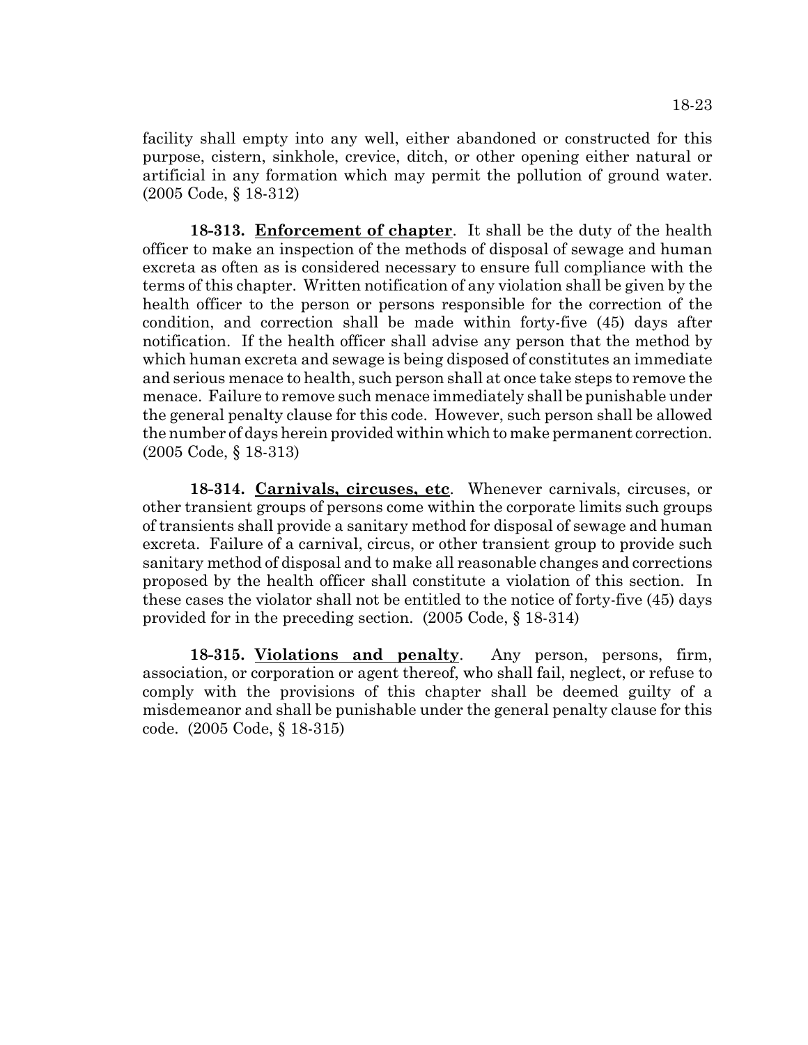facility shall empty into any well, either abandoned or constructed for this purpose, cistern, sinkhole, crevice, ditch, or other opening either natural or artificial in any formation which may permit the pollution of ground water. (2005 Code, § 18-312)

**18-313. Enforcement of chapter**. It shall be the duty of the health officer to make an inspection of the methods of disposal of sewage and human excreta as often as is considered necessary to ensure full compliance with the terms of this chapter. Written notification of any violation shall be given by the health officer to the person or persons responsible for the correction of the condition, and correction shall be made within forty-five (45) days after notification. If the health officer shall advise any person that the method by which human excreta and sewage is being disposed of constitutes an immediate and serious menace to health, such person shall at once take steps to remove the menace. Failure to remove such menace immediately shall be punishable under the general penalty clause for this code. However, such person shall be allowed the number of days herein provided within which to make permanent correction. (2005 Code, § 18-313)

**18-314. Carnivals, circuses, etc**. Whenever carnivals, circuses, or other transient groups of persons come within the corporate limits such groups of transients shall provide a sanitary method for disposal of sewage and human excreta. Failure of a carnival, circus, or other transient group to provide such sanitary method of disposal and to make all reasonable changes and corrections proposed by the health officer shall constitute a violation of this section. In these cases the violator shall not be entitled to the notice of forty-five (45) days provided for in the preceding section. (2005 Code, § 18-314)

**18-315. Violations and penalty**. Any person, persons, firm, association, or corporation or agent thereof, who shall fail, neglect, or refuse to comply with the provisions of this chapter shall be deemed guilty of a misdemeanor and shall be punishable under the general penalty clause for this code. (2005 Code, § 18-315)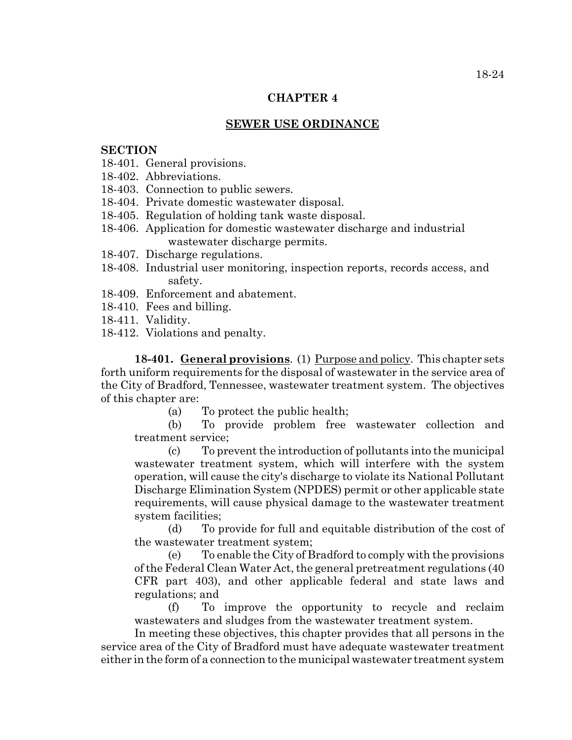## CHAPTER 4

## SEWER USE ORDINANCE

**SECTION**

18-401. General provisions.
18-402. Abbreviations.
18-403. Connection to public sewers.
18-404. Private domestic wastewater disposal.
18-405. Regulation of holding tank waste disposal.
18-406. Application for domestic wastewater discharge and industrial wastewater discharge permits.
18-407. Discharge regulations.
18-408. Industrial user monitoring, inspection reports, records access, and safety.
18-409. Enforcement and abatement.
18-410. Fees and billing.
18-411. Validity.
18-412. Violations and penalty.

**18-401. General provisions**. (1) Purpose and policy. This chapter sets forth uniform requirements for the disposal of wastewater in the service area of the City of Bradford, Tennessee, wastewater treatment system. The objectives of this chapter are:

(a) To protect the public health;

(b) To provide problem free wastewater collection and treatment service;

(c) To prevent the introduction of pollutants into the municipal wastewater treatment system, which will interfere with the system operation, will cause the city's discharge to violate its National Pollutant Discharge Elimination System (NPDES) permit or other applicable state requirements, will cause physical damage to the wastewater treatment system facilities;

(d) To provide for full and equitable distribution of the cost of the wastewater treatment system;

(e) To enable the City of Bradford to comply with the provisions of the Federal Clean Water Act, the general pretreatment regulations (40 CFR part 403), and other applicable federal and state laws and regulations; and

(f) To improve the opportunity to recycle and reclaim wastewaters and sludges from the wastewater treatment system.

In meeting these objectives, this chapter provides that all persons in the service area of the City of Bradford must have adequate wastewater treatment either in the form of a connection to the municipal wastewater treatment system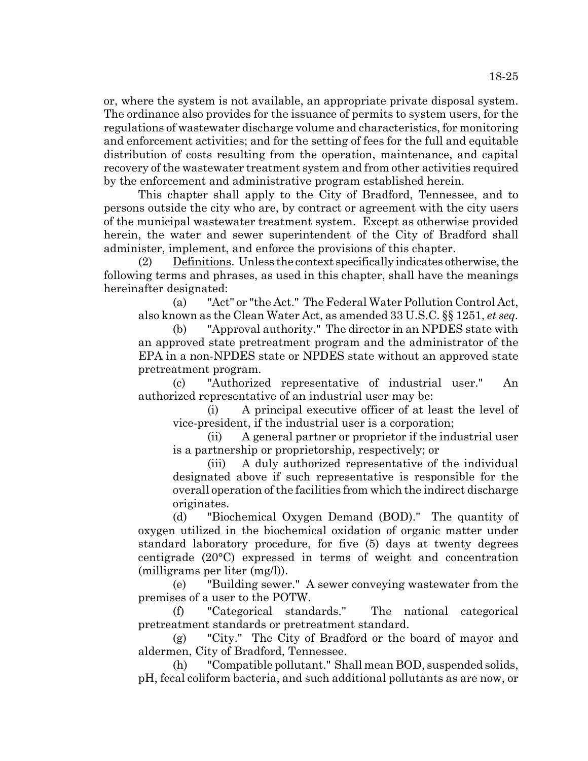or, where the system is not available, an appropriate private disposal system. The ordinance also provides for the issuance of permits to system users, for the regulations of wastewater discharge volume and characteristics, for monitoring and enforcement activities; and for the setting of fees for the full and equitable distribution of costs resulting from the operation, maintenance, and capital recovery of the wastewater treatment system and from other activities required by the enforcement and administrative program established herein.

This chapter shall apply to the City of Bradford, Tennessee, and to persons outside the city who are, by contract or agreement with the city users of the municipal wastewater treatment system. Except as otherwise provided herein, the water and sewer superintendent of the City of Bradford shall administer, implement, and enforce the provisions of this chapter.

(2) Definitions. Unless the context specifically indicates otherwise, the following terms and phrases, as used in this chapter, shall have the meanings hereinafter designated:

(a) "Act" or "the Act." The Federal Water Pollution Control Act, also known as the Clean Water Act, as amended 33 U.S.C. §§ 1251, *et seq*.

(b) "Approval authority." The director in an NPDES state with an approved state pretreatment program and the administrator of the EPA in a non-NPDES state or NPDES state without an approved state pretreatment program.

(c) "Authorized representative of industrial user." An authorized representative of an industrial user may be:

(i) A principal executive officer of at least the level of vice-president, if the industrial user is a corporation;

(ii) A general partner or proprietor if the industrial user is a partnership or proprietorship, respectively; or

(iii) A duly authorized representative of the individual designated above if such representative is responsible for the overall operation of the facilities from which the indirect discharge originates.

(d) "Biochemical Oxygen Demand (BOD)." The quantity of oxygen utilized in the biochemical oxidation of organic matter under standard laboratory procedure, for five (5) days at twenty degrees centigrade (20°C) expressed in terms of weight and concentration (milligrams per liter (mg/l)).

(e) "Building sewer." A sewer conveying wastewater from the premises of a user to the POTW.

(f) "Categorical standards." The national categorical pretreatment standards or pretreatment standard.

(g) "City." The City of Bradford or the board of mayor and aldermen, City of Bradford, Tennessee.

(h) "Compatible pollutant." Shall mean BOD, suspended solids, pH, fecal coliform bacteria, and such additional pollutants as are now, or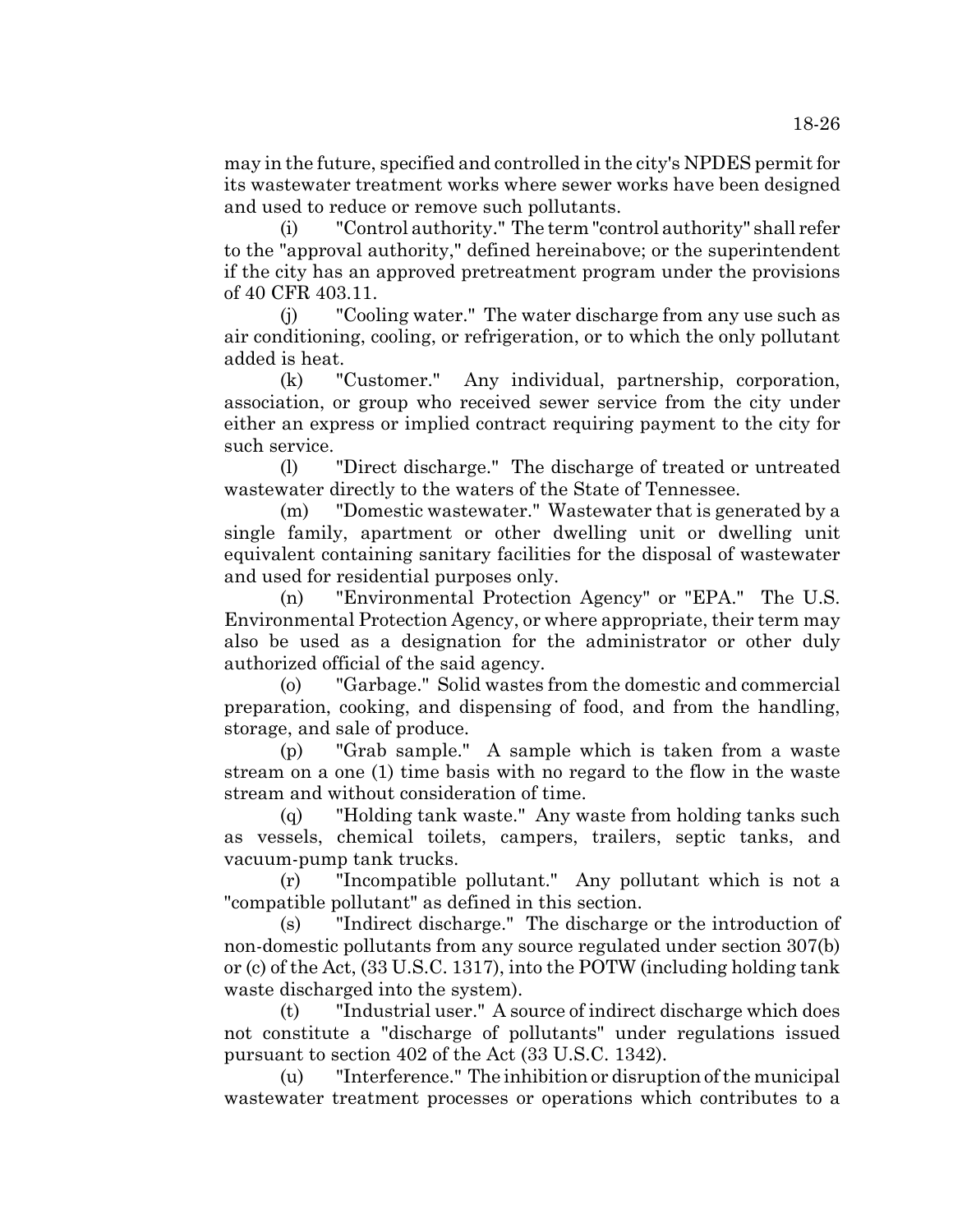may in the future, specified and controlled in the city's NPDES permit for its wastewater treatment works where sewer works have been designed and used to reduce or remove such pollutants.

(i) "Control authority." The term "control authority" shall refer to the "approval authority," defined hereinabove; or the superintendent if the city has an approved pretreatment program under the provisions of 40 CFR 403.11.

(j) "Cooling water." The water discharge from any use such as air conditioning, cooling, or refrigeration, or to which the only pollutant added is heat.

(k) "Customer." Any individual, partnership, corporation, association, or group who received sewer service from the city under either an express or implied contract requiring payment to the city for such service.

(l) "Direct discharge." The discharge of treated or untreated wastewater directly to the waters of the State of Tennessee.

(m) "Domestic wastewater." Wastewater that is generated by a single family, apartment or other dwelling unit or dwelling unit equivalent containing sanitary facilities for the disposal of wastewater and used for residential purposes only.

(n) "Environmental Protection Agency" or "EPA." The U.S. Environmental Protection Agency, or where appropriate, their term may also be used as a designation for the administrator or other duly authorized official of the said agency.

(o) "Garbage." Solid wastes from the domestic and commercial preparation, cooking, and dispensing of food, and from the handling, storage, and sale of produce.

(p) "Grab sample." A sample which is taken from a waste stream on a one (1) time basis with no regard to the flow in the waste stream and without consideration of time.

(q) "Holding tank waste." Any waste from holding tanks such as vessels, chemical toilets, campers, trailers, septic tanks, and vacuum-pump tank trucks.

(r) "Incompatible pollutant." Any pollutant which is not a "compatible pollutant" as defined in this section.

(s) "Indirect discharge." The discharge or the introduction of non-domestic pollutants from any source regulated under section 307(b) or (c) of the Act, (33 U.S.C. 1317), into the POTW (including holding tank waste discharged into the system).

(t) "Industrial user." A source of indirect discharge which does not constitute a "discharge of pollutants" under regulations issued pursuant to section 402 of the Act (33 U.S.C. 1342).

(u) "Interference." The inhibition or disruption of the municipal wastewater treatment processes or operations which contributes to a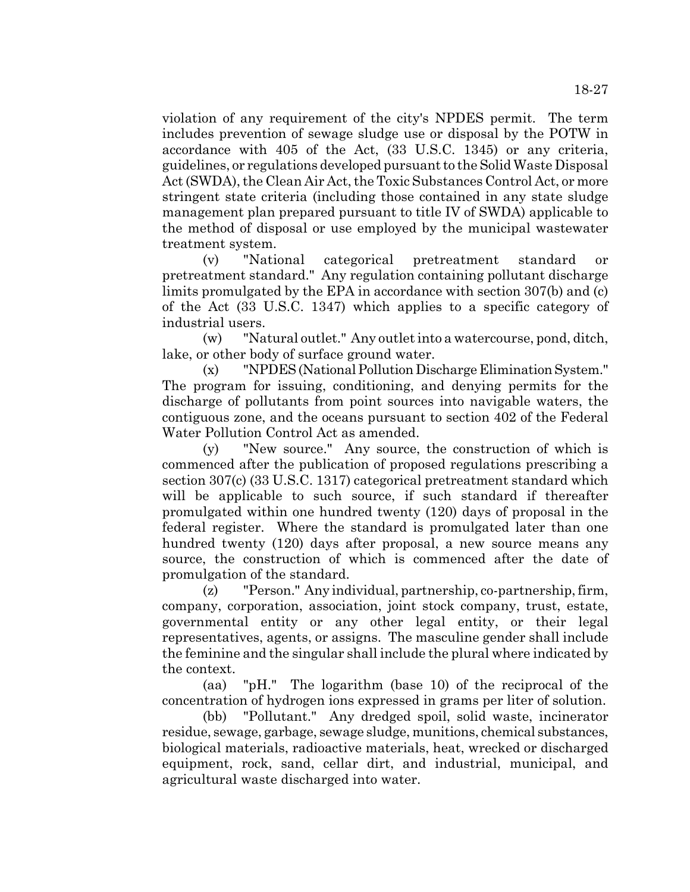violation of any requirement of the city's NPDES permit. The term includes prevention of sewage sludge use or disposal by the POTW in accordance with 405 of the Act, (33 U.S.C. 1345) or any criteria, guidelines, or regulations developed pursuant to the Solid Waste Disposal Act (SWDA), the Clean Air Act, the Toxic Substances Control Act, or more stringent state criteria (including those contained in any state sludge management plan prepared pursuant to title IV of SWDA) applicable to the method of disposal or use employed by the municipal wastewater treatment system.

(v) "National categorical pretreatment standard or pretreatment standard." Any regulation containing pollutant discharge limits promulgated by the EPA in accordance with section 307(b) and (c) of the Act (33 U.S.C. 1347) which applies to a specific category of industrial users.

(w) "Natural outlet." Any outlet into a watercourse, pond, ditch, lake, or other body of surface ground water.

(x) "NPDES (National Pollution Discharge Elimination System." The program for issuing, conditioning, and denying permits for the discharge of pollutants from point sources into navigable waters, the contiguous zone, and the oceans pursuant to section 402 of the Federal Water Pollution Control Act as amended.

(y) "New source." Any source, the construction of which is commenced after the publication of proposed regulations prescribing a section 307(c) (33 U.S.C. 1317) categorical pretreatment standard which will be applicable to such source, if such standard if thereafter promulgated within one hundred twenty (120) days of proposal in the federal register. Where the standard is promulgated later than one hundred twenty (120) days after proposal, a new source means any source, the construction of which is commenced after the date of promulgation of the standard.

(z) "Person." Any individual, partnership, co-partnership, firm, company, corporation, association, joint stock company, trust, estate, governmental entity or any other legal entity, or their legal representatives, agents, or assigns. The masculine gender shall include the feminine and the singular shall include the plural where indicated by the context.

(aa) "pH." The logarithm (base 10) of the reciprocal of the concentration of hydrogen ions expressed in grams per liter of solution.

(bb) "Pollutant." Any dredged spoil, solid waste, incinerator residue, sewage, garbage, sewage sludge, munitions, chemical substances, biological materials, radioactive materials, heat, wrecked or discharged equipment, rock, sand, cellar dirt, and industrial, municipal, and agricultural waste discharged into water.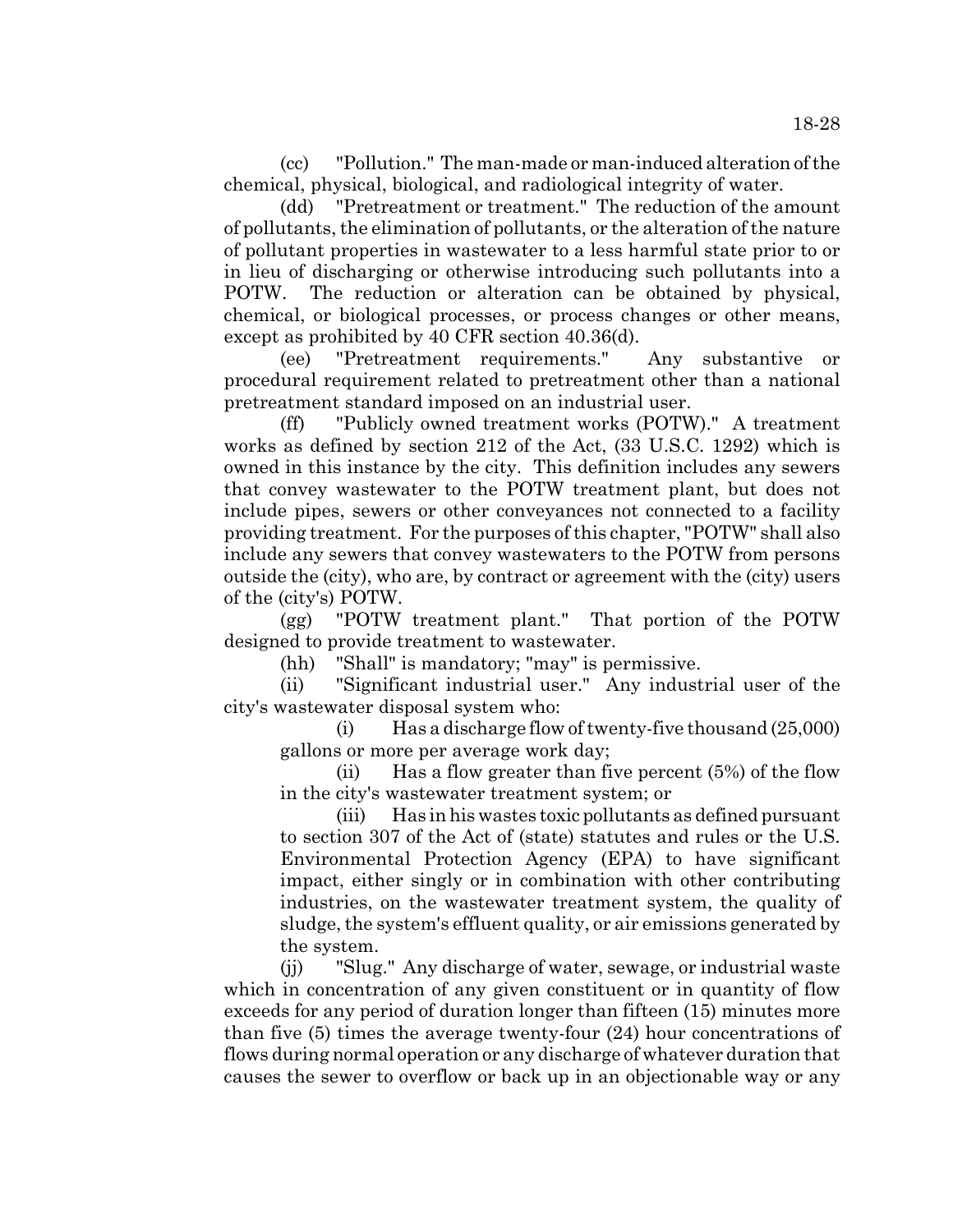(cc) "Pollution." The man-made or man-induced alteration of the chemical, physical, biological, and radiological integrity of water.

(dd) "Pretreatment or treatment." The reduction of the amount of pollutants, the elimination of pollutants, or the alteration of the nature of pollutant properties in wastewater to a less harmful state prior to or in lieu of discharging or otherwise introducing such pollutants into a POTW. The reduction or alteration can be obtained by physical, chemical, or biological processes, or process changes or other means, except as prohibited by 40 CFR section 40.36(d).

(ee) "Pretreatment requirements." Any substantive or procedural requirement related to pretreatment other than a national pretreatment standard imposed on an industrial user.

(ff) "Publicly owned treatment works (POTW)." A treatment works as defined by section 212 of the Act, (33 U.S.C. 1292) which is owned in this instance by the city. This definition includes any sewers that convey wastewater to the POTW treatment plant, but does not include pipes, sewers or other conveyances not connected to a facility providing treatment. For the purposes of this chapter, "POTW" shall also include any sewers that convey wastewaters to the POTW from persons outside the (city), who are, by contract or agreement with the (city) users of the (city's) POTW.

(gg) "POTW treatment plant." That portion of the POTW designed to provide treatment to wastewater.

(hh) "Shall" is mandatory; "may" is permissive.

(ii) "Significant industrial user." Any industrial user of the city's wastewater disposal system who:

(i) Has a discharge flow of twenty-five thousand (25,000) gallons or more per average work day;

(ii) Has a flow greater than five percent (5%) of the flow in the city's wastewater treatment system; or

(iii) Has in his wastes toxic pollutants as defined pursuant to section 307 of the Act of (state) statutes and rules or the U.S. Environmental Protection Agency (EPA) to have significant impact, either singly or in combination with other contributing industries, on the wastewater treatment system, the quality of sludge, the system's effluent quality, or air emissions generated by the system.

(jj) "Slug." Any discharge of water, sewage, or industrial waste which in concentration of any given constituent or in quantity of flow exceeds for any period of duration longer than fifteen (15) minutes more than five (5) times the average twenty-four (24) hour concentrations of flows during normal operation or any discharge of whatever duration that causes the sewer to overflow or back up in an objectionable way or any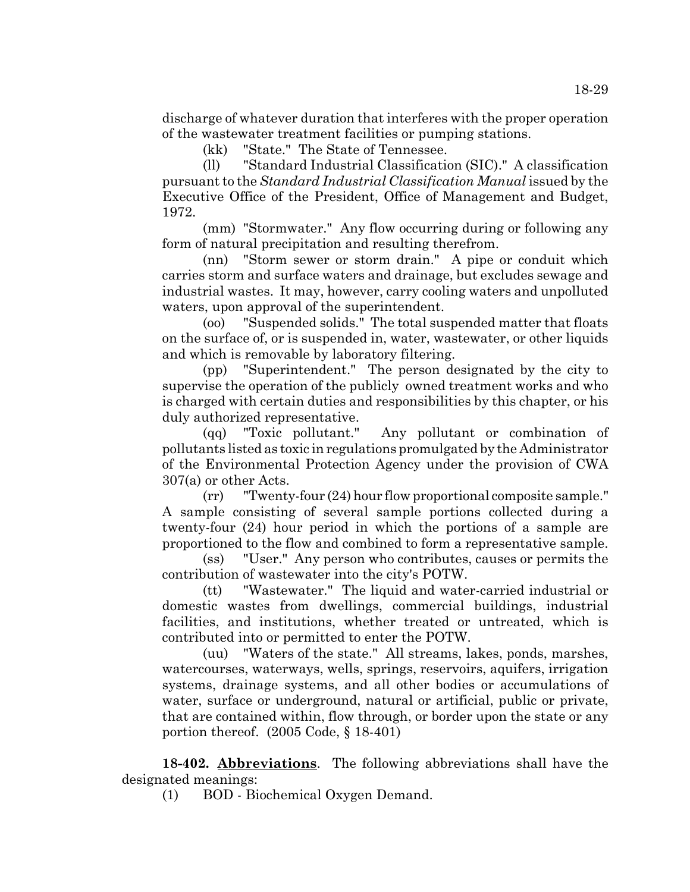discharge of whatever duration that interferes with the proper operation of the wastewater treatment facilities or pumping stations.

(kk) "State." The State of Tennessee.

(ll) "Standard Industrial Classification (SIC)." A classification pursuant to the *Standard Industrial Classification Manual* issued by the Executive Office of the President, Office of Management and Budget, 1972.

(mm) "Stormwater." Any flow occurring during or following any form of natural precipitation and resulting therefrom.

(nn) "Storm sewer or storm drain." A pipe or conduit which carries storm and surface waters and drainage, but excludes sewage and industrial wastes. It may, however, carry cooling waters and unpolluted waters, upon approval of the superintendent.

(oo) "Suspended solids." The total suspended matter that floats on the surface of, or is suspended in, water, wastewater, or other liquids and which is removable by laboratory filtering.

(pp) "Superintendent." The person designated by the city to supervise the operation of the publicly owned treatment works and who is charged with certain duties and responsibilities by this chapter, or his duly authorized representative.

(qq) "Toxic pollutant." Any pollutant or combination of pollutants listed as toxic in regulations promulgated by the Administrator of the Environmental Protection Agency under the provision of CWA 307(a) or other Acts.

(rr) "Twenty-four (24) hour flow proportional composite sample." A sample consisting of several sample portions collected during a twenty-four (24) hour period in which the portions of a sample are proportioned to the flow and combined to form a representative sample.

(ss) "User." Any person who contributes, causes or permits the contribution of wastewater into the city's POTW.

(tt) "Wastewater." The liquid and water-carried industrial or domestic wastes from dwellings, commercial buildings, industrial facilities, and institutions, whether treated or untreated, which is contributed into or permitted to enter the POTW.

(uu) "Waters of the state." All streams, lakes, ponds, marshes, watercourses, waterways, wells, springs, reservoirs, aquifers, irrigation systems, drainage systems, and all other bodies or accumulations of water, surface or underground, natural or artificial, public or private, that are contained within, flow through, or border upon the state or any portion thereof. (2005 Code, § 18-401)

**18-402. <u>Abbreviations</u>**. The following abbreviations shall have the designated meanings:

(1) BOD - Biochemical Oxygen Demand.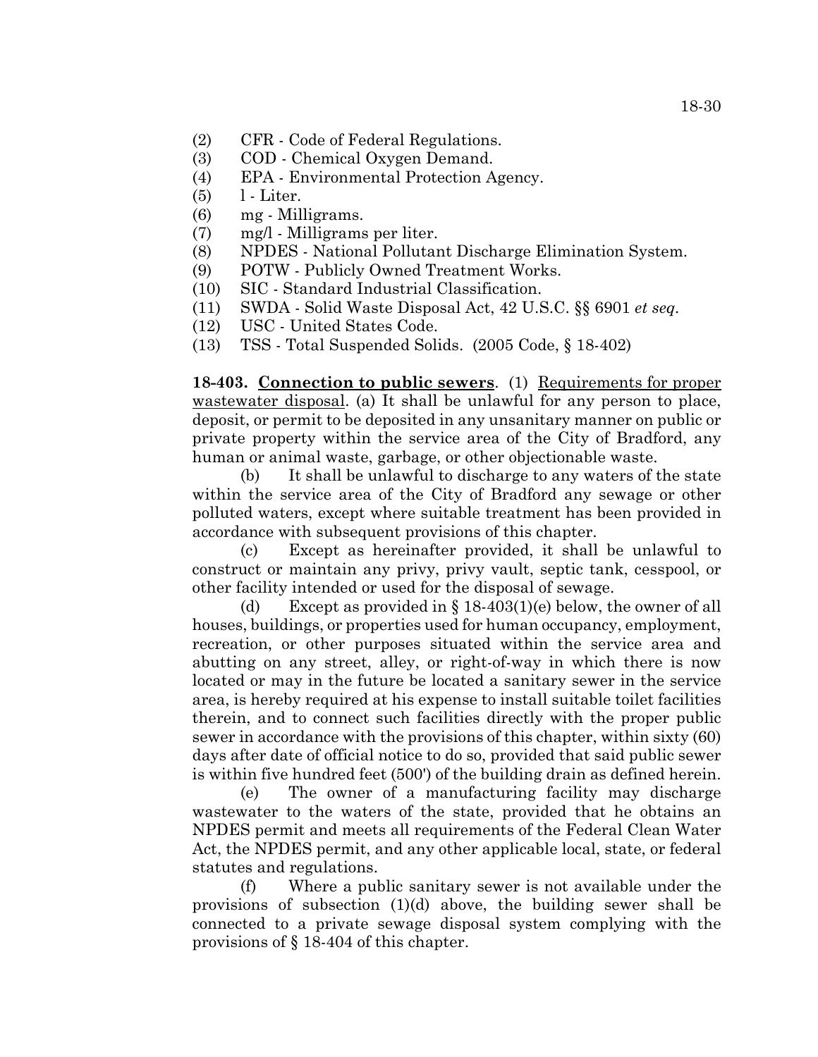(2) CFR - Code of Federal Regulations.
(3) COD - Chemical Oxygen Demand.
(4) EPA - Environmental Protection Agency.
(5) l - Liter.
(6) mg - Milligrams.
(7) mg/l - Milligrams per liter.
(8) NPDES - National Pollutant Discharge Elimination System.
(9) POTW - Publicly Owned Treatment Works.
(10) SIC - Standard Industrial Classification.
(11) SWDA - Solid Waste Disposal Act, 42 U.S.C. §§ 6901 *et seq*.
(12) USC - United States Code.
(13) TSS - Total Suspended Solids. (2005 Code, § 18-402)

**18-403. Connection to public sewers**. (1) Requirements for proper wastewater disposal. (a) It shall be unlawful for any person to place, deposit, or permit to be deposited in any unsanitary manner on public or private property within the service area of the City of Bradford, any human or animal waste, garbage, or other objectionable waste.

(b) It shall be unlawful to discharge to any waters of the state within the service area of the City of Bradford any sewage or other polluted waters, except where suitable treatment has been provided in accordance with subsequent provisions of this chapter.

(c) Except as hereinafter provided, it shall be unlawful to construct or maintain any privy, privy vault, septic tank, cesspool, or other facility intended or used for the disposal of sewage.

(d) Except as provided in § 18-403(1)(e) below, the owner of all houses, buildings, or properties used for human occupancy, employment, recreation, or other purposes situated within the service area and abutting on any street, alley, or right-of-way in which there is now located or may in the future be located a sanitary sewer in the service area, is hereby required at his expense to install suitable toilet facilities therein, and to connect such facilities directly with the proper public sewer in accordance with the provisions of this chapter, within sixty (60) days after date of official notice to do so, provided that said public sewer is within five hundred feet (500') of the building drain as defined herein.

(e) The owner of a manufacturing facility may discharge wastewater to the waters of the state, provided that he obtains an NPDES permit and meets all requirements of the Federal Clean Water Act, the NPDES permit, and any other applicable local, state, or federal statutes and regulations.

(f) Where a public sanitary sewer is not available under the provisions of subsection (1)(d) above, the building sewer shall be connected to a private sewage disposal system complying with the provisions of § 18-404 of this chapter.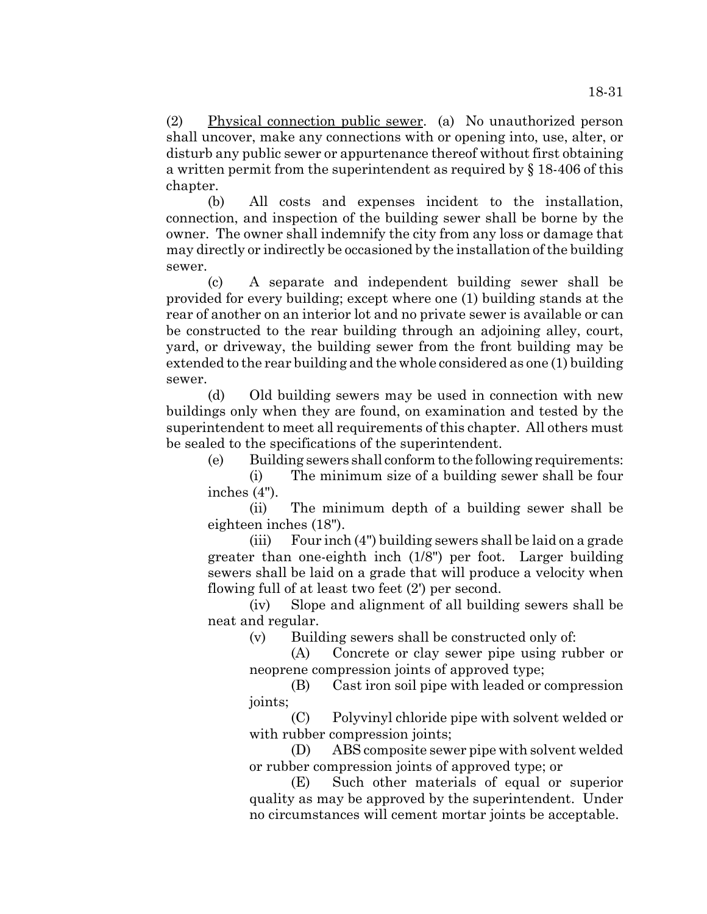(2) Physical connection public sewer. (a) No unauthorized person shall uncover, make any connections with or opening into, use, alter, or disturb any public sewer or appurtenance thereof without first obtaining a written permit from the superintendent as required by § 18-406 of this chapter.

(b) All costs and expenses incident to the installation, connection, and inspection of the building sewer shall be borne by the owner. The owner shall indemnify the city from any loss or damage that may directly or indirectly be occasioned by the installation of the building sewer.

(c) A separate and independent building sewer shall be provided for every building; except where one (1) building stands at the rear of another on an interior lot and no private sewer is available or can be constructed to the rear building through an adjoining alley, court, yard, or driveway, the building sewer from the front building may be extended to the rear building and the whole considered as one (1) building sewer.

(d) Old building sewers may be used in connection with new buildings only when they are found, on examination and tested by the superintendent to meet all requirements of this chapter. All others must be sealed to the specifications of the superintendent.

(e) Building sewers shall conform to the following requirements:

(i) The minimum size of a building sewer shall be four inches (4").

(ii) The minimum depth of a building sewer shall be eighteen inches (18").

(iii) Four inch (4") building sewers shall be laid on a grade greater than one-eighth inch (1/8") per foot. Larger building sewers shall be laid on a grade that will produce a velocity when flowing full of at least two feet (2') per second.

(iv) Slope and alignment of all building sewers shall be neat and regular.

(v) Building sewers shall be constructed only of:

(A) Concrete or clay sewer pipe using rubber or neoprene compression joints of approved type;

(B) Cast iron soil pipe with leaded or compression joints;

(C) Polyvinyl chloride pipe with solvent welded or with rubber compression joints;

(D) ABS composite sewer pipe with solvent welded or rubber compression joints of approved type; or

(E) Such other materials of equal or superior quality as may be approved by the superintendent. Under no circumstances will cement mortar joints be acceptable.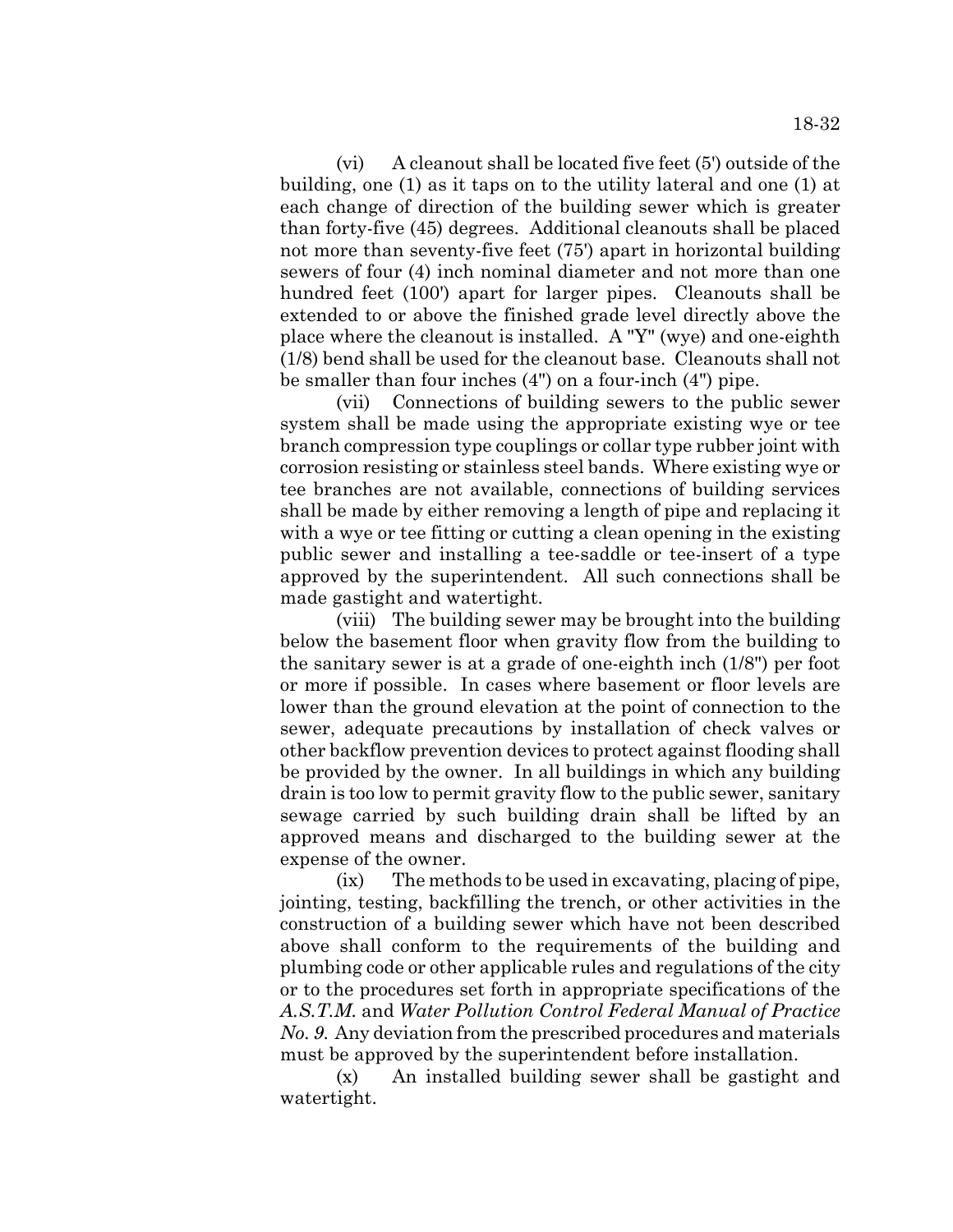(vi) A cleanout shall be located five feet (5') outside of the building, one (1) as it taps on to the utility lateral and one (1) at each change of direction of the building sewer which is greater than forty-five (45) degrees. Additional cleanouts shall be placed not more than seventy-five feet (75') apart in horizontal building sewers of four (4) inch nominal diameter and not more than one hundred feet (100') apart for larger pipes. Cleanouts shall be extended to or above the finished grade level directly above the place where the cleanout is installed. A "Y" (wye) and one-eighth (1/8) bend shall be used for the cleanout base. Cleanouts shall not be smaller than four inches (4") on a four-inch (4") pipe.

(vii) Connections of building sewers to the public sewer system shall be made using the appropriate existing wye or tee branch compression type couplings or collar type rubber joint with corrosion resisting or stainless steel bands. Where existing wye or tee branches are not available, connections of building services shall be made by either removing a length of pipe and replacing it with a wye or tee fitting or cutting a clean opening in the existing public sewer and installing a tee-saddle or tee-insert of a type approved by the superintendent. All such connections shall be made gastight and watertight.

(viii) The building sewer may be brought into the building below the basement floor when gravity flow from the building to the sanitary sewer is at a grade of one-eighth inch (1/8") per foot or more if possible. In cases where basement or floor levels are lower than the ground elevation at the point of connection to the sewer, adequate precautions by installation of check valves or other backflow prevention devices to protect against flooding shall be provided by the owner. In all buildings in which any building drain is too low to permit gravity flow to the public sewer, sanitary sewage carried by such building drain shall be lifted by an approved means and discharged to the building sewer at the expense of the owner.

(ix) The methods to be used in excavating, placing of pipe, jointing, testing, backfilling the trench, or other activities in the construction of a building sewer which have not been described above shall conform to the requirements of the building and plumbing code or other applicable rules and regulations of the city or to the procedures set forth in appropriate specifications of the *A.S.T.M.* and *Water Pollution Control Federal Manual of Practice No. 9.* Any deviation from the prescribed procedures and materials must be approved by the superintendent before installation.

(x) An installed building sewer shall be gastight and watertight.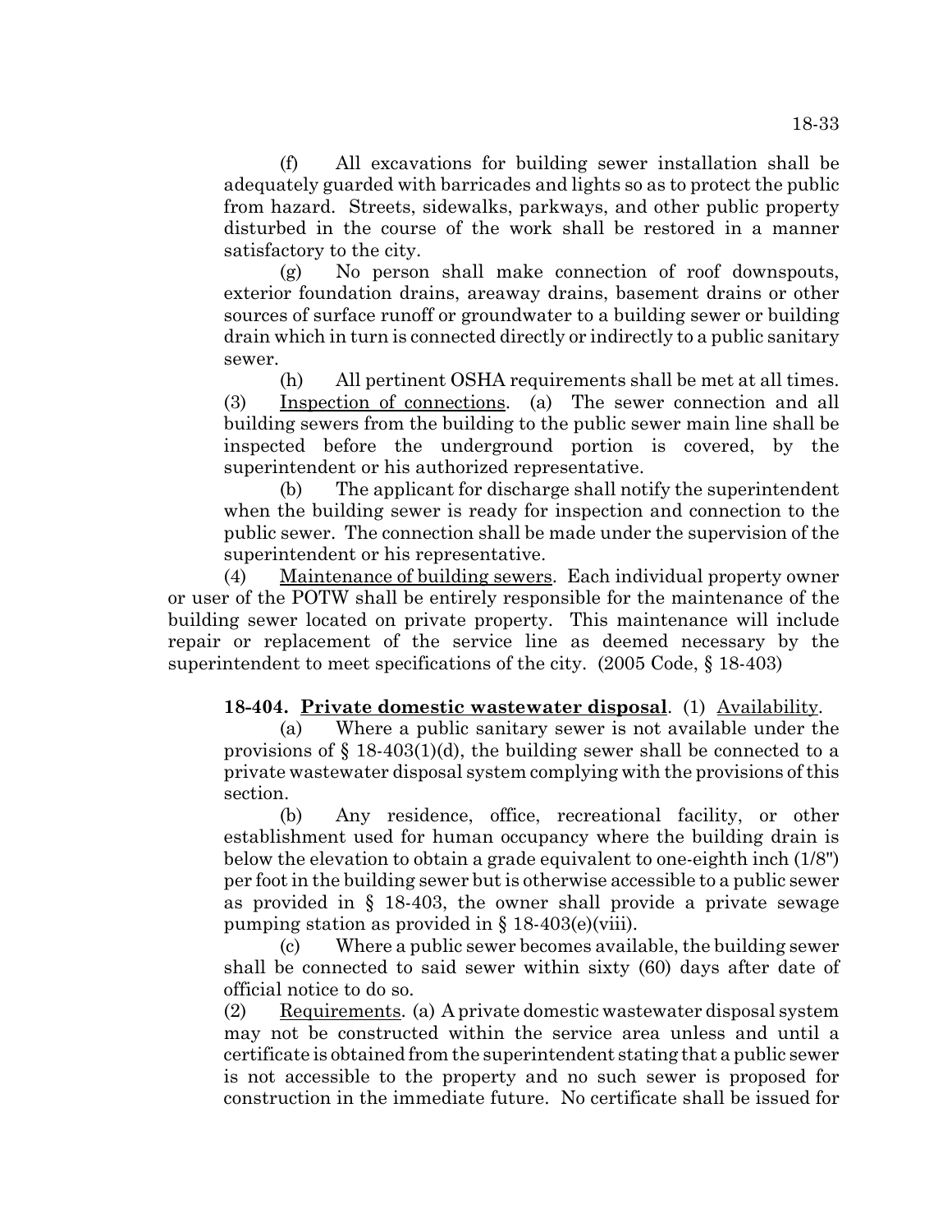(f) All excavations for building sewer installation shall be adequately guarded with barricades and lights so as to protect the public from hazard. Streets, sidewalks, parkways, and other public property disturbed in the course of the work shall be restored in a manner satisfactory to the city.

(g) No person shall make connection of roof downspouts, exterior foundation drains, areaway drains, basement drains or other sources of surface runoff or groundwater to a building sewer or building drain which in turn is connected directly or indirectly to a public sanitary sewer.

(h) All pertinent OSHA requirements shall be met at all times.

(3) Inspection of connections. (a) The sewer connection and all building sewers from the building to the public sewer main line shall be inspected before the underground portion is covered, by the superintendent or his authorized representative.

(b) The applicant for discharge shall notify the superintendent when the building sewer is ready for inspection and connection to the public sewer. The connection shall be made under the supervision of the superintendent or his representative.

(4) Maintenance of building sewers. Each individual property owner or user of the POTW shall be entirely responsible for the maintenance of the building sewer located on private property. This maintenance will include repair or replacement of the service line as deemed necessary by the superintendent to meet specifications of the city. (2005 Code, § 18-403)

**18-404. Private domestic wastewater disposal**. (1) Availability.

(a) Where a public sanitary sewer is not available under the provisions of § 18-403(1)(d), the building sewer shall be connected to a private wastewater disposal system complying with the provisions of this section.

(b) Any residence, office, recreational facility, or other establishment used for human occupancy where the building drain is below the elevation to obtain a grade equivalent to one-eighth inch (1/8") per foot in the building sewer but is otherwise accessible to a public sewer as provided in § 18-403, the owner shall provide a private sewage pumping station as provided in § 18-403(e)(viii).

(c) Where a public sewer becomes available, the building sewer shall be connected to said sewer within sixty (60) days after date of official notice to do so.

(2) Requirements. (a) A private domestic wastewater disposal system may not be constructed within the service area unless and until a certificate is obtained from the superintendent stating that a public sewer is not accessible to the property and no such sewer is proposed for construction in the immediate future. No certificate shall be issued for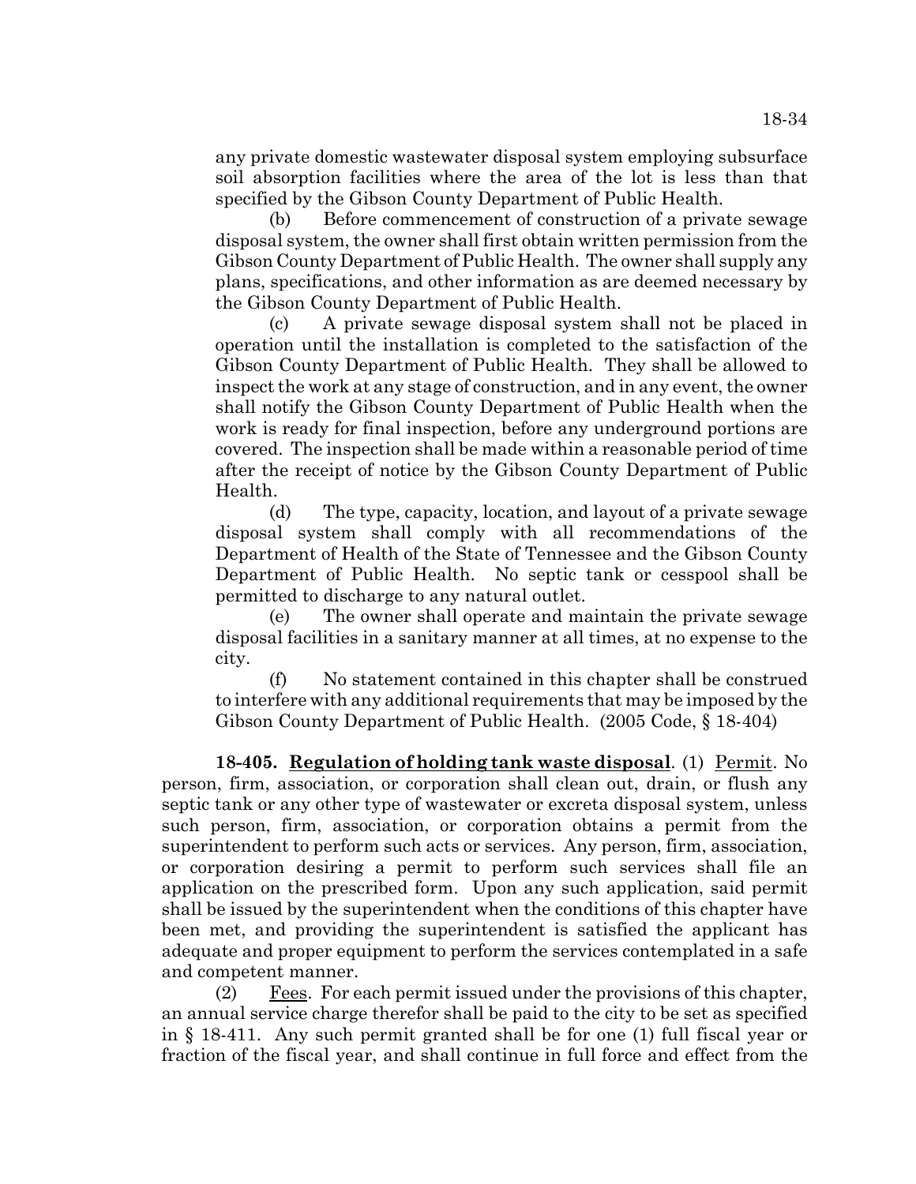any private domestic wastewater disposal system employing subsurface soil absorption facilities where the area of the lot is less than that specified by the Gibson County Department of Public Health.

(b) Before commencement of construction of a private sewage disposal system, the owner shall first obtain written permission from the Gibson County Department of Public Health. The owner shall supply any plans, specifications, and other information as are deemed necessary by the Gibson County Department of Public Health.

(c) A private sewage disposal system shall not be placed in operation until the installation is completed to the satisfaction of the Gibson County Department of Public Health. They shall be allowed to inspect the work at any stage of construction, and in any event, the owner shall notify the Gibson County Department of Public Health when the work is ready for final inspection, before any underground portions are covered. The inspection shall be made within a reasonable period of time after the receipt of notice by the Gibson County Department of Public Health.

(d) The type, capacity, location, and layout of a private sewage disposal system shall comply with all recommendations of the Department of Health of the State of Tennessee and the Gibson County Department of Public Health. No septic tank or cesspool shall be permitted to discharge to any natural outlet.

(e) The owner shall operate and maintain the private sewage disposal facilities in a sanitary manner at all times, at no expense to the city.

(f) No statement contained in this chapter shall be construed to interfere with any additional requirements that may be imposed by the Gibson County Department of Public Health. (2005 Code, § 18-404)

**18-405. Regulation of holding tank waste disposal**. (1) Permit. No person, firm, association, or corporation shall clean out, drain, or flush any septic tank or any other type of wastewater or excreta disposal system, unless such person, firm, association, or corporation obtains a permit from the superintendent to perform such acts or services. Any person, firm, association, or corporation desiring a permit to perform such services shall file an application on the prescribed form. Upon any such application, said permit shall be issued by the superintendent when the conditions of this chapter have been met, and providing the superintendent is satisfied the applicant has adequate and proper equipment to perform the services contemplated in a safe and competent manner.

(2) Fees. For each permit issued under the provisions of this chapter, an annual service charge therefor shall be paid to the city to be set as specified in § 18-411. Any such permit granted shall be for one (1) full fiscal year or fraction of the fiscal year, and shall continue in full force and effect from the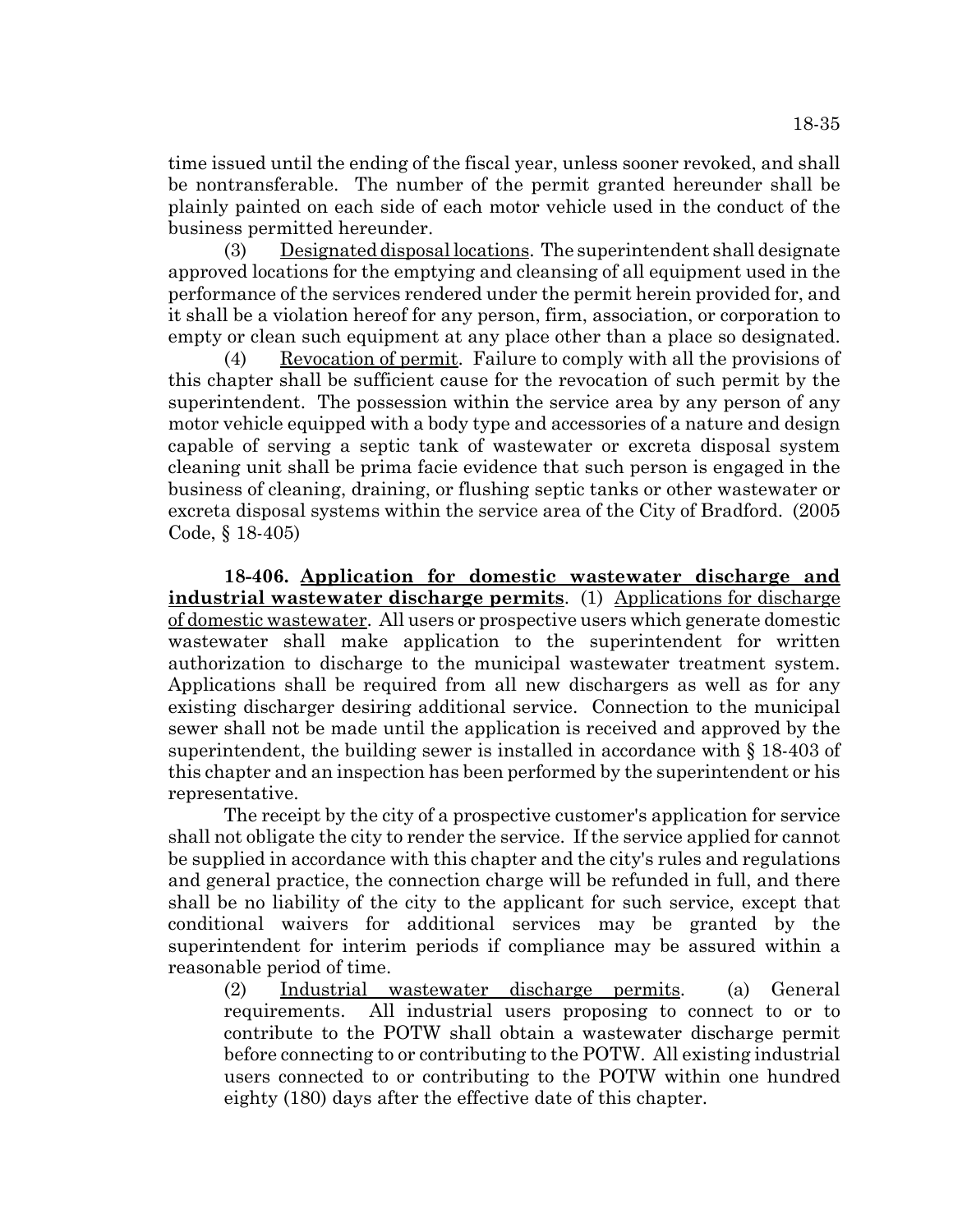time issued until the ending of the fiscal year, unless sooner revoked, and shall be nontransferable. The number of the permit granted hereunder shall be plainly painted on each side of each motor vehicle used in the conduct of the business permitted hereunder.

(3) Designated disposal locations. The superintendent shall designate approved locations for the emptying and cleansing of all equipment used in the performance of the services rendered under the permit herein provided for, and it shall be a violation hereof for any person, firm, association, or corporation to empty or clean such equipment at any place other than a place so designated.

(4) Revocation of permit. Failure to comply with all the provisions of this chapter shall be sufficient cause for the revocation of such permit by the superintendent. The possession within the service area by any person of any motor vehicle equipped with a body type and accessories of a nature and design capable of serving a septic tank of wastewater or excreta disposal system cleaning unit shall be prima facie evidence that such person is engaged in the business of cleaning, draining, or flushing septic tanks or other wastewater or excreta disposal systems within the service area of the City of Bradford. (2005 Code, § 18-405)

**18-406. Application for domestic wastewater discharge and industrial wastewater discharge permits**. (1) Applications for discharge of domestic wastewater. All users or prospective users which generate domestic wastewater shall make application to the superintendent for written authorization to discharge to the municipal wastewater treatment system. Applications shall be required from all new dischargers as well as for any existing discharger desiring additional service. Connection to the municipal sewer shall not be made until the application is received and approved by the superintendent, the building sewer is installed in accordance with § 18-403 of this chapter and an inspection has been performed by the superintendent or his representative.

The receipt by the city of a prospective customer's application for service shall not obligate the city to render the service. If the service applied for cannot be supplied in accordance with this chapter and the city's rules and regulations and general practice, the connection charge will be refunded in full, and there shall be no liability of the city to the applicant for such service, except that conditional waivers for additional services may be granted by the superintendent for interim periods if compliance may be assured within a reasonable period of time.

(2) Industrial wastewater discharge permits. (a) General requirements. All industrial users proposing to connect to or to contribute to the POTW shall obtain a wastewater discharge permit before connecting to or contributing to the POTW. All existing industrial users connected to or contributing to the POTW within one hundred eighty (180) days after the effective date of this chapter.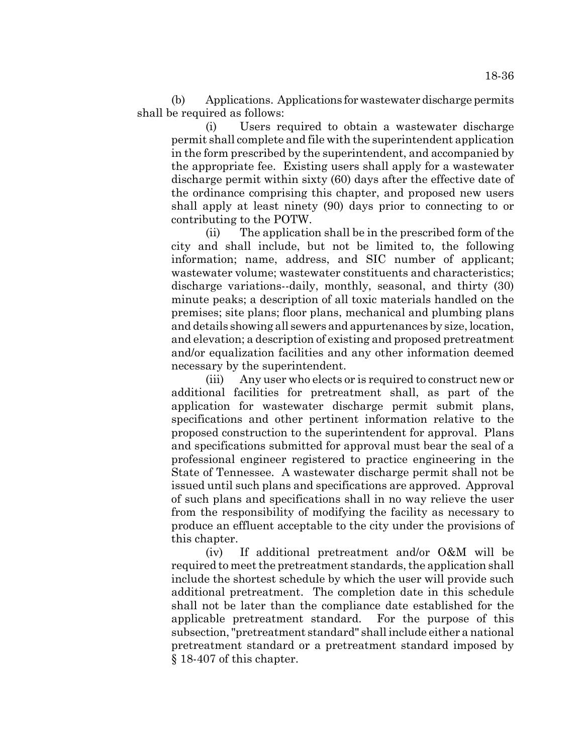(b) Applications. Applications for wastewater discharge permits shall be required as follows:

(i) Users required to obtain a wastewater discharge permit shall complete and file with the superintendent application in the form prescribed by the superintendent, and accompanied by the appropriate fee. Existing users shall apply for a wastewater discharge permit within sixty (60) days after the effective date of the ordinance comprising this chapter, and proposed new users shall apply at least ninety (90) days prior to connecting to or contributing to the POTW.

(ii) The application shall be in the prescribed form of the city and shall include, but not be limited to, the following information; name, address, and SIC number of applicant; wastewater volume; wastewater constituents and characteristics; discharge variations--daily, monthly, seasonal, and thirty (30) minute peaks; a description of all toxic materials handled on the premises; site plans; floor plans, mechanical and plumbing plans and details showing all sewers and appurtenances by size, location, and elevation; a description of existing and proposed pretreatment and/or equalization facilities and any other information deemed necessary by the superintendent.

(iii) Any user who elects or is required to construct new or additional facilities for pretreatment shall, as part of the application for wastewater discharge permit submit plans, specifications and other pertinent information relative to the proposed construction to the superintendent for approval. Plans and specifications submitted for approval must bear the seal of a professional engineer registered to practice engineering in the State of Tennessee. A wastewater discharge permit shall not be issued until such plans and specifications are approved. Approval of such plans and specifications shall in no way relieve the user from the responsibility of modifying the facility as necessary to produce an effluent acceptable to the city under the provisions of this chapter.

(iv) If additional pretreatment and/or O&M will be required to meet the pretreatment standards, the application shall include the shortest schedule by which the user will provide such additional pretreatment. The completion date in this schedule shall not be later than the compliance date established for the applicable pretreatment standard. For the purpose of this subsection, "pretreatment standard" shall include either a national pretreatment standard or a pretreatment standard imposed by § 18-407 of this chapter.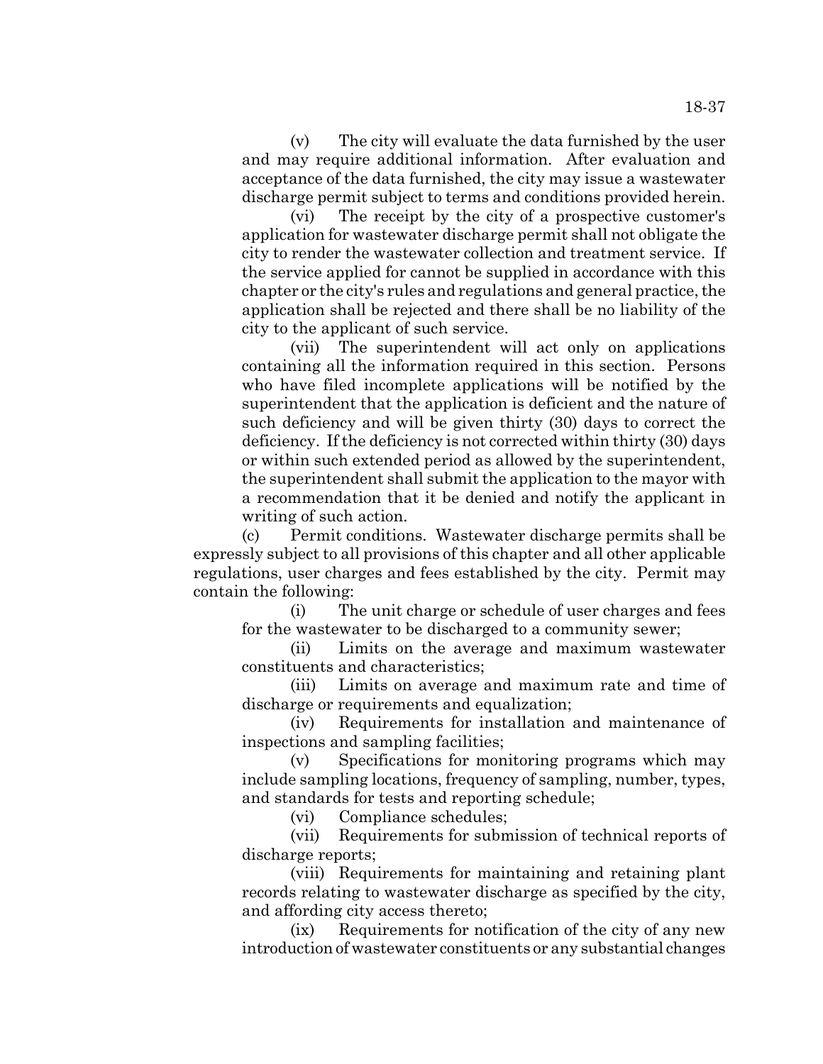(v) The city will evaluate the data furnished by the user and may require additional information. After evaluation and acceptance of the data furnished, the city may issue a wastewater discharge permit subject to terms and conditions provided herein.

(vi) The receipt by the city of a prospective customer's application for wastewater discharge permit shall not obligate the city to render the wastewater collection and treatment service. If the service applied for cannot be supplied in accordance with this chapter or the city's rules and regulations and general practice, the application shall be rejected and there shall be no liability of the city to the applicant of such service.

(vii) The superintendent will act only on applications containing all the information required in this section. Persons who have filed incomplete applications will be notified by the superintendent that the application is deficient and the nature of such deficiency and will be given thirty (30) days to correct the deficiency. If the deficiency is not corrected within thirty (30) days or within such extended period as allowed by the superintendent, the superintendent shall submit the application to the mayor with a recommendation that it be denied and notify the applicant in writing of such action.

(c) Permit conditions. Wastewater discharge permits shall be expressly subject to all provisions of this chapter and all other applicable regulations, user charges and fees established by the city. Permit may contain the following:

(i) The unit charge or schedule of user charges and fees for the wastewater to be discharged to a community sewer;

(ii) Limits on the average and maximum wastewater constituents and characteristics;

(iii) Limits on average and maximum rate and time of discharge or requirements and equalization;

(iv) Requirements for installation and maintenance of inspections and sampling facilities;

(v) Specifications for monitoring programs which may include sampling locations, frequency of sampling, number, types, and standards for tests and reporting schedule;

(vi) Compliance schedules;

(vii) Requirements for submission of technical reports of discharge reports;

(viii) Requirements for maintaining and retaining plant records relating to wastewater discharge as specified by the city, and affording city access thereto;

(ix) Requirements for notification of the city of any new introduction of wastewater constituents or any substantial changes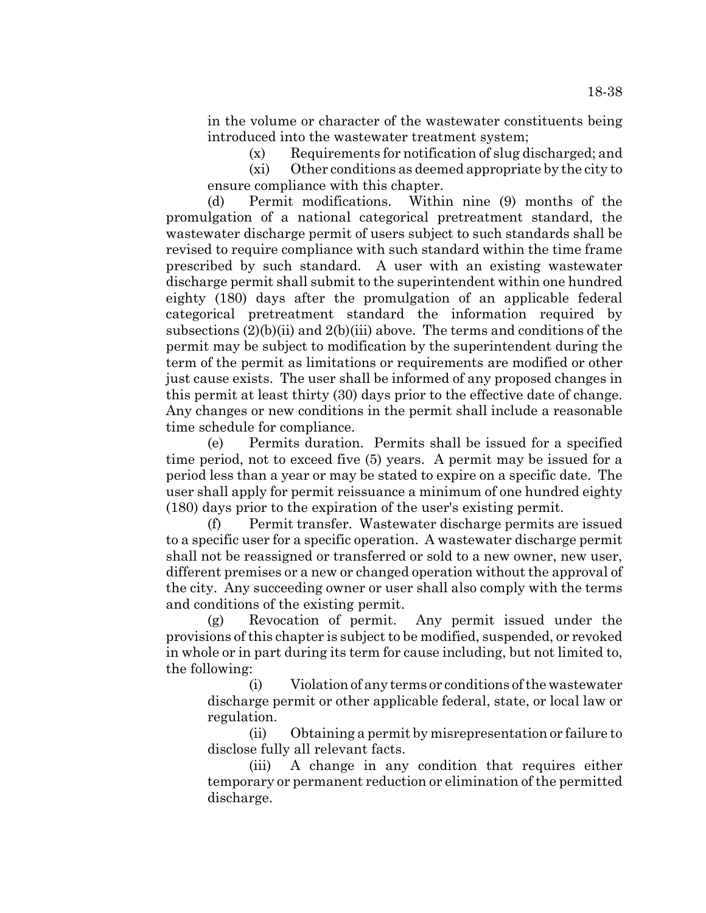in the volume or character of the wastewater constituents being introduced into the wastewater treatment system;

(x) Requirements for notification of slug discharged; and

(xi) Other conditions as deemed appropriate by the city to ensure compliance with this chapter.

(d) Permit modifications. Within nine (9) months of the promulgation of a national categorical pretreatment standard, the wastewater discharge permit of users subject to such standards shall be revised to require compliance with such standard within the time frame prescribed by such standard. A user with an existing wastewater discharge permit shall submit to the superintendent within one hundred eighty (180) days after the promulgation of an applicable federal categorical pretreatment standard the information required by subsections (2)(b)(ii) and 2(b)(iii) above. The terms and conditions of the permit may be subject to modification by the superintendent during the term of the permit as limitations or requirements are modified or other just cause exists. The user shall be informed of any proposed changes in this permit at least thirty (30) days prior to the effective date of change. Any changes or new conditions in the permit shall include a reasonable time schedule for compliance.

(e) Permits duration. Permits shall be issued for a specified time period, not to exceed five (5) years. A permit may be issued for a period less than a year or may be stated to expire on a specific date. The user shall apply for permit reissuance a minimum of one hundred eighty (180) days prior to the expiration of the user's existing permit.

(f) Permit transfer. Wastewater discharge permits are issued to a specific user for a specific operation. A wastewater discharge permit shall not be reassigned or transferred or sold to a new owner, new user, different premises or a new or changed operation without the approval of the city. Any succeeding owner or user shall also comply with the terms and conditions of the existing permit.

(g) Revocation of permit. Any permit issued under the provisions of this chapter is subject to be modified, suspended, or revoked in whole or in part during its term for cause including, but not limited to, the following:

(i) Violation of any terms or conditions of the wastewater discharge permit or other applicable federal, state, or local law or regulation.

(ii) Obtaining a permit by misrepresentation or failure to disclose fully all relevant facts.

(iii) A change in any condition that requires either temporary or permanent reduction or elimination of the permitted discharge.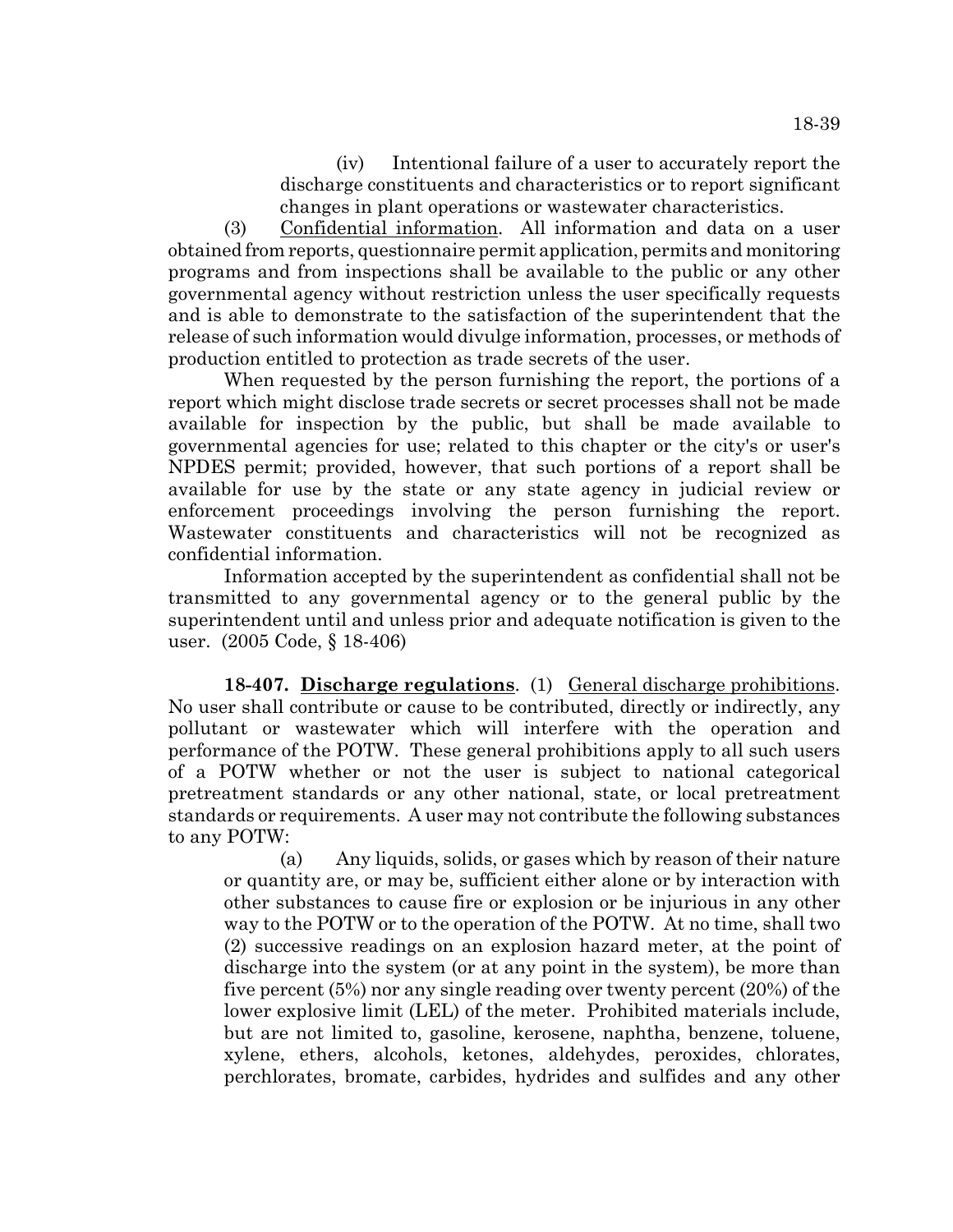(iv) Intentional failure of a user to accurately report the discharge constituents and characteristics or to report significant changes in plant operations or wastewater characteristics.

(3) Confidential information. All information and data on a user obtained from reports, questionnaire permit application, permits and monitoring programs and from inspections shall be available to the public or any other governmental agency without restriction unless the user specifically requests and is able to demonstrate to the satisfaction of the superintendent that the release of such information would divulge information, processes, or methods of production entitled to protection as trade secrets of the user.

When requested by the person furnishing the report, the portions of a report which might disclose trade secrets or secret processes shall not be made available for inspection by the public, but shall be made available to governmental agencies for use; related to this chapter or the city's or user's NPDES permit; provided, however, that such portions of a report shall be available for use by the state or any state agency in judicial review or enforcement proceedings involving the person furnishing the report. Wastewater constituents and characteristics will not be recognized as confidential information.

Information accepted by the superintendent as confidential shall not be transmitted to any governmental agency or to the general public by the superintendent until and unless prior and adequate notification is given to the user. (2005 Code, § 18-406)

**18-407. Discharge regulations**. (1) General discharge prohibitions. No user shall contribute or cause to be contributed, directly or indirectly, any pollutant or wastewater which will interfere with the operation and performance of the POTW. These general prohibitions apply to all such users of a POTW whether or not the user is subject to national categorical pretreatment standards or any other national, state, or local pretreatment standards or requirements. A user may not contribute the following substances to any POTW:

(a) Any liquids, solids, or gases which by reason of their nature or quantity are, or may be, sufficient either alone or by interaction with other substances to cause fire or explosion or be injurious in any other way to the POTW or to the operation of the POTW. At no time, shall two (2) successive readings on an explosion hazard meter, at the point of discharge into the system (or at any point in the system), be more than five percent (5%) nor any single reading over twenty percent (20%) of the lower explosive limit (LEL) of the meter. Prohibited materials include, but are not limited to, gasoline, kerosene, naphtha, benzene, toluene, xylene, ethers, alcohols, ketones, aldehydes, peroxides, chlorates, perchlorates, bromate, carbides, hydrides and sulfides and any other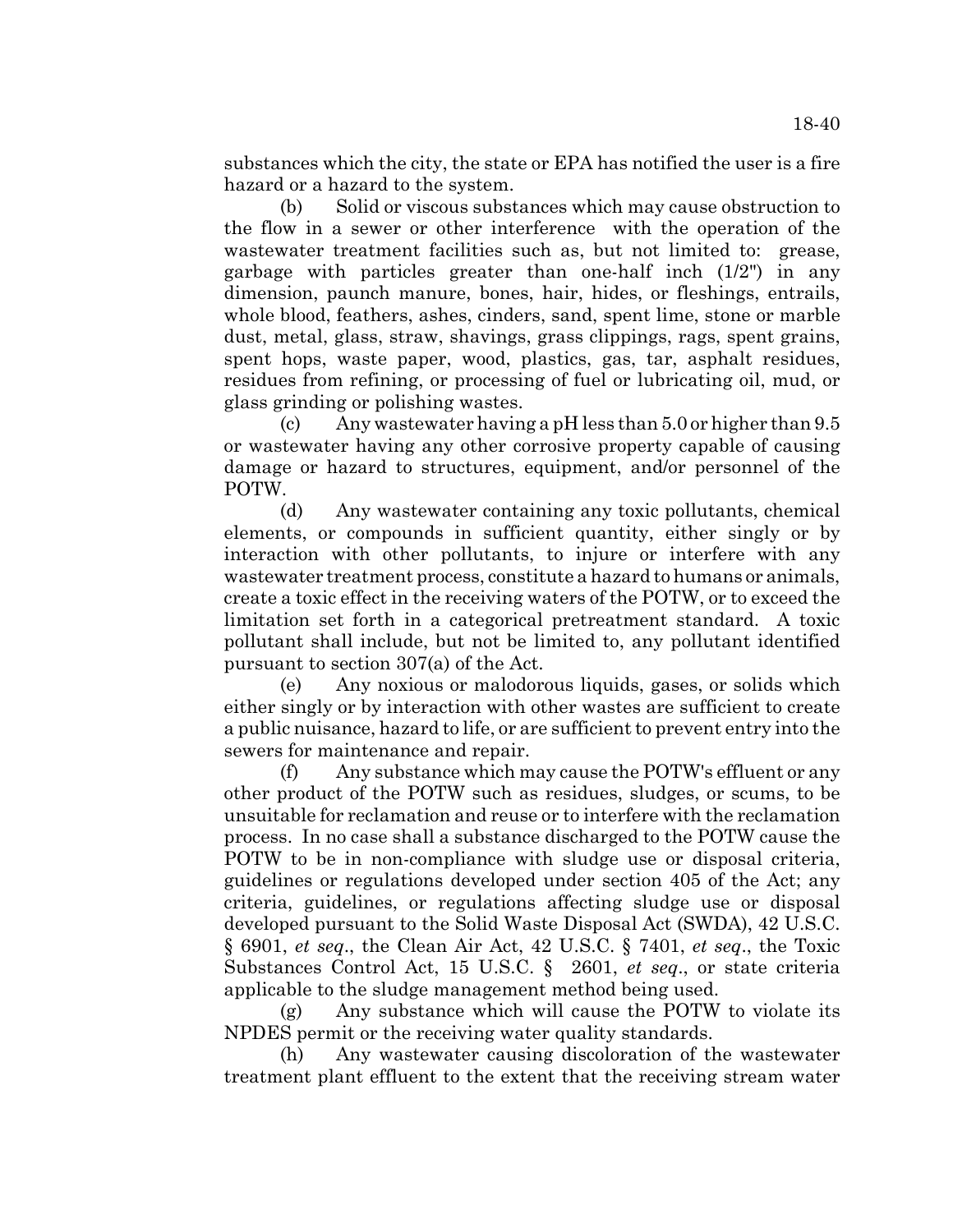substances which the city, the state or EPA has notified the user is a fire hazard or a hazard to the system.

(b) Solid or viscous substances which may cause obstruction to the flow in a sewer or other interference with the operation of the wastewater treatment facilities such as, but not limited to: grease, garbage with particles greater than one-half inch (1/2") in any dimension, paunch manure, bones, hair, hides, or fleshings, entrails, whole blood, feathers, ashes, cinders, sand, spent lime, stone or marble dust, metal, glass, straw, shavings, grass clippings, rags, spent grains, spent hops, waste paper, wood, plastics, gas, tar, asphalt residues, residues from refining, or processing of fuel or lubricating oil, mud, or glass grinding or polishing wastes.

(c) Any wastewater having a pH less than 5.0 or higher than 9.5 or wastewater having any other corrosive property capable of causing damage or hazard to structures, equipment, and/or personnel of the POTW.

(d) Any wastewater containing any toxic pollutants, chemical elements, or compounds in sufficient quantity, either singly or by interaction with other pollutants, to injure or interfere with any wastewater treatment process, constitute a hazard to humans or animals, create a toxic effect in the receiving waters of the POTW, or to exceed the limitation set forth in a categorical pretreatment standard. A toxic pollutant shall include, but not be limited to, any pollutant identified pursuant to section 307(a) of the Act.

(e) Any noxious or malodorous liquids, gases, or solids which either singly or by interaction with other wastes are sufficient to create a public nuisance, hazard to life, or are sufficient to prevent entry into the sewers for maintenance and repair.

(f) Any substance which may cause the POTW's effluent or any other product of the POTW such as residues, sludges, or scums, to be unsuitable for reclamation and reuse or to interfere with the reclamation process. In no case shall a substance discharged to the POTW cause the POTW to be in non-compliance with sludge use or disposal criteria, guidelines or regulations developed under section 405 of the Act; any criteria, guidelines, or regulations affecting sludge use or disposal developed pursuant to the Solid Waste Disposal Act (SWDA), 42 U.S.C. § 6901, *et seq*., the Clean Air Act, 42 U.S.C. § 7401, *et seq*., the Toxic Substances Control Act, 15 U.S.C. § 2601, *et seq*., or state criteria applicable to the sludge management method being used.

(g) Any substance which will cause the POTW to violate its NPDES permit or the receiving water quality standards.

(h) Any wastewater causing discoloration of the wastewater treatment plant effluent to the extent that the receiving stream water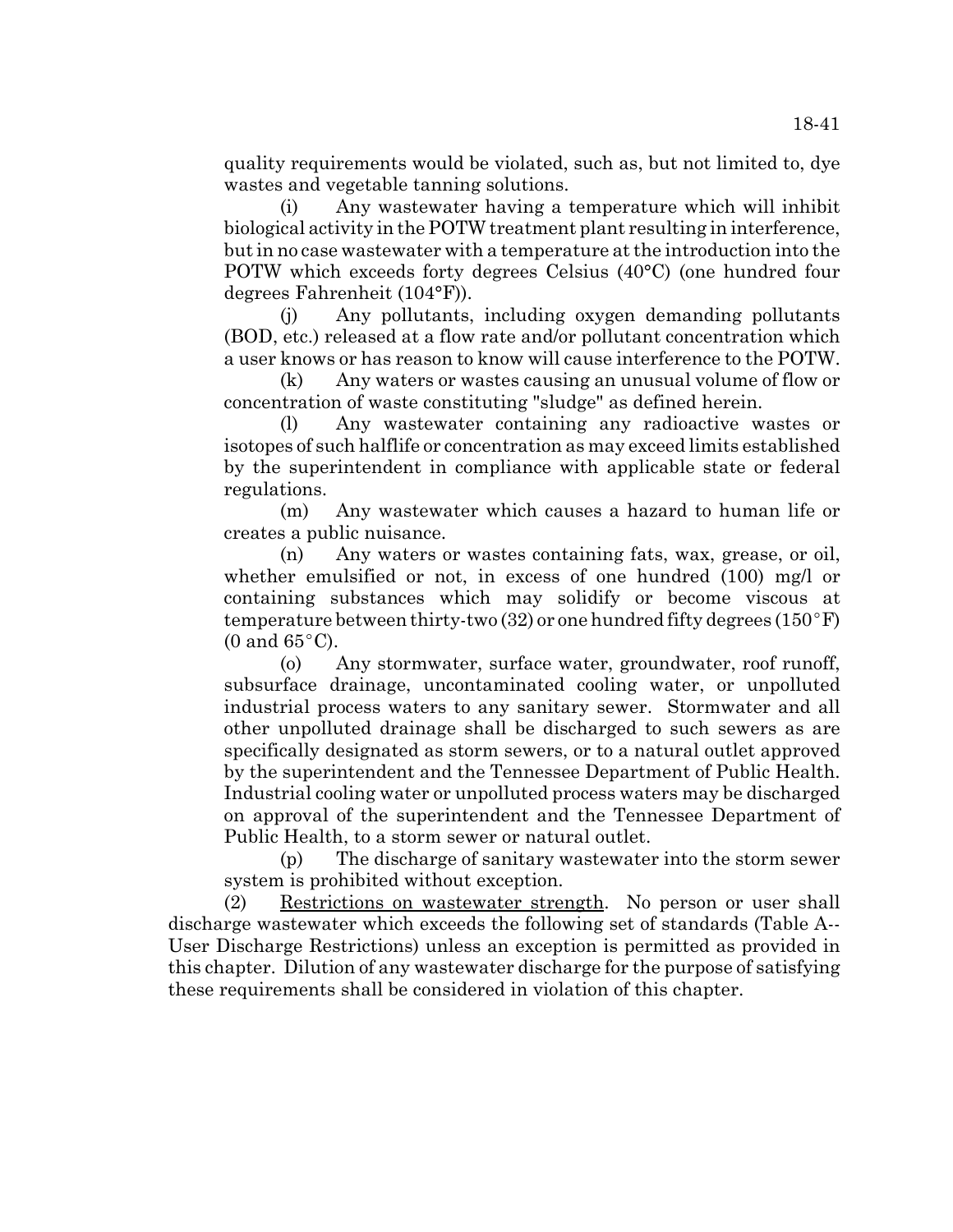quality requirements would be violated, such as, but not limited to, dye wastes and vegetable tanning solutions.

(i) Any wastewater having a temperature which will inhibit biological activity in the POTW treatment plant resulting in interference, but in no case wastewater with a temperature at the introduction into the POTW which exceeds forty degrees Celsius (40°C) (one hundred four degrees Fahrenheit (104°F)).

(j) Any pollutants, including oxygen demanding pollutants (BOD, etc.) released at a flow rate and/or pollutant concentration which a user knows or has reason to know will cause interference to the POTW.

(k) Any waters or wastes causing an unusual volume of flow or concentration of waste constituting "sludge" as defined herein.

(l) Any wastewater containing any radioactive wastes or isotopes of such halflife or concentration as may exceed limits established by the superintendent in compliance with applicable state or federal regulations.

(m) Any wastewater which causes a hazard to human life or creates a public nuisance.

(n) Any waters or wastes containing fats, wax, grease, or oil, whether emulsified or not, in excess of one hundred (100) mg/l or containing substances which may solidify or become viscous at temperature between thirty-two (32) or one hundred fifty degrees (150°F) (0 and 65°C).

(o) Any stormwater, surface water, groundwater, roof runoff, subsurface drainage, uncontaminated cooling water, or unpolluted industrial process waters to any sanitary sewer. Stormwater and all other unpolluted drainage shall be discharged to such sewers as are specifically designated as storm sewers, or to a natural outlet approved by the superintendent and the Tennessee Department of Public Health. Industrial cooling water or unpolluted process waters may be discharged on approval of the superintendent and the Tennessee Department of Public Health, to a storm sewer or natural outlet.

(p) The discharge of sanitary wastewater into the storm sewer system is prohibited without exception.

(2) Restrictions on wastewater strength. No person or user shall discharge wastewater which exceeds the following set of standards (Table A--User Discharge Restrictions) unless an exception is permitted as provided in this chapter. Dilution of any wastewater discharge for the purpose of satisfying these requirements shall be considered in violation of this chapter.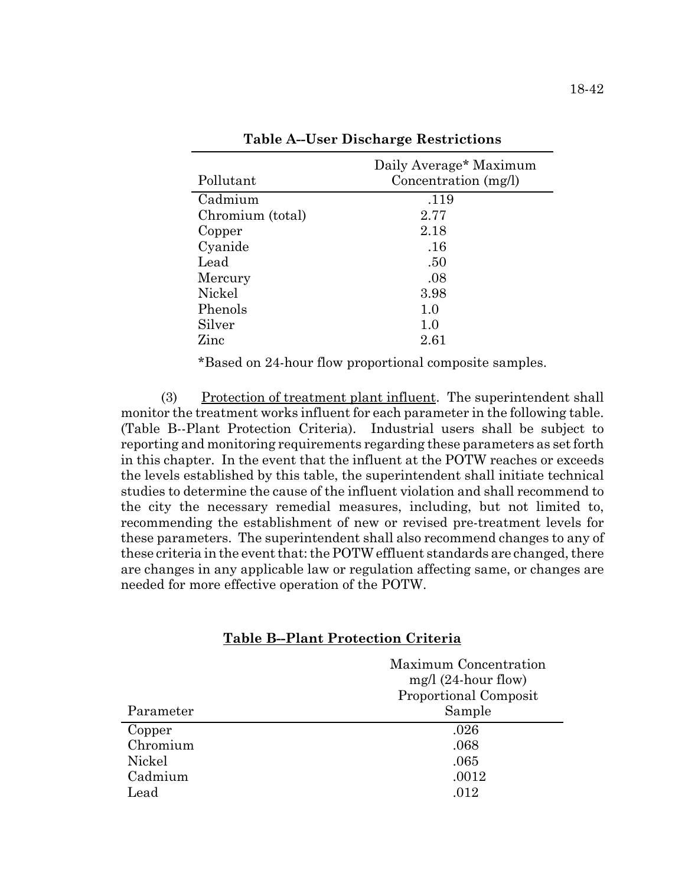**Table A--User Discharge Restrictions**

| Pollutant | Daily Average* Maximum Concentration (mg/l) |
|---|---|
| Cadmium | .119 |
| Chromium (total) | 2.77 |
| Copper | 2.18 |
| Cyanide | .16 |
| Lead | .50 |
| Mercury | .08 |
| Nickel | 3.98 |
| Phenols | 1.0 |
| Silver | 1.0 |
| Zinc | 2.61 |

*Based on 24-hour flow proportional composite samples.

(3) Protection of treatment plant influent. The superintendent shall monitor the treatment works influent for each parameter in the following table. (Table B--Plant Protection Criteria). Industrial users shall be subject to reporting and monitoring requirements regarding these parameters as set forth in this chapter. In the event that the influent at the POTW reaches or exceeds the levels established by this table, the superintendent shall initiate technical studies to determine the cause of the influent violation and shall recommend to the city the necessary remedial measures, including, but not limited to, recommending the establishment of new or revised pre-treatment levels for these parameters. The superintendent shall also recommend changes to any of these criteria in the event that: the POTW effluent standards are changed, there are changes in any applicable law or regulation affecting same, or changes are needed for more effective operation of the POTW.

**Table B--Plant Protection Criteria**

| Parameter | Maximum Concentration mg/l (24-hour flow) Proportional Composit Sample |
|---|---|
| Copper | .026 |
| Chromium | .068 |
| Nickel | .065 |
| Cadmium | .0012 |
| Lead | .012 |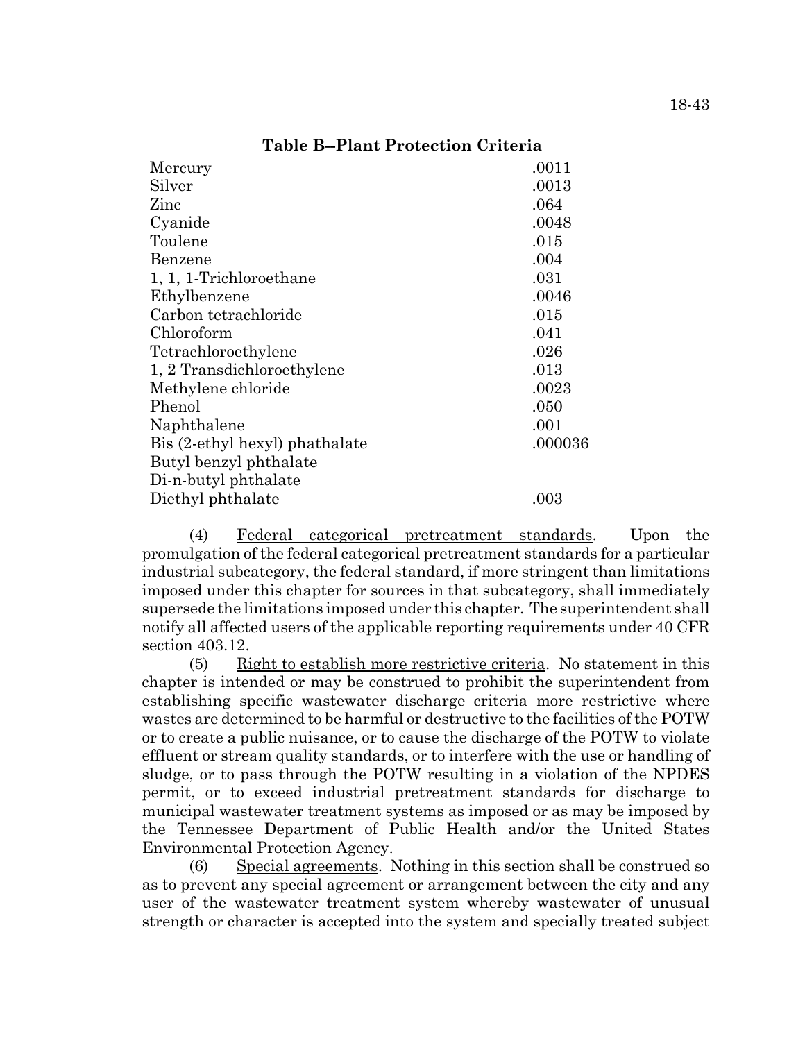**Table B--Plant Protection Criteria**

| | |
|---|---|
| Mercury | .0011 |
| Silver | .0013 |
| Zinc | .064 |
| Cyanide | .0048 |
| Toulene | .015 |
| Benzene | .004 |
| 1, 1, 1-Trichloroethane | .031 |
| Ethylbenzene | .0046 |
| Carbon tetrachloride | .015 |
| Chloroform | .041 |
| Tetrachloroethylene | .026 |
| 1, 2 Transdichloroethylene | .013 |
| Methylene chloride | .0023 |
| Phenol | .050 |
| Naphthalene | .001 |
| Bis (2-ethyl hexyl) phathalate | .000036 |
| Butyl benzyl phthalate | |
| Di-n-butyl phthalate | |
| Diethyl phthalate | .003 |

(4) Federal categorical pretreatment standards. Upon the promulgation of the federal categorical pretreatment standards for a particular industrial subcategory, the federal standard, if more stringent than limitations imposed under this chapter for sources in that subcategory, shall immediately supersede the limitations imposed under this chapter. The superintendent shall notify all affected users of the applicable reporting requirements under 40 CFR section 403.12.

(5) Right to establish more restrictive criteria. No statement in this chapter is intended or may be construed to prohibit the superintendent from establishing specific wastewater discharge criteria more restrictive where wastes are determined to be harmful or destructive to the facilities of the POTW or to create a public nuisance, or to cause the discharge of the POTW to violate effluent or stream quality standards, or to interfere with the use or handling of sludge, or to pass through the POTW resulting in a violation of the NPDES permit, or to exceed industrial pretreatment standards for discharge to municipal wastewater treatment systems as imposed or as may be imposed by the Tennessee Department of Public Health and/or the United States Environmental Protection Agency.

(6) Special agreements. Nothing in this section shall be construed so as to prevent any special agreement or arrangement between the city and any user of the wastewater treatment system whereby wastewater of unusual strength or character is accepted into the system and specially treated subject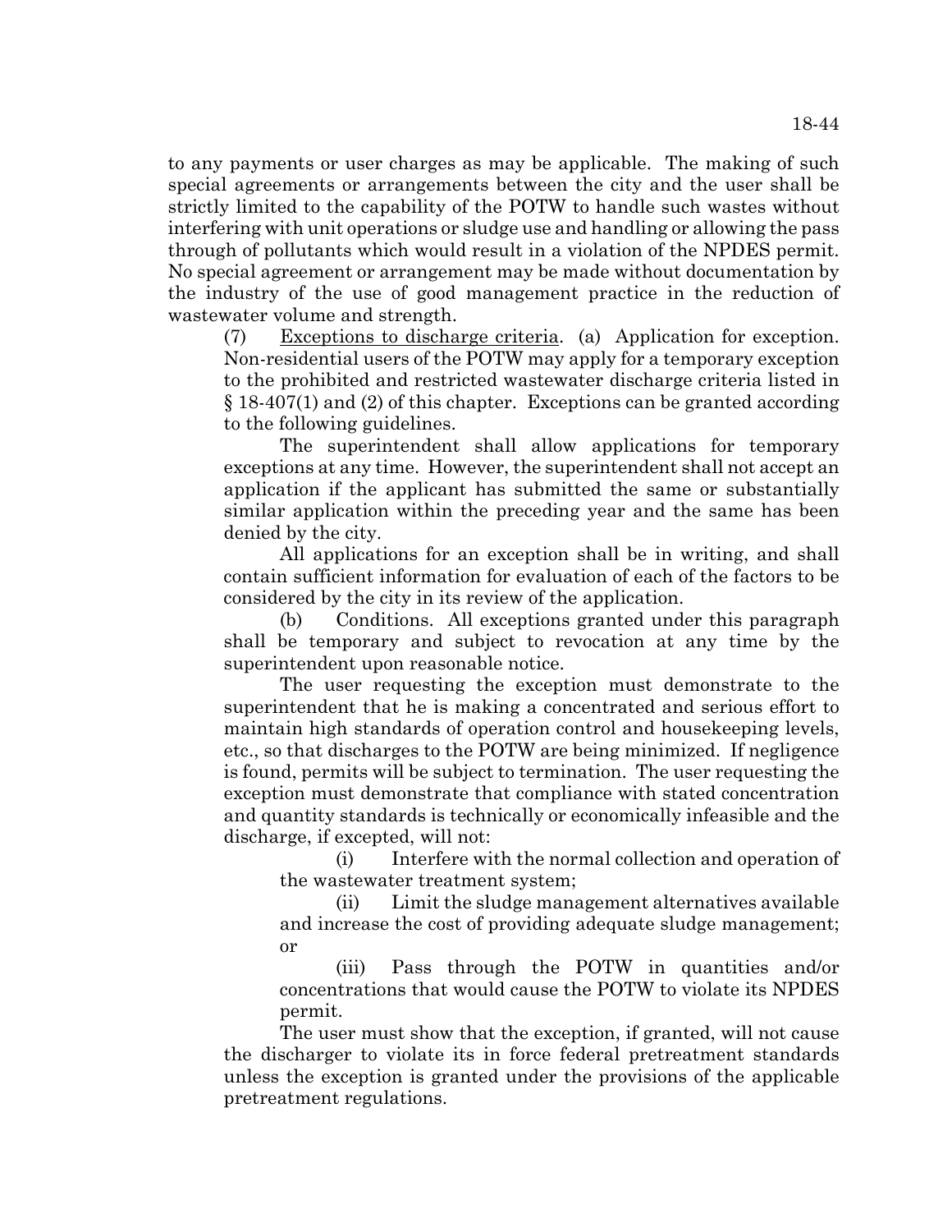to any payments or user charges as may be applicable. The making of such special agreements or arrangements between the city and the user shall be strictly limited to the capability of the POTW to handle such wastes without interfering with unit operations or sludge use and handling or allowing the pass through of pollutants which would result in a violation of the NPDES permit. No special agreement or arrangement may be made without documentation by the industry of the use of good management practice in the reduction of wastewater volume and strength.

(7) Exceptions to discharge criteria. (a) Application for exception. Non-residential users of the POTW may apply for a temporary exception to the prohibited and restricted wastewater discharge criteria listed in § 18-407(1) and (2) of this chapter. Exceptions can be granted according to the following guidelines.

The superintendent shall allow applications for temporary exceptions at any time. However, the superintendent shall not accept an application if the applicant has submitted the same or substantially similar application within the preceding year and the same has been denied by the city.

All applications for an exception shall be in writing, and shall contain sufficient information for evaluation of each of the factors to be considered by the city in its review of the application.

(b) Conditions. All exceptions granted under this paragraph shall be temporary and subject to revocation at any time by the superintendent upon reasonable notice.

The user requesting the exception must demonstrate to the superintendent that he is making a concentrated and serious effort to maintain high standards of operation control and housekeeping levels, etc., so that discharges to the POTW are being minimized. If negligence is found, permits will be subject to termination. The user requesting the exception must demonstrate that compliance with stated concentration and quantity standards is technically or economically infeasible and the discharge, if excepted, will not:

(i) Interfere with the normal collection and operation of the wastewater treatment system;

(ii) Limit the sludge management alternatives available and increase the cost of providing adequate sludge management; or

(iii) Pass through the POTW in quantities and/or concentrations that would cause the POTW to violate its NPDES permit.

The user must show that the exception, if granted, will not cause the discharger to violate its in force federal pretreatment standards unless the exception is granted under the provisions of the applicable pretreatment regulations.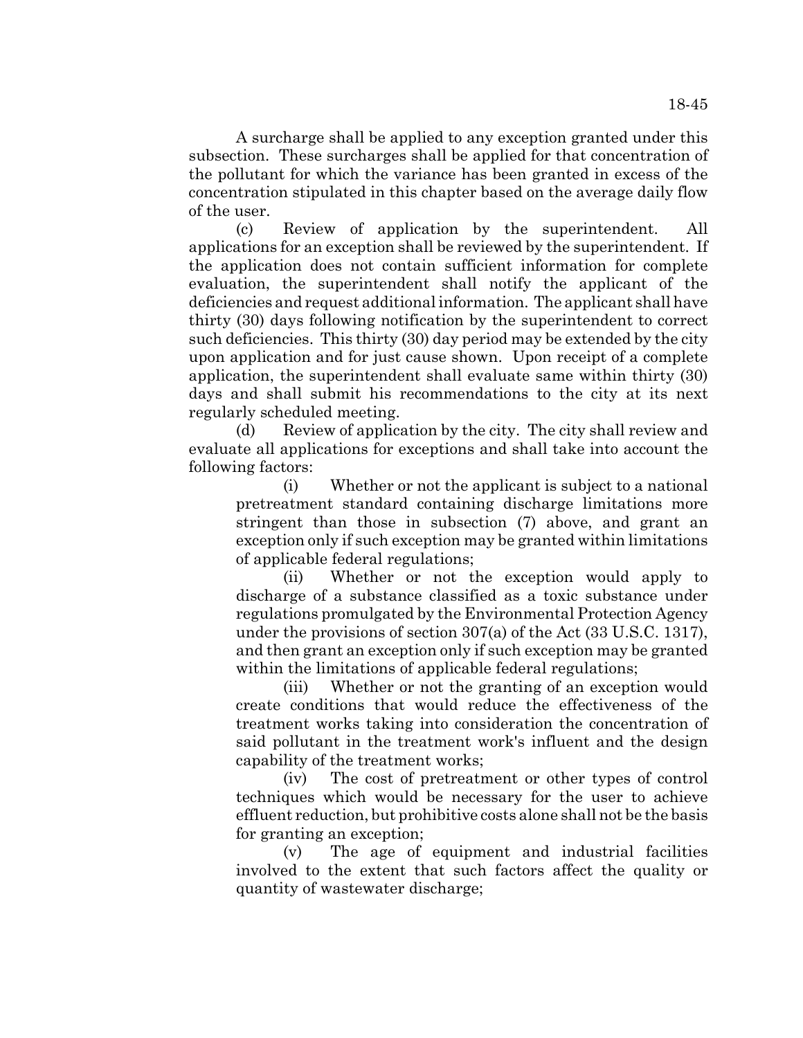A surcharge shall be applied to any exception granted under this subsection. These surcharges shall be applied for that concentration of the pollutant for which the variance has been granted in excess of the concentration stipulated in this chapter based on the average daily flow of the user.

(c) Review of application by the superintendent. All applications for an exception shall be reviewed by the superintendent. If the application does not contain sufficient information for complete evaluation, the superintendent shall notify the applicant of the deficiencies and request additional information. The applicant shall have thirty (30) days following notification by the superintendent to correct such deficiencies. This thirty (30) day period may be extended by the city upon application and for just cause shown. Upon receipt of a complete application, the superintendent shall evaluate same within thirty (30) days and shall submit his recommendations to the city at its next regularly scheduled meeting.

(d) Review of application by the city. The city shall review and evaluate all applications for exceptions and shall take into account the following factors:

(i) Whether or not the applicant is subject to a national pretreatment standard containing discharge limitations more stringent than those in subsection (7) above, and grant an exception only if such exception may be granted within limitations of applicable federal regulations;

(ii) Whether or not the exception would apply to discharge of a substance classified as a toxic substance under regulations promulgated by the Environmental Protection Agency under the provisions of section 307(a) of the Act (33 U.S.C. 1317), and then grant an exception only if such exception may be granted within the limitations of applicable federal regulations;

(iii) Whether or not the granting of an exception would create conditions that would reduce the effectiveness of the treatment works taking into consideration the concentration of said pollutant in the treatment work's influent and the design capability of the treatment works;

(iv) The cost of pretreatment or other types of control techniques which would be necessary for the user to achieve effluent reduction, but prohibitive costs alone shall not be the basis for granting an exception;

(v) The age of equipment and industrial facilities involved to the extent that such factors affect the quality or quantity of wastewater discharge;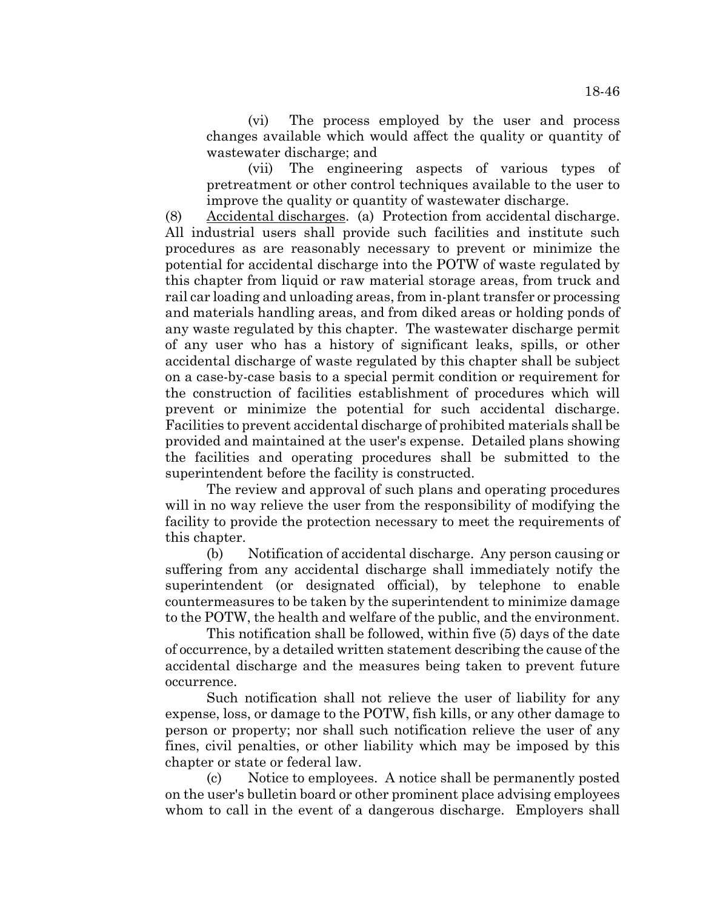(vi) The process employed by the user and process changes available which would affect the quality or quantity of wastewater discharge; and

(vii) The engineering aspects of various types of pretreatment or other control techniques available to the user to improve the quality or quantity of wastewater discharge.

(8) Accidental discharges. (a) Protection from accidental discharge. All industrial users shall provide such facilities and institute such procedures as are reasonably necessary to prevent or minimize the potential for accidental discharge into the POTW of waste regulated by this chapter from liquid or raw material storage areas, from truck and rail car loading and unloading areas, from in-plant transfer or processing and materials handling areas, and from diked areas or holding ponds of any waste regulated by this chapter. The wastewater discharge permit of any user who has a history of significant leaks, spills, or other accidental discharge of waste regulated by this chapter shall be subject on a case-by-case basis to a special permit condition or requirement for the construction of facilities establishment of procedures which will prevent or minimize the potential for such accidental discharge. Facilities to prevent accidental discharge of prohibited materials shall be provided and maintained at the user's expense. Detailed plans showing the facilities and operating procedures shall be submitted to the superintendent before the facility is constructed.

The review and approval of such plans and operating procedures will in no way relieve the user from the responsibility of modifying the facility to provide the protection necessary to meet the requirements of this chapter.

(b) Notification of accidental discharge. Any person causing or suffering from any accidental discharge shall immediately notify the superintendent (or designated official), by telephone to enable countermeasures to be taken by the superintendent to minimize damage to the POTW, the health and welfare of the public, and the environment.

This notification shall be followed, within five (5) days of the date of occurrence, by a detailed written statement describing the cause of the accidental discharge and the measures being taken to prevent future occurrence.

Such notification shall not relieve the user of liability for any expense, loss, or damage to the POTW, fish kills, or any other damage to person or property; nor shall such notification relieve the user of any fines, civil penalties, or other liability which may be imposed by this chapter or state or federal law.

(c) Notice to employees. A notice shall be permanently posted on the user's bulletin board or other prominent place advising employees whom to call in the event of a dangerous discharge. Employers shall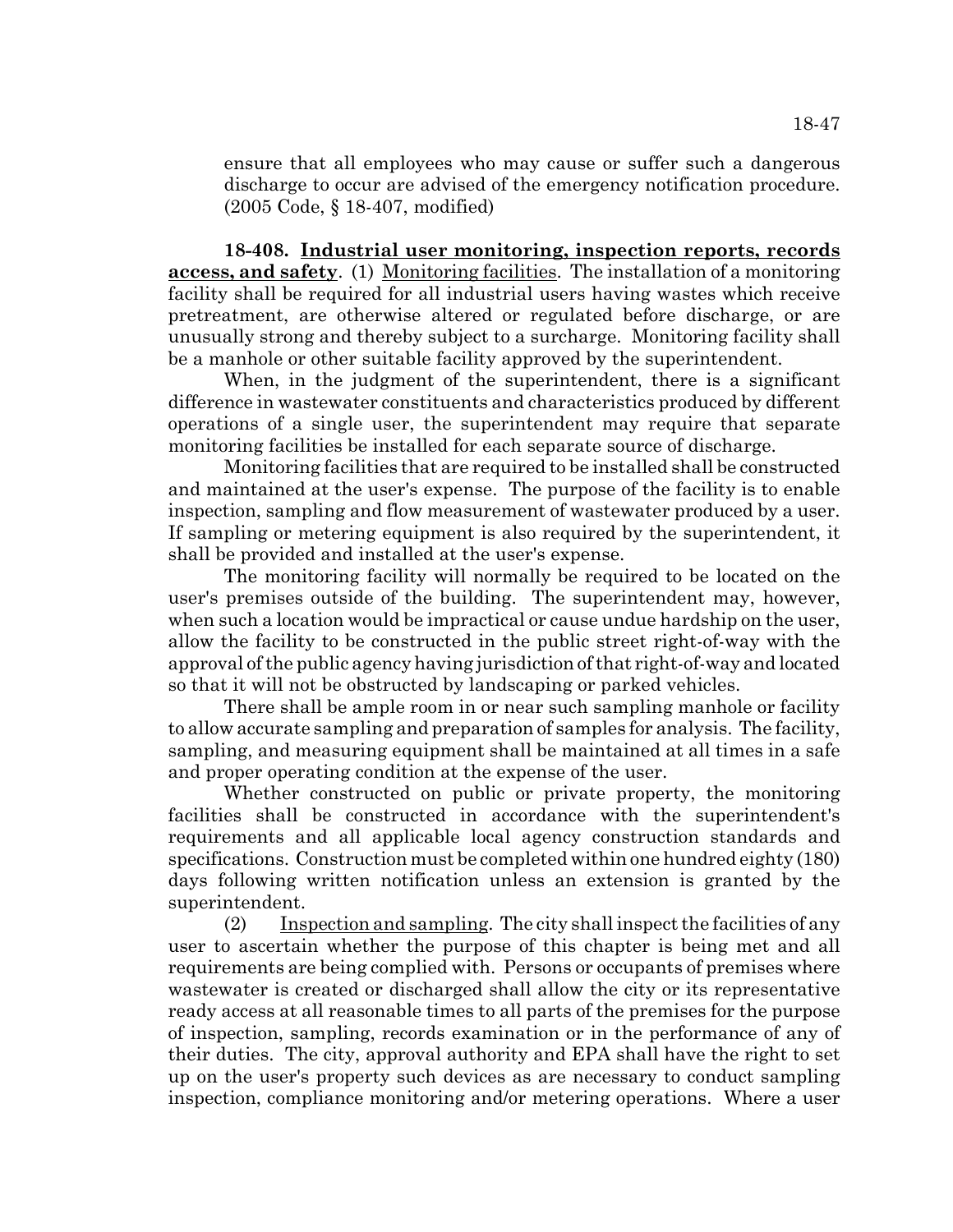ensure that all employees who may cause or suffer such a dangerous discharge to occur are advised of the emergency notification procedure. (2005 Code, § 18-407, modified)

**18-408. Industrial user monitoring, inspection reports, records access, and safety**. (1) Monitoring facilities. The installation of a monitoring facility shall be required for all industrial users having wastes which receive pretreatment, are otherwise altered or regulated before discharge, or are unusually strong and thereby subject to a surcharge. Monitoring facility shall be a manhole or other suitable facility approved by the superintendent.

When, in the judgment of the superintendent, there is a significant difference in wastewater constituents and characteristics produced by different operations of a single user, the superintendent may require that separate monitoring facilities be installed for each separate source of discharge.

Monitoring facilities that are required to be installed shall be constructed and maintained at the user's expense. The purpose of the facility is to enable inspection, sampling and flow measurement of wastewater produced by a user. If sampling or metering equipment is also required by the superintendent, it shall be provided and installed at the user's expense.

The monitoring facility will normally be required to be located on the user's premises outside of the building. The superintendent may, however, when such a location would be impractical or cause undue hardship on the user, allow the facility to be constructed in the public street right-of-way with the approval of the public agency having jurisdiction of that right-of-way and located so that it will not be obstructed by landscaping or parked vehicles.

There shall be ample room in or near such sampling manhole or facility to allow accurate sampling and preparation of samples for analysis. The facility, sampling, and measuring equipment shall be maintained at all times in a safe and proper operating condition at the expense of the user.

Whether constructed on public or private property, the monitoring facilities shall be constructed in accordance with the superintendent's requirements and all applicable local agency construction standards and specifications. Construction must be completed within one hundred eighty (180) days following written notification unless an extension is granted by the superintendent.

(2) Inspection and sampling. The city shall inspect the facilities of any user to ascertain whether the purpose of this chapter is being met and all requirements are being complied with. Persons or occupants of premises where wastewater is created or discharged shall allow the city or its representative ready access at all reasonable times to all parts of the premises for the purpose of inspection, sampling, records examination or in the performance of any of their duties. The city, approval authority and EPA shall have the right to set up on the user's property such devices as are necessary to conduct sampling inspection, compliance monitoring and/or metering operations. Where a user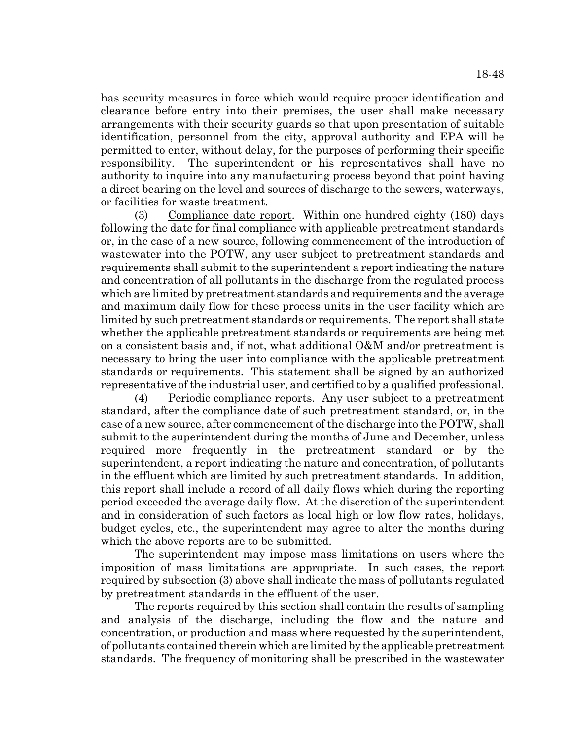has security measures in force which would require proper identification and clearance before entry into their premises, the user shall make necessary arrangements with their security guards so that upon presentation of suitable identification, personnel from the city, approval authority and EPA will be permitted to enter, without delay, for the purposes of performing their specific responsibility. The superintendent or his representatives shall have no authority to inquire into any manufacturing process beyond that point having a direct bearing on the level and sources of discharge to the sewers, waterways, or facilities for waste treatment.

(3) Compliance date report. Within one hundred eighty (180) days following the date for final compliance with applicable pretreatment standards or, in the case of a new source, following commencement of the introduction of wastewater into the POTW, any user subject to pretreatment standards and requirements shall submit to the superintendent a report indicating the nature and concentration of all pollutants in the discharge from the regulated process which are limited by pretreatment standards and requirements and the average and maximum daily flow for these process units in the user facility which are limited by such pretreatment standards or requirements. The report shall state whether the applicable pretreatment standards or requirements are being met on a consistent basis and, if not, what additional O&M and/or pretreatment is necessary to bring the user into compliance with the applicable pretreatment standards or requirements. This statement shall be signed by an authorized representative of the industrial user, and certified to by a qualified professional.

(4) Periodic compliance reports. Any user subject to a pretreatment standard, after the compliance date of such pretreatment standard, or, in the case of a new source, after commencement of the discharge into the POTW, shall submit to the superintendent during the months of June and December, unless required more frequently in the pretreatment standard or by the superintendent, a report indicating the nature and concentration, of pollutants in the effluent which are limited by such pretreatment standards. In addition, this report shall include a record of all daily flows which during the reporting period exceeded the average daily flow. At the discretion of the superintendent and in consideration of such factors as local high or low flow rates, holidays, budget cycles, etc., the superintendent may agree to alter the months during which the above reports are to be submitted.

The superintendent may impose mass limitations on users where the imposition of mass limitations are appropriate. In such cases, the report required by subsection (3) above shall indicate the mass of pollutants regulated by pretreatment standards in the effluent of the user.

The reports required by this section shall contain the results of sampling and analysis of the discharge, including the flow and the nature and concentration, or production and mass where requested by the superintendent, of pollutants contained therein which are limited by the applicable pretreatment standards. The frequency of monitoring shall be prescribed in the wastewater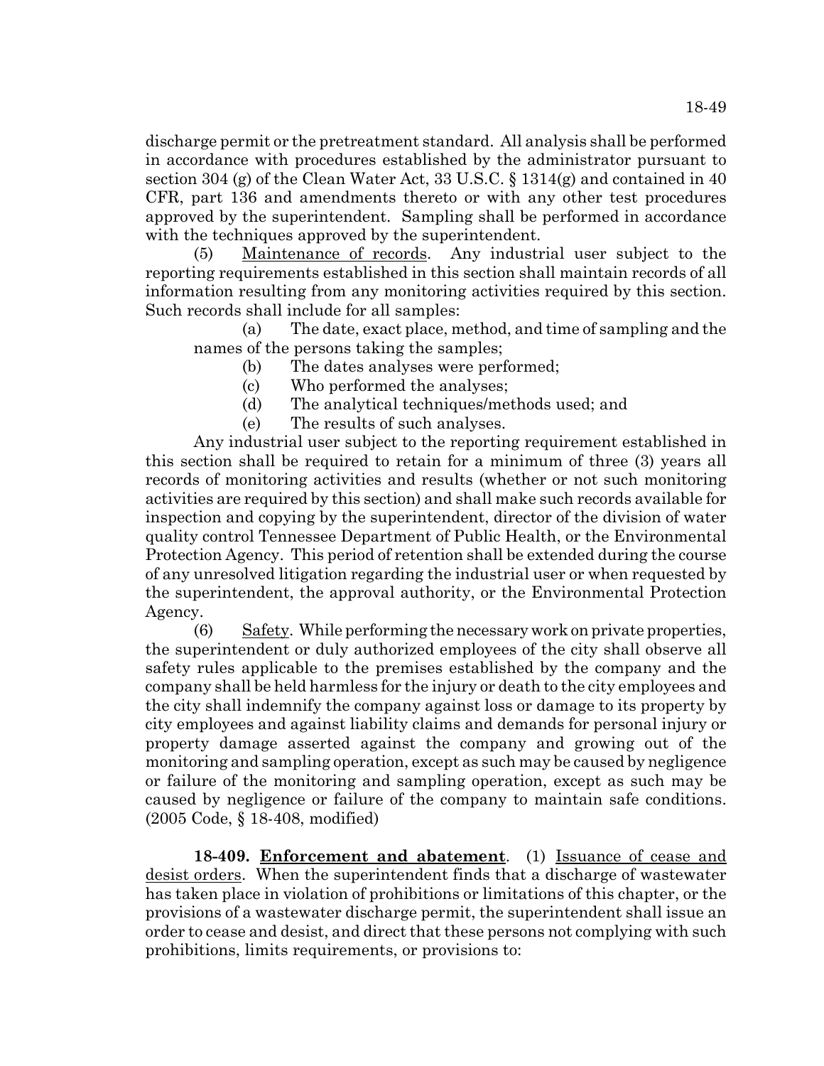discharge permit or the pretreatment standard. All analysis shall be performed in accordance with procedures established by the administrator pursuant to section 304 (g) of the Clean Water Act, 33 U.S.C. § 1314(g) and contained in 40 CFR, part 136 and amendments thereto or with any other test procedures approved by the superintendent. Sampling shall be performed in accordance with the techniques approved by the superintendent.

(5) Maintenance of records. Any industrial user subject to the reporting requirements established in this section shall maintain records of all information resulting from any monitoring activities required by this section. Such records shall include for all samples:

(a) The date, exact place, method, and time of sampling and the names of the persons taking the samples;

(b) The dates analyses were performed;

(c) Who performed the analyses;

(d) The analytical techniques/methods used; and

(e) The results of such analyses.

Any industrial user subject to the reporting requirement established in this section shall be required to retain for a minimum of three (3) years all records of monitoring activities and results (whether or not such monitoring activities are required by this section) and shall make such records available for inspection and copying by the superintendent, director of the division of water quality control Tennessee Department of Public Health, or the Environmental Protection Agency. This period of retention shall be extended during the course of any unresolved litigation regarding the industrial user or when requested by the superintendent, the approval authority, or the Environmental Protection Agency.

(6) Safety. While performing the necessary work on private properties, the superintendent or duly authorized employees of the city shall observe all safety rules applicable to the premises established by the company and the company shall be held harmless for the injury or death to the city employees and the city shall indemnify the company against loss or damage to its property by city employees and against liability claims and demands for personal injury or property damage asserted against the company and growing out of the monitoring and sampling operation, except as such may be caused by negligence or failure of the monitoring and sampling operation, except as such may be caused by negligence or failure of the company to maintain safe conditions. (2005 Code, § 18-408, modified)

**18-409. Enforcement and abatement**. (1) Issuance of cease and desist orders. When the superintendent finds that a discharge of wastewater has taken place in violation of prohibitions or limitations of this chapter, or the provisions of a wastewater discharge permit, the superintendent shall issue an order to cease and desist, and direct that these persons not complying with such prohibitions, limits requirements, or provisions to: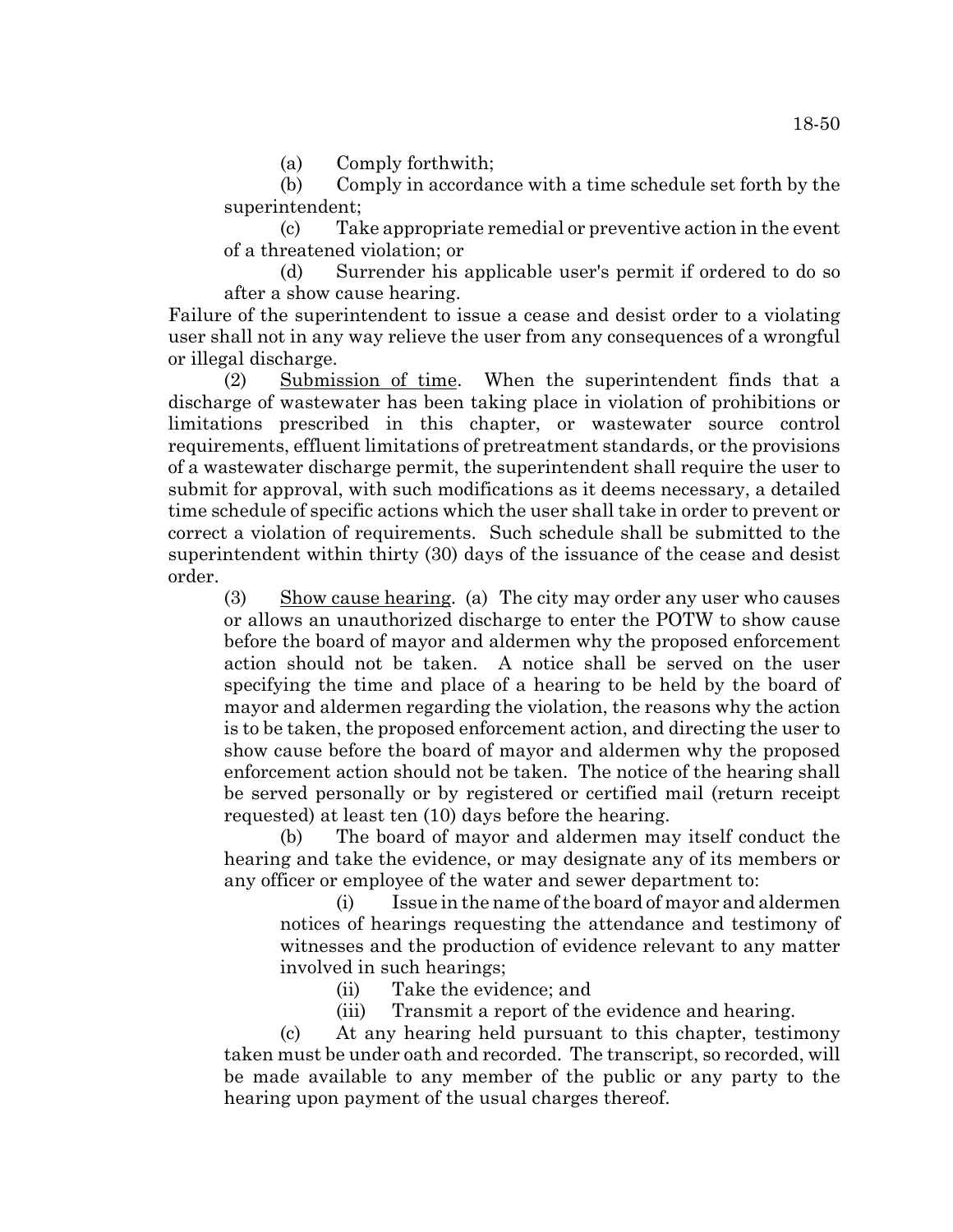(a) Comply forthwith;

(b) Comply in accordance with a time schedule set forth by the superintendent;

(c) Take appropriate remedial or preventive action in the event of a threatened violation; or

(d) Surrender his applicable user's permit if ordered to do so after a show cause hearing.

Failure of the superintendent to issue a cease and desist order to a violating user shall not in any way relieve the user from any consequences of a wrongful or illegal discharge.

(2) Submission of time. When the superintendent finds that a discharge of wastewater has been taking place in violation of prohibitions or limitations prescribed in this chapter, or wastewater source control requirements, effluent limitations of pretreatment standards, or the provisions of a wastewater discharge permit, the superintendent shall require the user to submit for approval, with such modifications as it deems necessary, a detailed time schedule of specific actions which the user shall take in order to prevent or correct a violation of requirements. Such schedule shall be submitted to the superintendent within thirty (30) days of the issuance of the cease and desist order.

(3) Show cause hearing. (a) The city may order any user who causes or allows an unauthorized discharge to enter the POTW to show cause before the board of mayor and aldermen why the proposed enforcement action should not be taken. A notice shall be served on the user specifying the time and place of a hearing to be held by the board of mayor and aldermen regarding the violation, the reasons why the action is to be taken, the proposed enforcement action, and directing the user to show cause before the board of mayor and aldermen why the proposed enforcement action should not be taken. The notice of the hearing shall be served personally or by registered or certified mail (return receipt requested) at least ten (10) days before the hearing.

(b) The board of mayor and aldermen may itself conduct the hearing and take the evidence, or may designate any of its members or any officer or employee of the water and sewer department to:

(i) Issue in the name of the board of mayor and aldermen notices of hearings requesting the attendance and testimony of witnesses and the production of evidence relevant to any matter involved in such hearings;

(ii) Take the evidence; and

(iii) Transmit a report of the evidence and hearing.

(c) At any hearing held pursuant to this chapter, testimony taken must be under oath and recorded. The transcript, so recorded, will be made available to any member of the public or any party to the hearing upon payment of the usual charges thereof.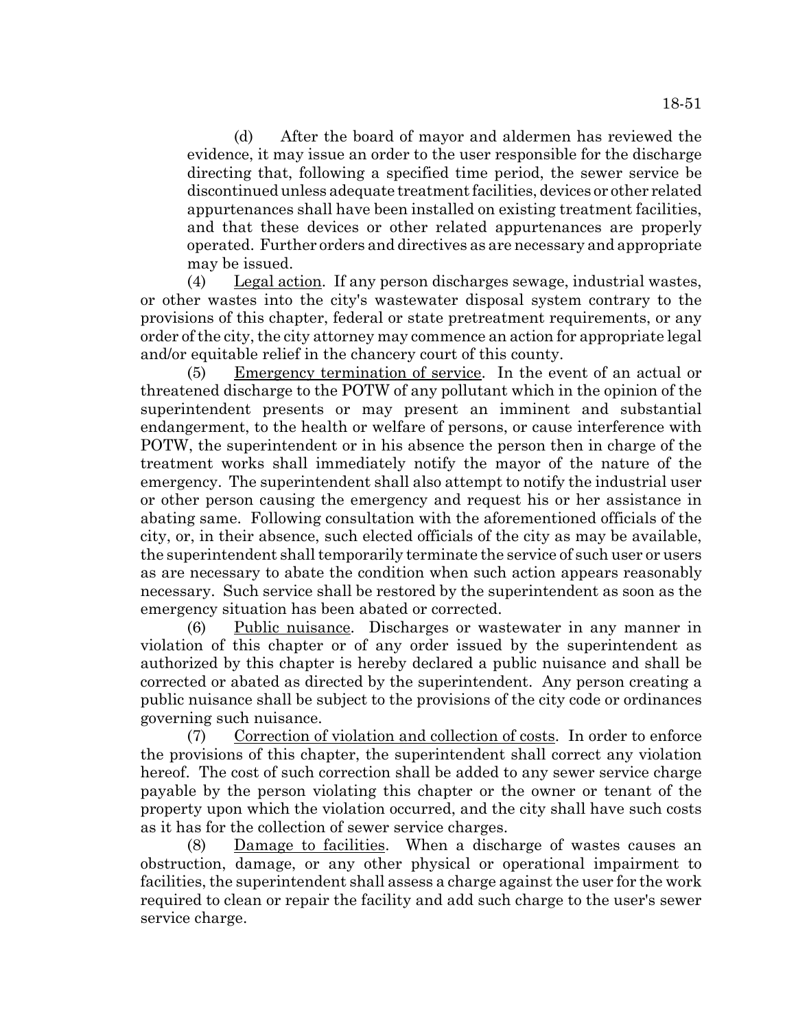(d) After the board of mayor and aldermen has reviewed the evidence, it may issue an order to the user responsible for the discharge directing that, following a specified time period, the sewer service be discontinued unless adequate treatment facilities, devices or other related appurtenances shall have been installed on existing treatment facilities, and that these devices or other related appurtenances are properly operated. Further orders and directives as are necessary and appropriate may be issued.

(4) Legal action. If any person discharges sewage, industrial wastes, or other wastes into the city's wastewater disposal system contrary to the provisions of this chapter, federal or state pretreatment requirements, or any order of the city, the city attorney may commence an action for appropriate legal and/or equitable relief in the chancery court of this county.

(5) Emergency termination of service. In the event of an actual or threatened discharge to the POTW of any pollutant which in the opinion of the superintendent presents or may present an imminent and substantial endangerment, to the health or welfare of persons, or cause interference with POTW, the superintendent or in his absence the person then in charge of the treatment works shall immediately notify the mayor of the nature of the emergency. The superintendent shall also attempt to notify the industrial user or other person causing the emergency and request his or her assistance in abating same. Following consultation with the aforementioned officials of the city, or, in their absence, such elected officials of the city as may be available, the superintendent shall temporarily terminate the service of such user or users as are necessary to abate the condition when such action appears reasonably necessary. Such service shall be restored by the superintendent as soon as the emergency situation has been abated or corrected.

(6) Public nuisance. Discharges or wastewater in any manner in violation of this chapter or of any order issued by the superintendent as authorized by this chapter is hereby declared a public nuisance and shall be corrected or abated as directed by the superintendent. Any person creating a public nuisance shall be subject to the provisions of the city code or ordinances governing such nuisance.

(7) Correction of violation and collection of costs. In order to enforce the provisions of this chapter, the superintendent shall correct any violation hereof. The cost of such correction shall be added to any sewer service charge payable by the person violating this chapter or the owner or tenant of the property upon which the violation occurred, and the city shall have such costs as it has for the collection of sewer service charges.

(8) Damage to facilities. When a discharge of wastes causes an obstruction, damage, or any other physical or operational impairment to facilities, the superintendent shall assess a charge against the user for the work required to clean or repair the facility and add such charge to the user's sewer service charge.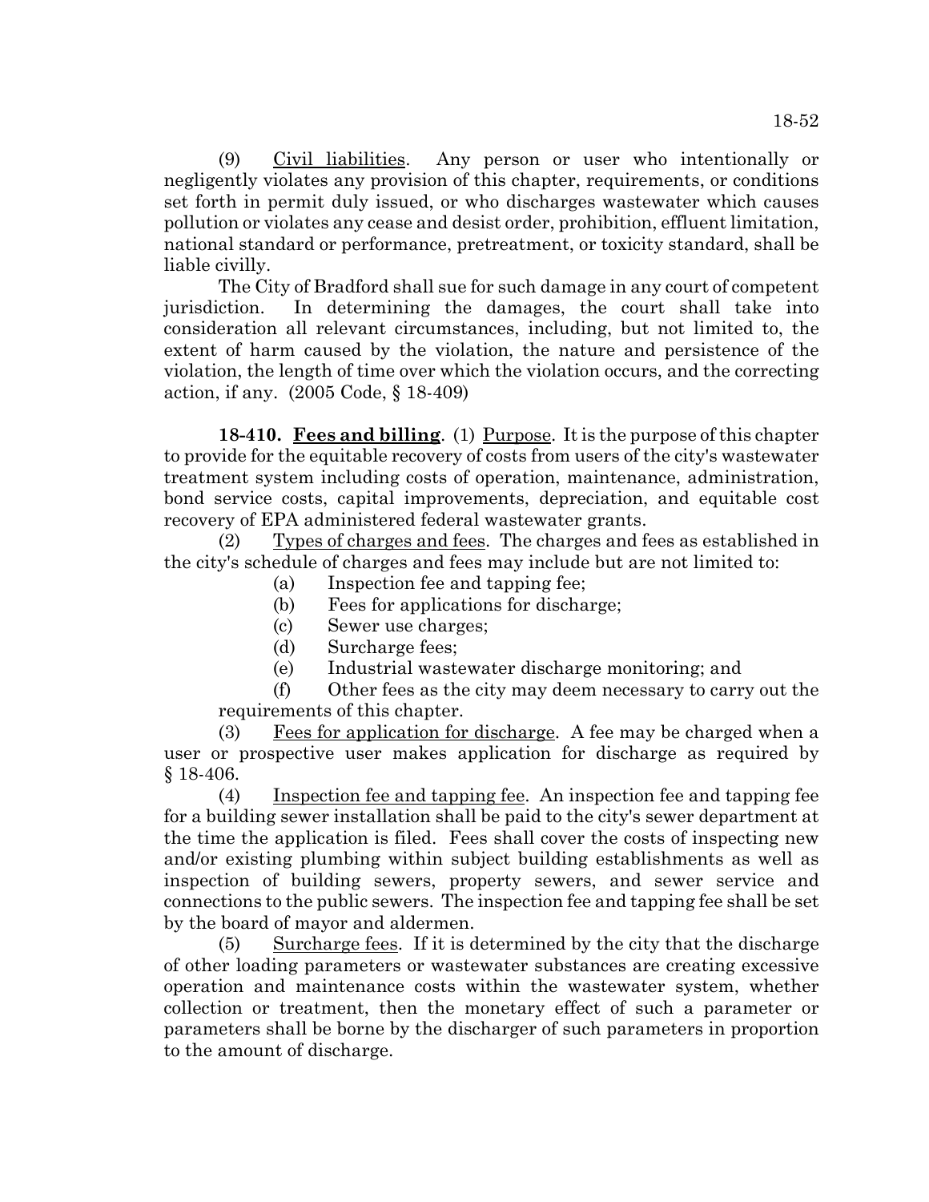(9) Civil liabilities. Any person or user who intentionally or negligently violates any provision of this chapter, requirements, or conditions set forth in permit duly issued, or who discharges wastewater which causes pollution or violates any cease and desist order, prohibition, effluent limitation, national standard or performance, pretreatment, or toxicity standard, shall be liable civilly.

The City of Bradford shall sue for such damage in any court of competent jurisdiction. In determining the damages, the court shall take into consideration all relevant circumstances, including, but not limited to, the extent of harm caused by the violation, the nature and persistence of the violation, the length of time over which the violation occurs, and the correcting action, if any. (2005 Code, § 18-409)

**18-410. Fees and billing**. (1) Purpose. It is the purpose of this chapter to provide for the equitable recovery of costs from users of the city's wastewater treatment system including costs of operation, maintenance, administration, bond service costs, capital improvements, depreciation, and equitable cost recovery of EPA administered federal wastewater grants.

(2) Types of charges and fees. The charges and fees as established in the city's schedule of charges and fees may include but are not limited to:

(a) Inspection fee and tapping fee;

(b) Fees for applications for discharge;

(c) Sewer use charges;

(d) Surcharge fees;

(e) Industrial wastewater discharge monitoring; and

(f) Other fees as the city may deem necessary to carry out the requirements of this chapter.

(3) Fees for application for discharge. A fee may be charged when a user or prospective user makes application for discharge as required by § 18-406.

(4) Inspection fee and tapping fee. An inspection fee and tapping fee for a building sewer installation shall be paid to the city's sewer department at the time the application is filed. Fees shall cover the costs of inspecting new and/or existing plumbing within subject building establishments as well as inspection of building sewers, property sewers, and sewer service and connections to the public sewers. The inspection fee and tapping fee shall be set by the board of mayor and aldermen.

(5) Surcharge fees. If it is determined by the city that the discharge of other loading parameters or wastewater substances are creating excessive operation and maintenance costs within the wastewater system, whether collection or treatment, then the monetary effect of such a parameter or parameters shall be borne by the discharger of such parameters in proportion to the amount of discharge.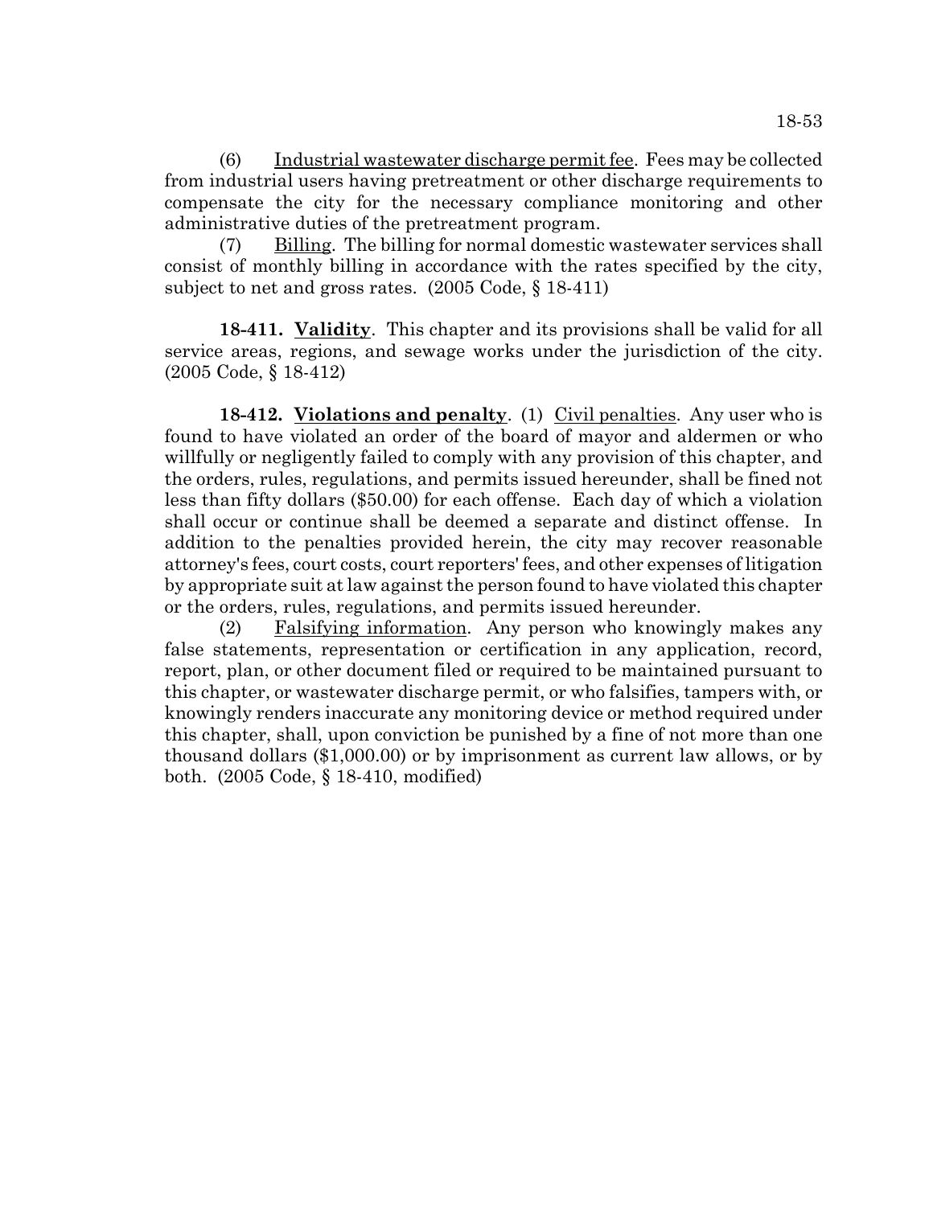(6) Industrial wastewater discharge permit fee. Fees may be collected from industrial users having pretreatment or other discharge requirements to compensate the city for the necessary compliance monitoring and other administrative duties of the pretreatment program.

(7) Billing. The billing for normal domestic wastewater services shall consist of monthly billing in accordance with the rates specified by the city, subject to net and gross rates. (2005 Code, § 18-411)

**18-411. Validity**. This chapter and its provisions shall be valid for all service areas, regions, and sewage works under the jurisdiction of the city. (2005 Code, § 18-412)

**18-412. Violations and penalty**. (1) Civil penalties. Any user who is found to have violated an order of the board of mayor and aldermen or who willfully or negligently failed to comply with any provision of this chapter, and the orders, rules, regulations, and permits issued hereunder, shall be fined not less than fifty dollars ($50.00) for each offense. Each day of which a violation shall occur or continue shall be deemed a separate and distinct offense. In addition to the penalties provided herein, the city may recover reasonable attorney's fees, court costs, court reporters' fees, and other expenses of litigation by appropriate suit at law against the person found to have violated this chapter or the orders, rules, regulations, and permits issued hereunder.

(2) Falsifying information. Any person who knowingly makes any false statements, representation or certification in any application, record, report, plan, or other document filed or required to be maintained pursuant to this chapter, or wastewater discharge permit, or who falsifies, tampers with, or knowingly renders inaccurate any monitoring device or method required under this chapter, shall, upon conviction be punished by a fine of not more than one thousand dollars ($1,000.00) or by imprisonment as current law allows, or by both. (2005 Code, § 18-410, modified)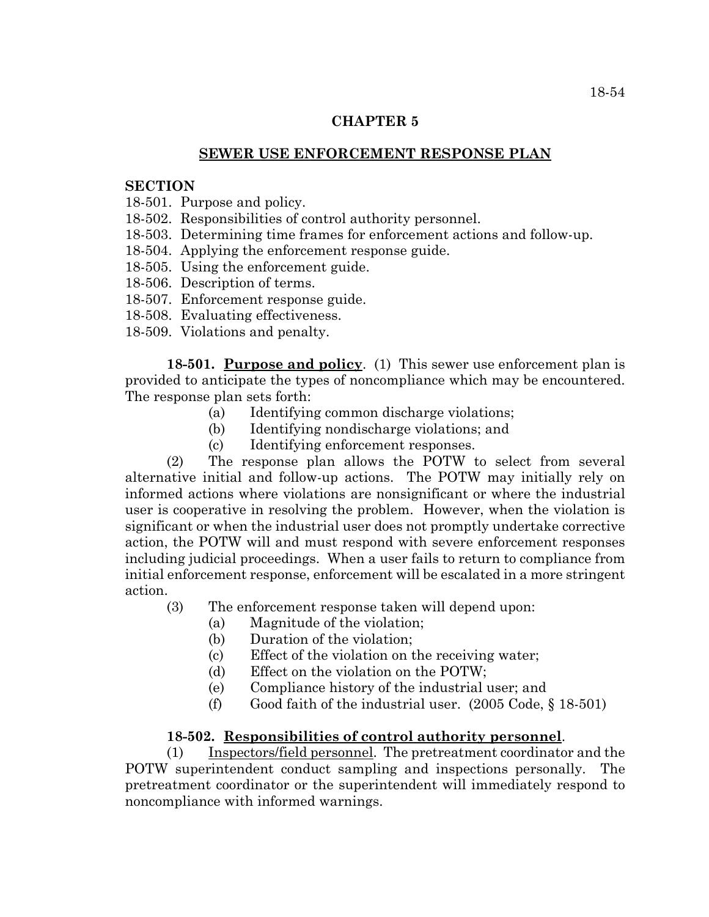## CHAPTER 5

## SEWER USE ENFORCEMENT RESPONSE PLAN

**SECTION**

18-501. Purpose and policy.
18-502. Responsibilities of control authority personnel.
18-503. Determining time frames for enforcement actions and follow-up.
18-504. Applying the enforcement response guide.
18-505. Using the enforcement guide.
18-506. Description of terms.
18-507. Enforcement response guide.
18-508. Evaluating effectiveness.
18-509. Violations and penalty.

**18-501. Purpose and policy**. (1) This sewer use enforcement plan is provided to anticipate the types of noncompliance which may be encountered. The response plan sets forth:

(a) Identifying common discharge violations;
(b) Identifying nondischarge violations; and
(c) Identifying enforcement responses.

(2) The response plan allows the POTW to select from several alternative initial and follow-up actions. The POTW may initially rely on informed actions where violations are nonsignificant or where the industrial user is cooperative in resolving the problem. However, when the violation is significant or when the industrial user does not promptly undertake corrective action, the POTW will and must respond with severe enforcement responses including judicial proceedings. When a user fails to return to compliance from initial enforcement response, enforcement will be escalated in a more stringent action.

(3) The enforcement response taken will depend upon:

(a) Magnitude of the violation;
(b) Duration of the violation;
(c) Effect of the violation on the receiving water;
(d) Effect on the violation on the POTW;
(e) Compliance history of the industrial user; and
(f) Good faith of the industrial user. (2005 Code, § 18-501)

**18-502. Responsibilities of control authority personnel**.

(1) Inspectors/field personnel. The pretreatment coordinator and the POTW superintendent conduct sampling and inspections personally. The pretreatment coordinator or the superintendent will immediately respond to noncompliance with informed warnings.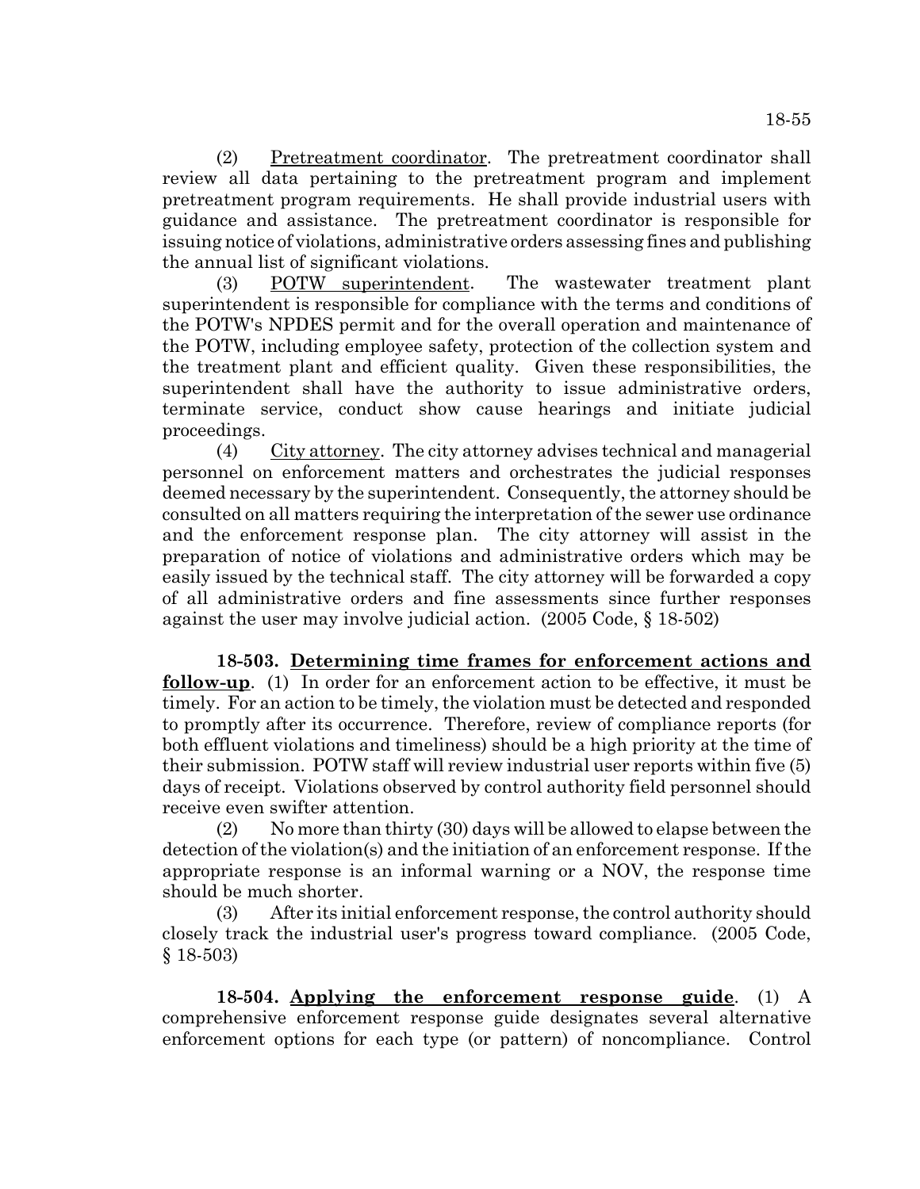(2) Pretreatment coordinator. The pretreatment coordinator shall review all data pertaining to the pretreatment program and implement pretreatment program requirements. He shall provide industrial users with guidance and assistance. The pretreatment coordinator is responsible for issuing notice of violations, administrative orders assessing fines and publishing the annual list of significant violations.

(3) POTW superintendent. The wastewater treatment plant superintendent is responsible for compliance with the terms and conditions of the POTW's NPDES permit and for the overall operation and maintenance of the POTW, including employee safety, protection of the collection system and the treatment plant and efficient quality. Given these responsibilities, the superintendent shall have the authority to issue administrative orders, terminate service, conduct show cause hearings and initiate judicial proceedings.

(4) City attorney. The city attorney advises technical and managerial personnel on enforcement matters and orchestrates the judicial responses deemed necessary by the superintendent. Consequently, the attorney should be consulted on all matters requiring the interpretation of the sewer use ordinance and the enforcement response plan. The city attorney will assist in the preparation of notice of violations and administrative orders which may be easily issued by the technical staff. The city attorney will be forwarded a copy of all administrative orders and fine assessments since further responses against the user may involve judicial action. (2005 Code, § 18-502)

**18-503. Determining time frames for enforcement actions and follow-up**. (1) In order for an enforcement action to be effective, it must be timely. For an action to be timely, the violation must be detected and responded to promptly after its occurrence. Therefore, review of compliance reports (for both effluent violations and timeliness) should be a high priority at the time of their submission. POTW staff will review industrial user reports within five (5) days of receipt. Violations observed by control authority field personnel should receive even swifter attention.

(2) No more than thirty (30) days will be allowed to elapse between the detection of the violation(s) and the initiation of an enforcement response. If the appropriate response is an informal warning or a NOV, the response time should be much shorter.

(3) After its initial enforcement response, the control authority should closely track the industrial user's progress toward compliance. (2005 Code, § 18-503)

**18-504. Applying the enforcement response guide**. (1) A comprehensive enforcement response guide designates several alternative enforcement options for each type (or pattern) of noncompliance. Control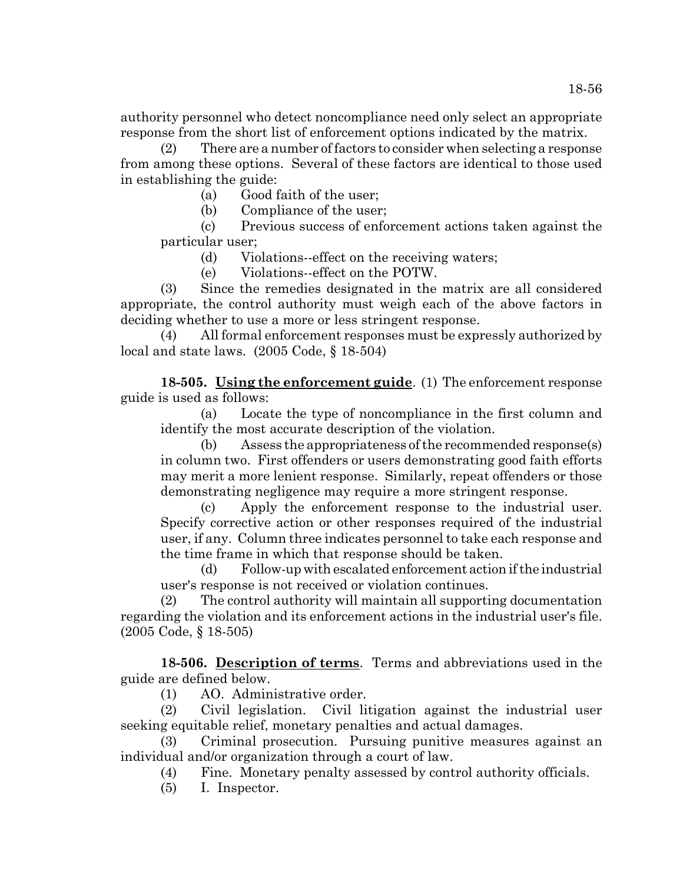authority personnel who detect noncompliance need only select an appropriate response from the short list of enforcement options indicated by the matrix.

(2) There are a number of factors to consider when selecting a response from among these options. Several of these factors are identical to those used in establishing the guide:

(a) Good faith of the user;

(b) Compliance of the user;

(c) Previous success of enforcement actions taken against the particular user;

(d) Violations--effect on the receiving waters;

(e) Violations--effect on the POTW.

(3) Since the remedies designated in the matrix are all considered appropriate, the control authority must weigh each of the above factors in deciding whether to use a more or less stringent response.

(4) All formal enforcement responses must be expressly authorized by local and state laws. (2005 Code, § 18-504)

**18-505. Using the enforcement guide**. (1) The enforcement response guide is used as follows:

(a) Locate the type of noncompliance in the first column and identify the most accurate description of the violation.

(b) Assess the appropriateness of the recommended response(s) in column two. First offenders or users demonstrating good faith efforts may merit a more lenient response. Similarly, repeat offenders or those demonstrating negligence may require a more stringent response.

(c) Apply the enforcement response to the industrial user. Specify corrective action or other responses required of the industrial user, if any. Column three indicates personnel to take each response and the time frame in which that response should be taken.

(d) Follow-up with escalated enforcement action if the industrial user's response is not received or violation continues.

(2) The control authority will maintain all supporting documentation regarding the violation and its enforcement actions in the industrial user's file. (2005 Code, § 18-505)

**18-506. Description of terms**. Terms and abbreviations used in the guide are defined below.

(1) AO. Administrative order.

(2) Civil legislation. Civil litigation against the industrial user seeking equitable relief, monetary penalties and actual damages.

(3) Criminal prosecution. Pursuing punitive measures against an individual and/or organization through a court of law.

(4) Fine. Monetary penalty assessed by control authority officials.

(5) I. Inspector.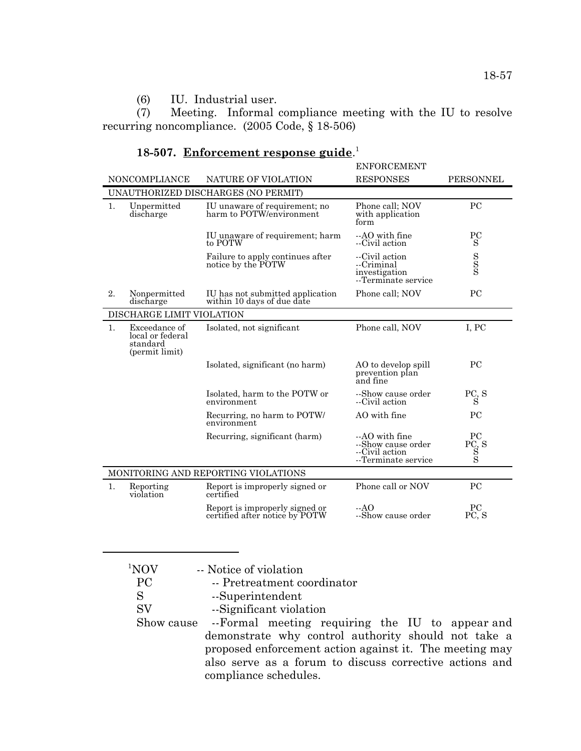(6) IU. Industrial user.

(7) Meeting. Informal compliance meeting with the IU to resolve recurring noncompliance. (2005 Code, § 18-506)

**18-507. Enforcement response guide**.[1]

| NONCOMPLIANCE | NATURE OF VIOLATION | ENFORCEMENT RESPONSES | PERSONNEL |
|---|---|---|---|
| UNAUTHORIZED DISCHARGES (NO PERMIT) | | | |
| 1. Unpermitted discharge | IU unaware of requirement; no harm to POTW/environment | Phone call; NOV with application form | PC |
| | IU unaware of requirement; harm to POTW | --AO with fine<br>--Civil action | PC<br>S |
| | Failure to apply continues after notice by the POTW | --Civil action<br>--Criminal investigation<br>--Terminate service | S<br>S<br>S |
| 2. Nonpermitted discharge | IU has not submitted application within 10 days of due date | Phone call; NOV | PC |
| DISCHARGE LIMIT VIOLATION | | | |
| 1. Exceedance of local or federal standard (permit limit) | Isolated, not significant | Phone call, NOV | I, PC |
| | Isolated, significant (no harm) | AO to develop spill prevention plan and fine | PC |
| | Isolated, harm to the POTW or environment | --Show cause order<br>--Civil action | PC, S<br>S |
| | Recurring, no harm to POTW/ environment | AO with fine | PC |
| | Recurring, significant (harm) | --AO with fine<br>--Show cause order<br>--Civil action<br>--Terminate service | PC<br>PC, S<br>S<br>S |
| MONITORING AND REPORTING VIOLATIONS | | | |
| 1. Reporting violation | Report is improperly signed or certified | Phone call or NOV | PC |
| | Report is improperly signed or certified after notice by POTW | --AO<br>--Show cause order | PC<br>PC, S |

---

[1]NOV -- Notice of violation
PC -- Pretreatment coordinator
S --Superintendent
SV --Significant violation
Show cause --Formal meeting requiring the IU to appear and demonstrate why control authority should not take a proposed enforcement action against it. The meeting may also serve as a forum to discuss corrective actions and compliance schedules.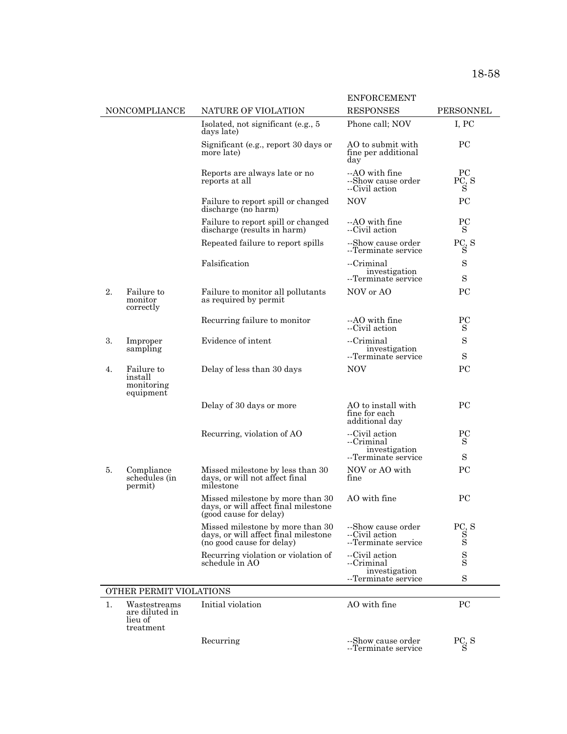| NONCOMPLIANCE | NATURE OF VIOLATION | ENFORCEMENT RESPONSES | PERSONNEL |
|---|---|---|---|
| | Isolated, not significant (e.g., 5 days late) | Phone call; NOV | I, PC |
| | Significant (e.g., report 30 days or more late) | AO to submit with fine per additional day | PC |
| | Reports are always late or no reports at all | --AO with fine<br>--Show cause order<br>--Civil action | PC<br>PC, S<br>S |
| | Failure to report spill or changed discharge (no harm) | NOV | PC |
| | Failure to report spill or changed discharge (results in harm) | --AO with fine<br>--Civil action | PC<br>S |
| | Repeated failure to report spills | --Show cause order<br>--Terminate service | PC, S<br>S |
| | Falsification | --Criminal investigation<br>--Terminate service | S<br>S |
| 2. Failure to monitor correctly | Failure to monitor all pollutants as required by permit | NOV or AO | PC |
| | Recurring failure to monitor | --AO with fine<br>--Civil action | PC<br>S |
| 3. Improper sampling | Evidence of intent | --Criminal investigation<br>--Terminate service | S<br>S |
| 4. Failure to install monitoring equipment | Delay of less than 30 days | NOV | PC |
| | Delay of 30 days or more | AO to install with fine for each additional day | PC |
| | Recurring, violation of AO | --Civil action<br>--Criminal investigation<br>--Terminate service | PC<br>S<br>S |
| 5. Compliance schedules (in permit) | Missed milestone by less than 30 days, or will not affect final milestone | NOV or AO with fine | PC |
| | Missed milestone by more than 30 days, or will affect final milestone (good cause for delay) | AO with fine | PC |
| | Missed milestone by more than 30 days, or will affect final milestone (no good cause for delay) | --Show cause order<br>--Civil action<br>--Terminate service | PC, S<br>S<br>S |
| | Recurring violation or violation of schedule in AO | --Civil action<br>--Criminal investigation<br>--Terminate service | S<br>S<br>S |
| **OTHER PERMIT VIOLATIONS** | | | |
| 1. Wastestreams are diluted in lieu of treatment | Initial violation | AO with fine | PC |
| | Recurring | --Show cause order<br>--Terminate service | PC, S<br>S |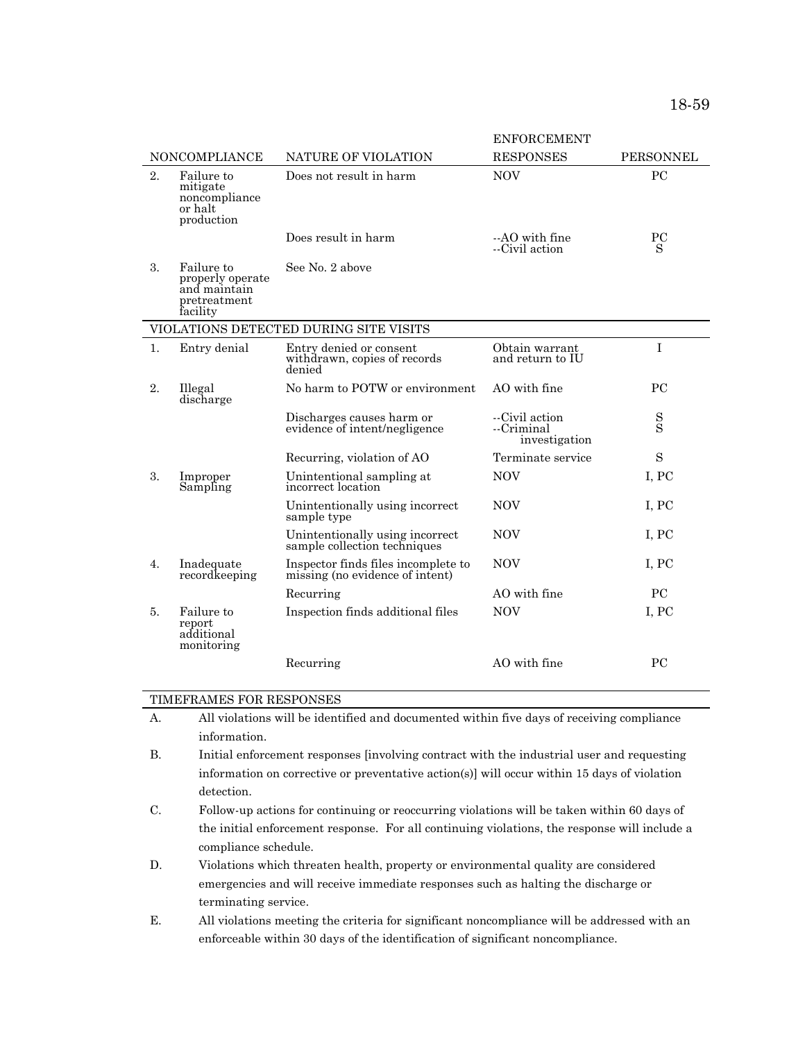| NONCOMPLIANCE | NATURE OF VIOLATION | ENFORCEMENT RESPONSES | PERSONNEL |
|---|---|---|---|
| 2. Failure to mitigate noncompliance or halt production | Does not result in harm | NOV | PC |
| | Does result in harm | --AO with fine<br>--Civil action | PC<br>S |
| 3. Failure to properly operate and maintain pretreatment facility | See No. 2 above | | |
| **VIOLATIONS DETECTED DURING SITE VISITS** | | | |
| 1. Entry denial | Entry denied or consent withdrawn, copies of records denied | Obtain warrant and return to IU | I |
| 2. Illegal discharge | No harm to POTW or environment | AO with fine | PC |
| | Discharges causes harm or evidence of intent/negligence | --Civil action<br>--Criminal investigation | S<br>S |
| | Recurring, violation of AO | Terminate service | S |
| 3. Improper Sampling | Unintentional sampling at incorrect location | NOV | I, PC |
| | Unintentionally using incorrect sample type | NOV | I, PC |
| | Unintentionally using incorrect sample collection techniques | NOV | I, PC |
| 4. Inadequate recordkeeping | Inspector finds files incomplete to missing (no evidence of intent) | NOV | I, PC |
| | Recurring | AO with fine | PC |
| 5. Failure to report additional monitoring | Inspection finds additional files | NOV | I, PC |
| | Recurring | AO with fine | PC |

TIMEFRAMES FOR RESPONSES

A. All violations will be identified and documented within five days of receiving compliance information.

B. Initial enforcement responses [involving contract with the industrial user and requesting information on corrective or preventative action(s)] will occur within 15 days of violation detection.

C. Follow-up actions for continuing or reoccurring violations will be taken within 60 days of the initial enforcement response. For all continuing violations, the response will include a compliance schedule.

D. Violations which threaten health, property or environmental quality are considered emergencies and will receive immediate responses such as halting the discharge or terminating service.

E. All violations meeting the criteria for significant noncompliance will be addressed with an enforceable within 30 days of the identification of significant noncompliance.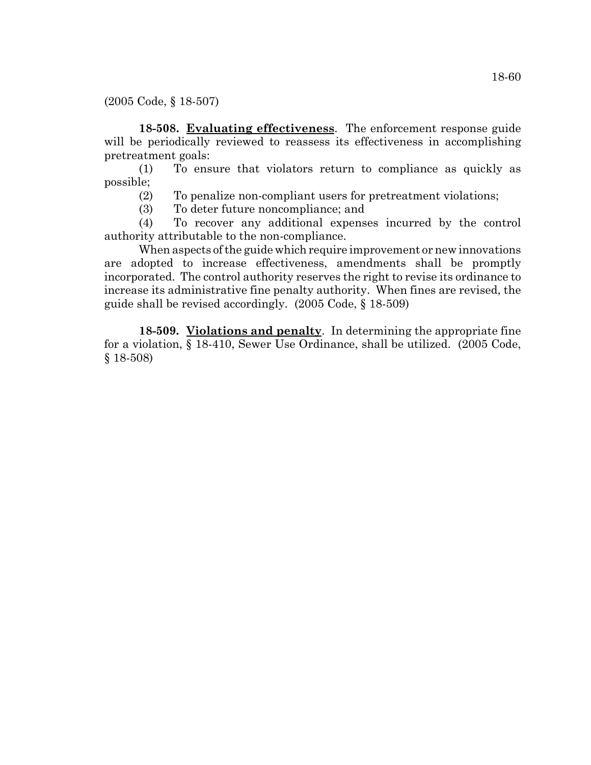(2005 Code, § 18-507)

**18-508. Evaluating effectiveness**. The enforcement response guide will be periodically reviewed to reassess its effectiveness in accomplishing pretreatment goals:

(1) To ensure that violators return to compliance as quickly as possible;

(2) To penalize non-compliant users for pretreatment violations;

(3) To deter future noncompliance; and

(4) To recover any additional expenses incurred by the control authority attributable to the non-compliance.

When aspects of the guide which require improvement or new innovations are adopted to increase effectiveness, amendments shall be promptly incorporated. The control authority reserves the right to revise its ordinance to increase its administrative fine penalty authority. When fines are revised, the guide shall be revised accordingly. (2005 Code, § 18-509)

**18-509. Violations and penalty**. In determining the appropriate fine for a violation, § 18-410, Sewer Use Ordinance, shall be utilized. (2005 Code, § 18-508)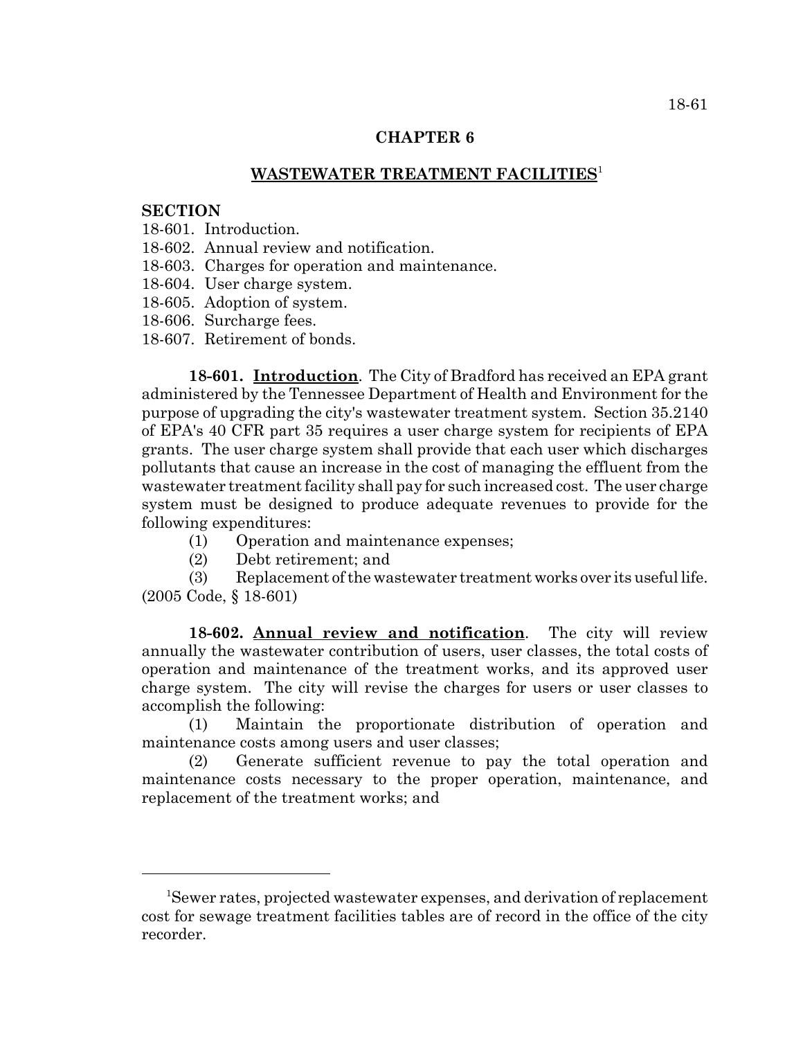## CHAPTER 6

## WASTEWATER TREATMENT FACILITIES[1]

**SECTION**

18-601. Introduction.
18-602. Annual review and notification.
18-603. Charges for operation and maintenance.
18-604. User charge system.
18-605. Adoption of system.
18-606. Surcharge fees.
18-607. Retirement of bonds.

**18-601. Introduction**. The City of Bradford has received an EPA grant administered by the Tennessee Department of Health and Environment for the purpose of upgrading the city's wastewater treatment system. Section 35.2140 of EPA's 40 CFR part 35 requires a user charge system for recipients of EPA grants. The user charge system shall provide that each user which discharges pollutants that cause an increase in the cost of managing the effluent from the wastewater treatment facility shall pay for such increased cost. The user charge system must be designed to produce adequate revenues to provide for the following expenditures:

(1) Operation and maintenance expenses;

(2) Debt retirement; and

(3) Replacement of the wastewater treatment works over its useful life.
(2005 Code, § 18-601)

**18-602. Annual review and notification**. The city will review annually the wastewater contribution of users, user classes, the total costs of operation and maintenance of the treatment works, and its approved user charge system. The city will revise the charges for users or user classes to accomplish the following:

(1) Maintain the proportionate distribution of operation and maintenance costs among users and user classes;

(2) Generate sufficient revenue to pay the total operation and maintenance costs necessary to the proper operation, maintenance, and replacement of the treatment works; and

---

[1]Sewer rates, projected wastewater expenses, and derivation of replacement cost for sewage treatment facilities tables are of record in the office of the city recorder.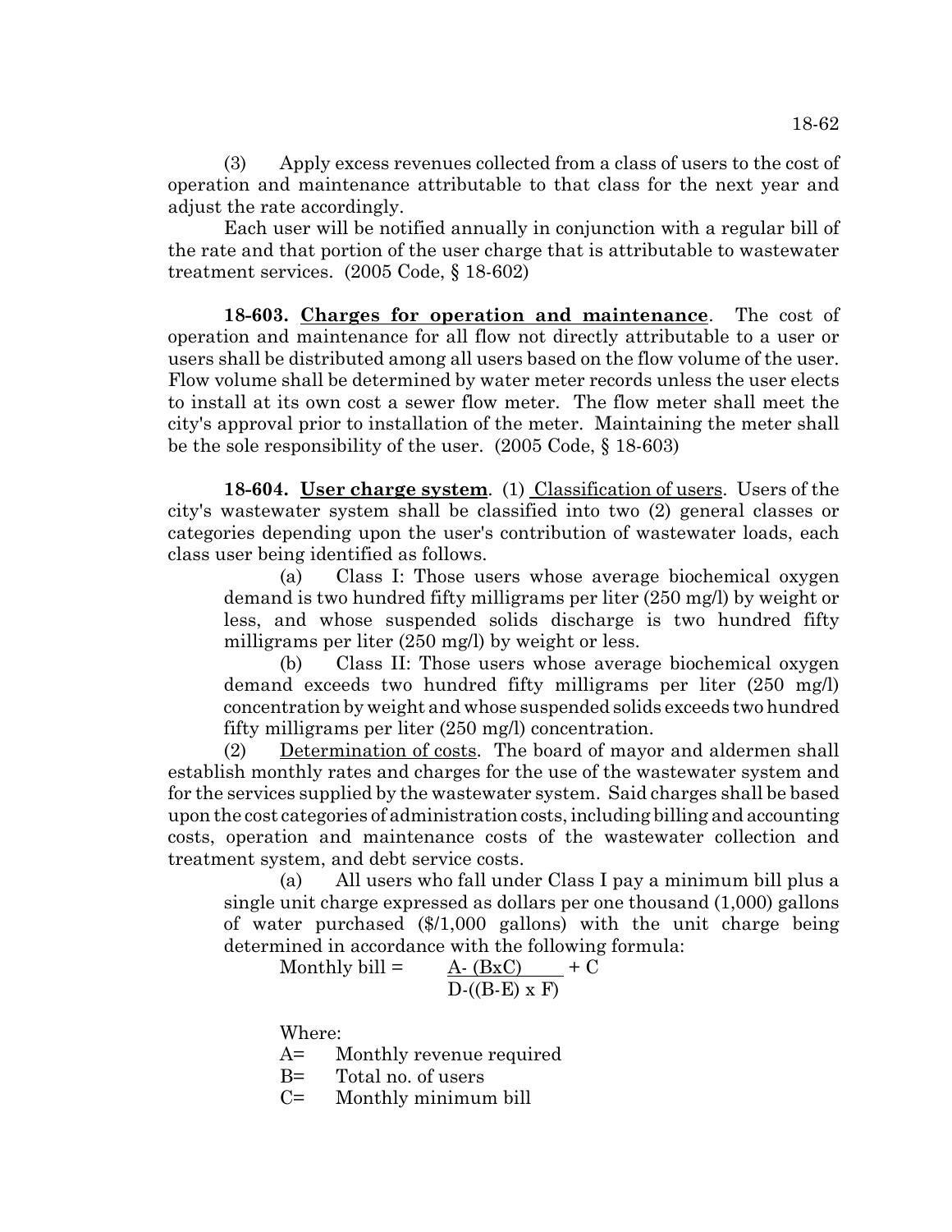(3) Apply excess revenues collected from a class of users to the cost of operation and maintenance attributable to that class for the next year and adjust the rate accordingly.

Each user will be notified annually in conjunction with a regular bill of the rate and that portion of the user charge that is attributable to wastewater treatment services. (2005 Code, § 18-602)

**18-603. Charges for operation and maintenance**. The cost of operation and maintenance for all flow not directly attributable to a user or users shall be distributed among all users based on the flow volume of the user. Flow volume shall be determined by water meter records unless the user elects to install at its own cost a sewer flow meter. The flow meter shall meet the city's approval prior to installation of the meter. Maintaining the meter shall be the sole responsibility of the user. (2005 Code, § 18-603)

**18-604. User charge system**. (1) Classification of users. Users of the city's wastewater system shall be classified into two (2) general classes or categories depending upon the user's contribution of wastewater loads, each class user being identified as follows.

(a) Class I: Those users whose average biochemical oxygen demand is two hundred fifty milligrams per liter (250 mg/l) by weight or less, and whose suspended solids discharge is two hundred fifty milligrams per liter (250 mg/l) by weight or less.

(b) Class II: Those users whose average biochemical oxygen demand exceeds two hundred fifty milligrams per liter (250 mg/l) concentration by weight and whose suspended solids exceeds two hundred fifty milligrams per liter (250 mg/l) concentration.

(2) Determination of costs. The board of mayor and aldermen shall establish monthly rates and charges for the use of the wastewater system and for the services supplied by the wastewater system. Said charges shall be based upon the cost categories of administration costs, including billing and accounting costs, operation and maintenance costs of the wastewater collection and treatment system, and debt service costs.

(a) All users who fall under Class I pay a minimum bill plus a single unit charge expressed as dollars per one thousand (1,000) gallons of water purchased ($/1,000 gallons) with the unit charge being determined in accordance with the following formula:

$$\text{Monthly bill} = \frac{A - (B \times C)}{D - ((B - E) \times F)} + C$$

Where:

A= Monthly revenue required

B= Total no. of users

C= Monthly minimum bill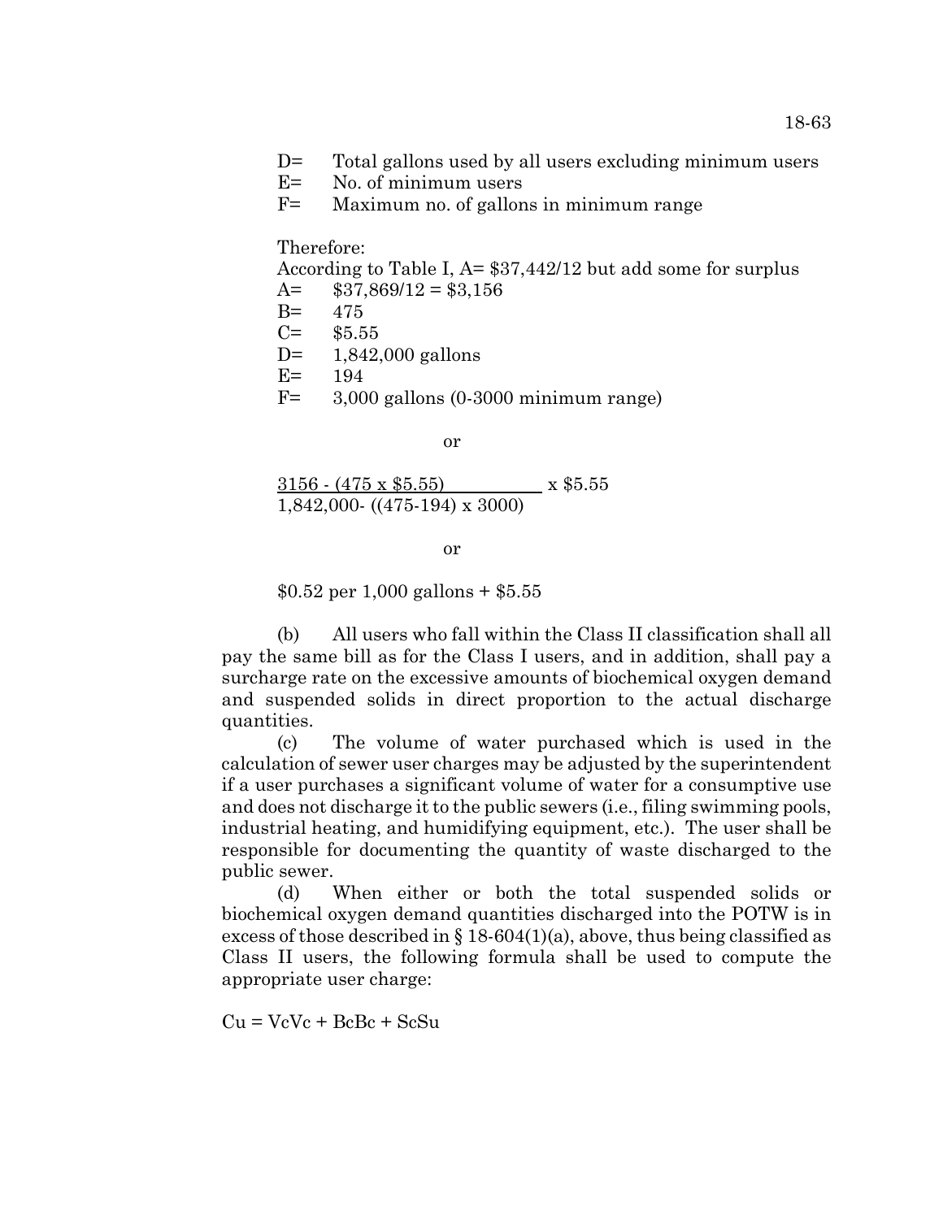D= Total gallons used by all users excluding minimum users
E= No. of minimum users
F= Maximum no. of gallons in minimum range

Therefore:
According to Table I, A= $37,442/12 but add some for surplus
A= $37,869/12 = $3,156
B= 475
C= $5.55
D= 1,842,000 gallons
E= 194
F= 3,000 gallons (0-3000 minimum range)

or

$$\frac{3156 - (475 \times \$5.55)}{1{,}842{,}000 - ((475-194) \times 3000)} \times \$5.55$$

or

$0.52 per 1,000 gallons + $5.55

(b) All users who fall within the Class II classification shall all pay the same bill as for the Class I users, and in addition, shall pay a surcharge rate on the excessive amounts of biochemical oxygen demand and suspended solids in direct proportion to the actual discharge quantities.

(c) The volume of water purchased which is used in the calculation of sewer user charges may be adjusted by the superintendent if a user purchases a significant volume of water for a consumptive use and does not discharge it to the public sewers (i.e., filing swimming pools, industrial heating, and humidifying equipment, etc.). The user shall be responsible for documenting the quantity of waste discharged to the public sewer.

(d) When either or both the total suspended solids or biochemical oxygen demand quantities discharged into the POTW is in excess of those described in § 18-604(1)(a), above, thus being classified as Class II users, the following formula shall be used to compute the appropriate user charge:

Cu = VcVc + BcBc + ScSu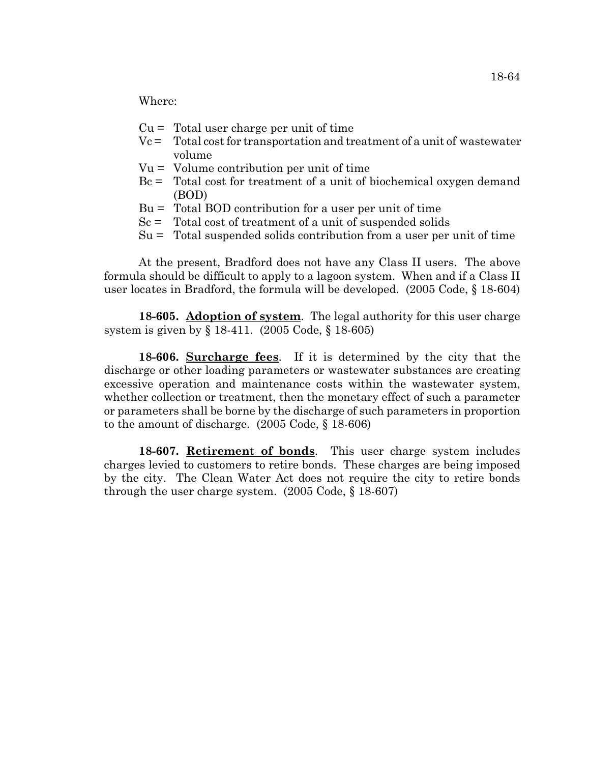Where:

- Cu = Total user charge per unit of time
- Vc = Total cost for transportation and treatment of a unit of wastewater volume
- Vu = Volume contribution per unit of time
- Bc = Total cost for treatment of a unit of biochemical oxygen demand (BOD)
- Bu = Total BOD contribution for a user per unit of time
- Sc = Total cost of treatment of a unit of suspended solids
- Su = Total suspended solids contribution from a user per unit of time

At the present, Bradford does not have any Class II users. The above formula should be difficult to apply to a lagoon system. When and if a Class II user locates in Bradford, the formula will be developed. (2005 Code, § 18-604)

**18-605. Adoption of system**. The legal authority for this user charge system is given by § 18-411. (2005 Code, § 18-605)

**18-606. Surcharge fees**. If it is determined by the city that the discharge or other loading parameters or wastewater substances are creating excessive operation and maintenance costs within the wastewater system, whether collection or treatment, then the monetary effect of such a parameter or parameters shall be borne by the discharge of such parameters in proportion to the amount of discharge. (2005 Code, § 18-606)

**18-607. Retirement of bonds**. This user charge system includes charges levied to customers to retire bonds. These charges are being imposed by the city. The Clean Water Act does not require the city to retire bonds through the user charge system. (2005 Code, § 18-607)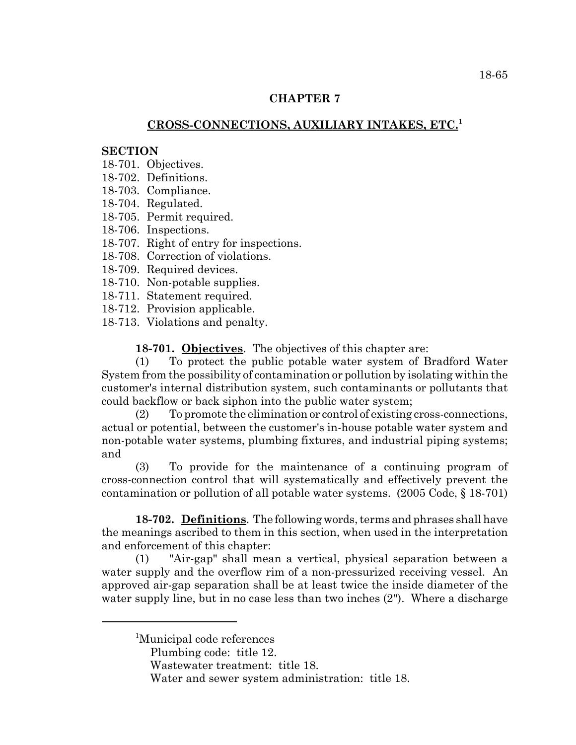## CHAPTER 7

## CROSS-CONNECTIONS, AUXILIARY INTAKES, ETC.[1]

**SECTION**

18-701. Objectives.
18-702. Definitions.
18-703. Compliance.
18-704. Regulated.
18-705. Permit required.
18-706. Inspections.
18-707. Right of entry for inspections.
18-708. Correction of violations.
18-709. Required devices.
18-710. Non-potable supplies.
18-711. Statement required.
18-712. Provision applicable.
18-713. Violations and penalty.

**18-701. Objectives**. The objectives of this chapter are:

(1) To protect the public potable water system of Bradford Water System from the possibility of contamination or pollution by isolating within the customer's internal distribution system, such contaminants or pollutants that could backflow or back siphon into the public water system;

(2) To promote the elimination or control of existing cross-connections, actual or potential, between the customer's in-house potable water system and non-potable water systems, plumbing fixtures, and industrial piping systems; and

(3) To provide for the maintenance of a continuing program of cross-connection control that will systematically and effectively prevent the contamination or pollution of all potable water systems. (2005 Code, § 18-701)

**18-702. Definitions**. The following words, terms and phrases shall have the meanings ascribed to them in this section, when used in the interpretation and enforcement of this chapter:

(1) "Air-gap" shall mean a vertical, physical separation between a water supply and the overflow rim of a non-pressurized receiving vessel. An approved air-gap separation shall be at least twice the inside diameter of the water supply line, but in no case less than two inches (2"). Where a discharge

---

[1]Municipal code references
Plumbing code: title 12.
Wastewater treatment: title 18.
Water and sewer system administration: title 18.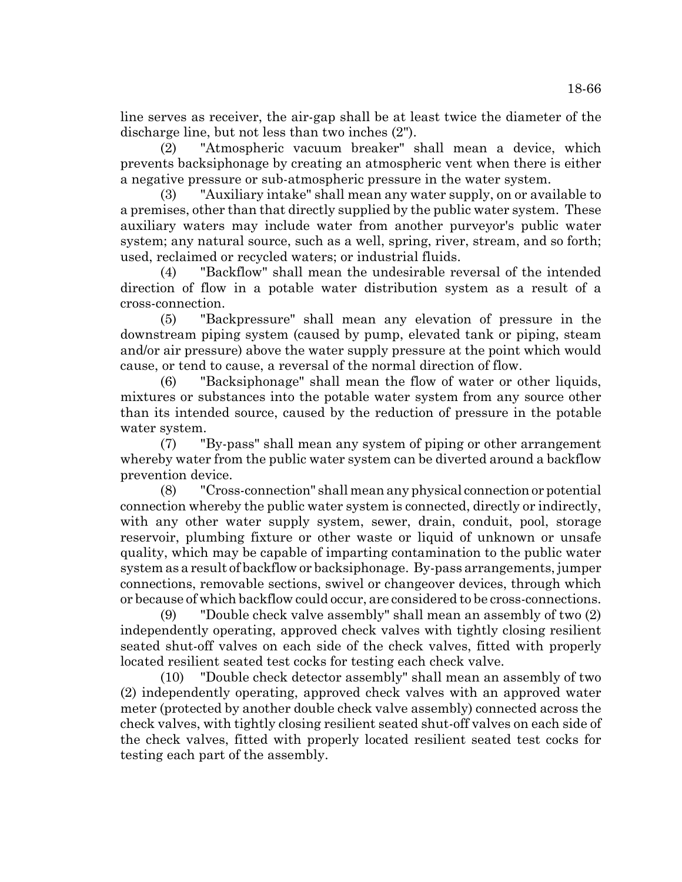line serves as receiver, the air-gap shall be at least twice the diameter of the discharge line, but not less than two inches (2").

(2) "Atmospheric vacuum breaker" shall mean a device, which prevents backsiphonage by creating an atmospheric vent when there is either a negative pressure or sub-atmospheric pressure in the water system.

(3) "Auxiliary intake" shall mean any water supply, on or available to a premises, other than that directly supplied by the public water system. These auxiliary waters may include water from another purveyor's public water system; any natural source, such as a well, spring, river, stream, and so forth; used, reclaimed or recycled waters; or industrial fluids.

(4) "Backflow" shall mean the undesirable reversal of the intended direction of flow in a potable water distribution system as a result of a cross-connection.

(5) "Backpressure" shall mean any elevation of pressure in the downstream piping system (caused by pump, elevated tank or piping, steam and/or air pressure) above the water supply pressure at the point which would cause, or tend to cause, a reversal of the normal direction of flow.

(6) "Backsiphonage" shall mean the flow of water or other liquids, mixtures or substances into the potable water system from any source other than its intended source, caused by the reduction of pressure in the potable water system.

(7) "By-pass" shall mean any system of piping or other arrangement whereby water from the public water system can be diverted around a backflow prevention device.

(8) "Cross-connection" shall mean any physical connection or potential connection whereby the public water system is connected, directly or indirectly, with any other water supply system, sewer, drain, conduit, pool, storage reservoir, plumbing fixture or other waste or liquid of unknown or unsafe quality, which may be capable of imparting contamination to the public water system as a result of backflow or backsiphonage. By-pass arrangements, jumper connections, removable sections, swivel or changeover devices, through which or because of which backflow could occur, are considered to be cross-connections.

(9) "Double check valve assembly" shall mean an assembly of two (2) independently operating, approved check valves with tightly closing resilient seated shut-off valves on each side of the check valves, fitted with properly located resilient seated test cocks for testing each check valve.

(10) "Double check detector assembly" shall mean an assembly of two (2) independently operating, approved check valves with an approved water meter (protected by another double check valve assembly) connected across the check valves, with tightly closing resilient seated shut-off valves on each side of the check valves, fitted with properly located resilient seated test cocks for testing each part of the assembly.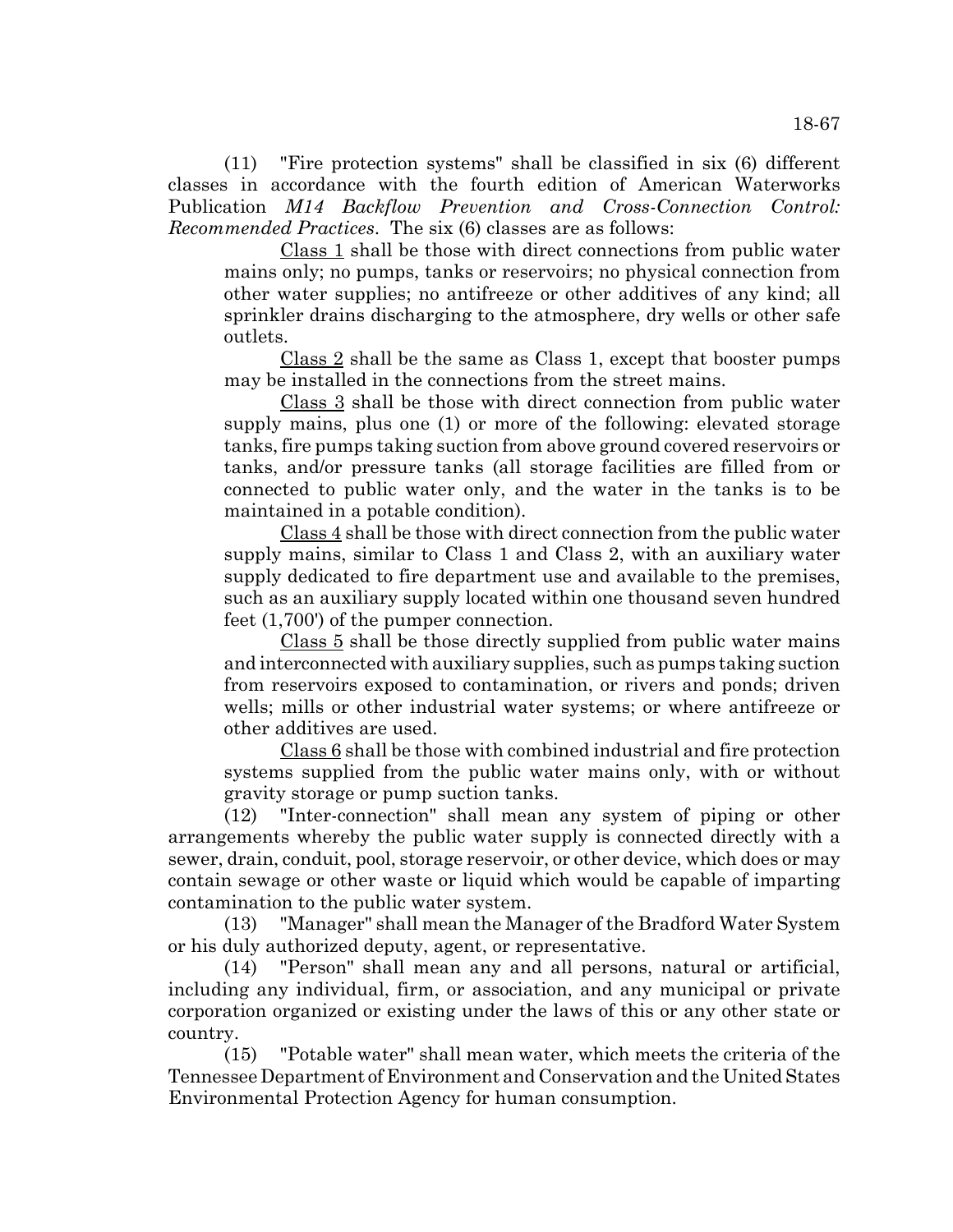(11) "Fire protection systems" shall be classified in six (6) different classes in accordance with the fourth edition of American Waterworks Publication *M14 Backflow Prevention and Cross-Connection Control: Recommended Practices*. The six (6) classes are as follows:

Class 1 shall be those with direct connections from public water mains only; no pumps, tanks or reservoirs; no physical connection from other water supplies; no antifreeze or other additives of any kind; all sprinkler drains discharging to the atmosphere, dry wells or other safe outlets.

Class 2 shall be the same as Class 1, except that booster pumps may be installed in the connections from the street mains.

Class 3 shall be those with direct connection from public water supply mains, plus one (1) or more of the following: elevated storage tanks, fire pumps taking suction from above ground covered reservoirs or tanks, and/or pressure tanks (all storage facilities are filled from or connected to public water only, and the water in the tanks is to be maintained in a potable condition).

Class 4 shall be those with direct connection from the public water supply mains, similar to Class 1 and Class 2, with an auxiliary water supply dedicated to fire department use and available to the premises, such as an auxiliary supply located within one thousand seven hundred feet (1,700') of the pumper connection.

Class 5 shall be those directly supplied from public water mains and interconnected with auxiliary supplies, such as pumps taking suction from reservoirs exposed to contamination, or rivers and ponds; driven wells; mills or other industrial water systems; or where antifreeze or other additives are used.

Class 6 shall be those with combined industrial and fire protection systems supplied from the public water mains only, with or without gravity storage or pump suction tanks.

(12) "Inter-connection" shall mean any system of piping or other arrangements whereby the public water supply is connected directly with a sewer, drain, conduit, pool, storage reservoir, or other device, which does or may contain sewage or other waste or liquid which would be capable of imparting contamination to the public water system.

(13) "Manager" shall mean the Manager of the Bradford Water System or his duly authorized deputy, agent, or representative.

(14) "Person" shall mean any and all persons, natural or artificial, including any individual, firm, or association, and any municipal or private corporation organized or existing under the laws of this or any other state or country.

(15) "Potable water" shall mean water, which meets the criteria of the Tennessee Department of Environment and Conservation and the United States Environmental Protection Agency for human consumption.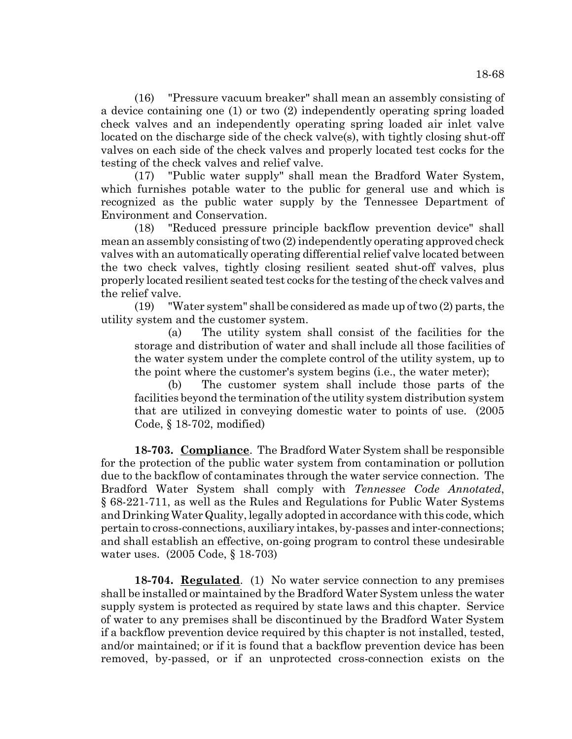(16) "Pressure vacuum breaker" shall mean an assembly consisting of a device containing one (1) or two (2) independently operating spring loaded check valves and an independently operating spring loaded air inlet valve located on the discharge side of the check valve(s), with tightly closing shut-off valves on each side of the check valves and properly located test cocks for the testing of the check valves and relief valve.

(17) "Public water supply" shall mean the Bradford Water System, which furnishes potable water to the public for general use and which is recognized as the public water supply by the Tennessee Department of Environment and Conservation.

(18) "Reduced pressure principle backflow prevention device" shall mean an assembly consisting of two (2) independently operating approved check valves with an automatically operating differential relief valve located between the two check valves, tightly closing resilient seated shut-off valves, plus properly located resilient seated test cocks for the testing of the check valves and the relief valve.

(19) "Water system" shall be considered as made up of two (2) parts, the utility system and the customer system.

(a) The utility system shall consist of the facilities for the storage and distribution of water and shall include all those facilities of the water system under the complete control of the utility system, up to the point where the customer's system begins (i.e., the water meter);

(b) The customer system shall include those parts of the facilities beyond the termination of the utility system distribution system that are utilized in conveying domestic water to points of use. (2005 Code, § 18-702, modified)

**18-703. Compliance**. The Bradford Water System shall be responsible for the protection of the public water system from contamination or pollution due to the backflow of contaminates through the water service connection. The Bradford Water System shall comply with *Tennessee Code Annotated*, § 68-221-711, as well as the Rules and Regulations for Public Water Systems and Drinking Water Quality, legally adopted in accordance with this code, which pertain to cross-connections, auxiliary intakes, by-passes and inter-connections; and shall establish an effective, on-going program to control these undesirable water uses. (2005 Code, § 18-703)

**18-704. Regulated**. (1) No water service connection to any premises shall be installed or maintained by the Bradford Water System unless the water supply system is protected as required by state laws and this chapter. Service of water to any premises shall be discontinued by the Bradford Water System if a backflow prevention device required by this chapter is not installed, tested, and/or maintained; or if it is found that a backflow prevention device has been removed, by-passed, or if an unprotected cross-connection exists on the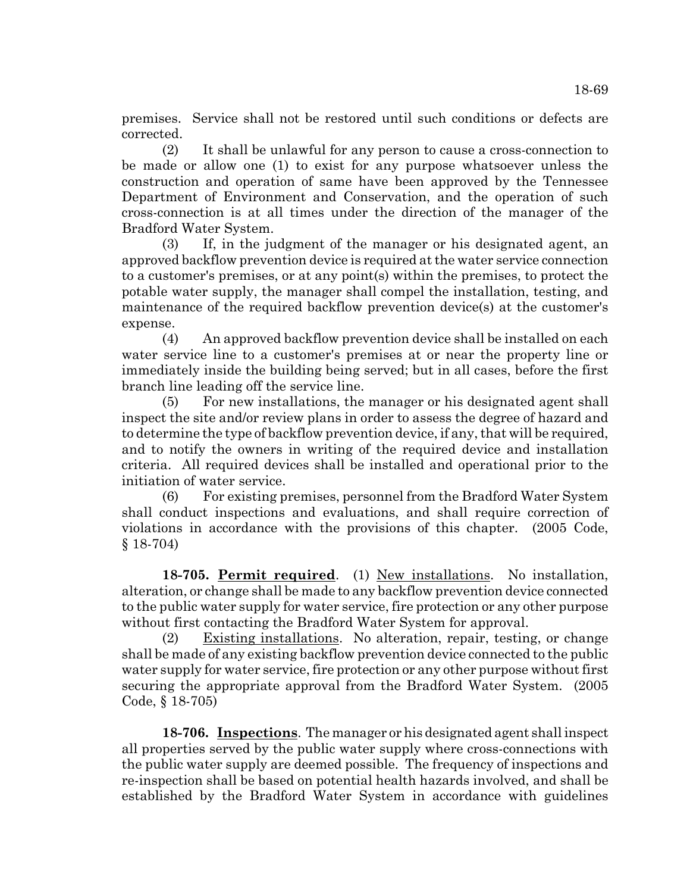premises. Service shall not be restored until such conditions or defects are corrected.

(2) It shall be unlawful for any person to cause a cross-connection to be made or allow one (1) to exist for any purpose whatsoever unless the construction and operation of same have been approved by the Tennessee Department of Environment and Conservation, and the operation of such cross-connection is at all times under the direction of the manager of the Bradford Water System.

(3) If, in the judgment of the manager or his designated agent, an approved backflow prevention device is required at the water service connection to a customer's premises, or at any point(s) within the premises, to protect the potable water supply, the manager shall compel the installation, testing, and maintenance of the required backflow prevention device(s) at the customer's expense.

(4) An approved backflow prevention device shall be installed on each water service line to a customer's premises at or near the property line or immediately inside the building being served; but in all cases, before the first branch line leading off the service line.

(5) For new installations, the manager or his designated agent shall inspect the site and/or review plans in order to assess the degree of hazard and to determine the type of backflow prevention device, if any, that will be required, and to notify the owners in writing of the required device and installation criteria. All required devices shall be installed and operational prior to the initiation of water service.

(6) For existing premises, personnel from the Bradford Water System shall conduct inspections and evaluations, and shall require correction of violations in accordance with the provisions of this chapter. (2005 Code, § 18-704)

**18-705. Permit required**. (1) New installations. No installation, alteration, or change shall be made to any backflow prevention device connected to the public water supply for water service, fire protection or any other purpose without first contacting the Bradford Water System for approval.

(2) Existing installations. No alteration, repair, testing, or change shall be made of any existing backflow prevention device connected to the public water supply for water service, fire protection or any other purpose without first securing the appropriate approval from the Bradford Water System. (2005 Code, § 18-705)

**18-706. Inspections**. The manager or his designated agent shall inspect all properties served by the public water supply where cross-connections with the public water supply are deemed possible. The frequency of inspections and re-inspection shall be based on potential health hazards involved, and shall be established by the Bradford Water System in accordance with guidelines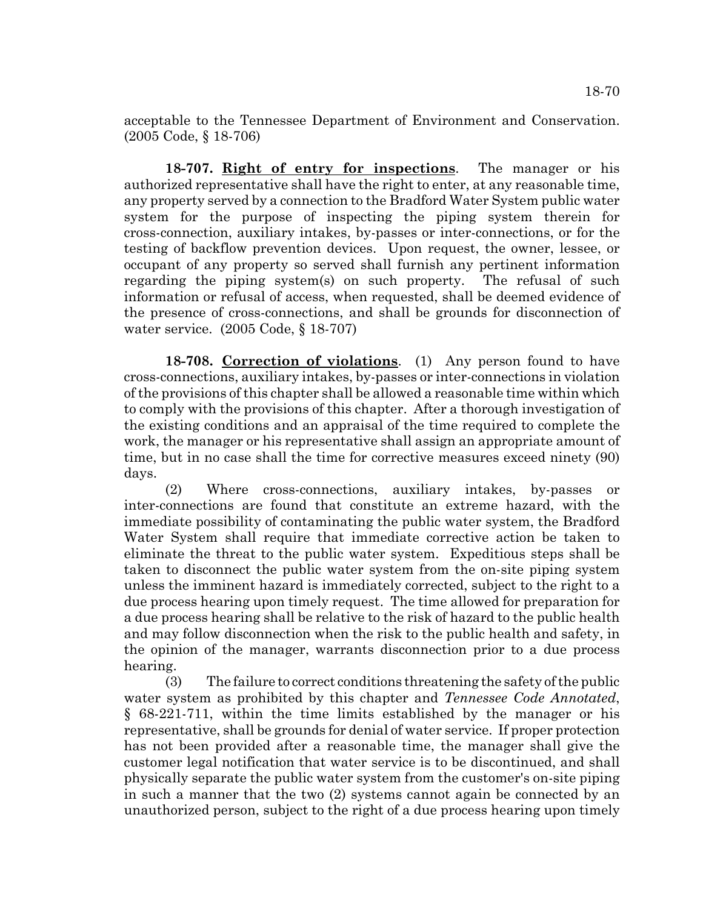acceptable to the Tennessee Department of Environment and Conservation. (2005 Code, § 18-706)

**18-707. Right of entry for inspections**. The manager or his authorized representative shall have the right to enter, at any reasonable time, any property served by a connection to the Bradford Water System public water system for the purpose of inspecting the piping system therein for cross-connection, auxiliary intakes, by-passes or inter-connections, or for the testing of backflow prevention devices. Upon request, the owner, lessee, or occupant of any property so served shall furnish any pertinent information regarding the piping system(s) on such property. The refusal of such information or refusal of access, when requested, shall be deemed evidence of the presence of cross-connections, and shall be grounds for disconnection of water service. (2005 Code, § 18-707)

**18-708. Correction of violations**. (1) Any person found to have cross-connections, auxiliary intakes, by-passes or inter-connections in violation of the provisions of this chapter shall be allowed a reasonable time within which to comply with the provisions of this chapter. After a thorough investigation of the existing conditions and an appraisal of the time required to complete the work, the manager or his representative shall assign an appropriate amount of time, but in no case shall the time for corrective measures exceed ninety (90) days.

(2) Where cross-connections, auxiliary intakes, by-passes or inter-connections are found that constitute an extreme hazard, with the immediate possibility of contaminating the public water system, the Bradford Water System shall require that immediate corrective action be taken to eliminate the threat to the public water system. Expeditious steps shall be taken to disconnect the public water system from the on-site piping system unless the imminent hazard is immediately corrected, subject to the right to a due process hearing upon timely request. The time allowed for preparation for a due process hearing shall be relative to the risk of hazard to the public health and may follow disconnection when the risk to the public health and safety, in the opinion of the manager, warrants disconnection prior to a due process hearing.

(3) The failure to correct conditions threatening the safety of the public water system as prohibited by this chapter and *Tennessee Code Annotated*, § 68-221-711, within the time limits established by the manager or his representative, shall be grounds for denial of water service. If proper protection has not been provided after a reasonable time, the manager shall give the customer legal notification that water service is to be discontinued, and shall physically separate the public water system from the customer's on-site piping in such a manner that the two (2) systems cannot again be connected by an unauthorized person, subject to the right of a due process hearing upon timely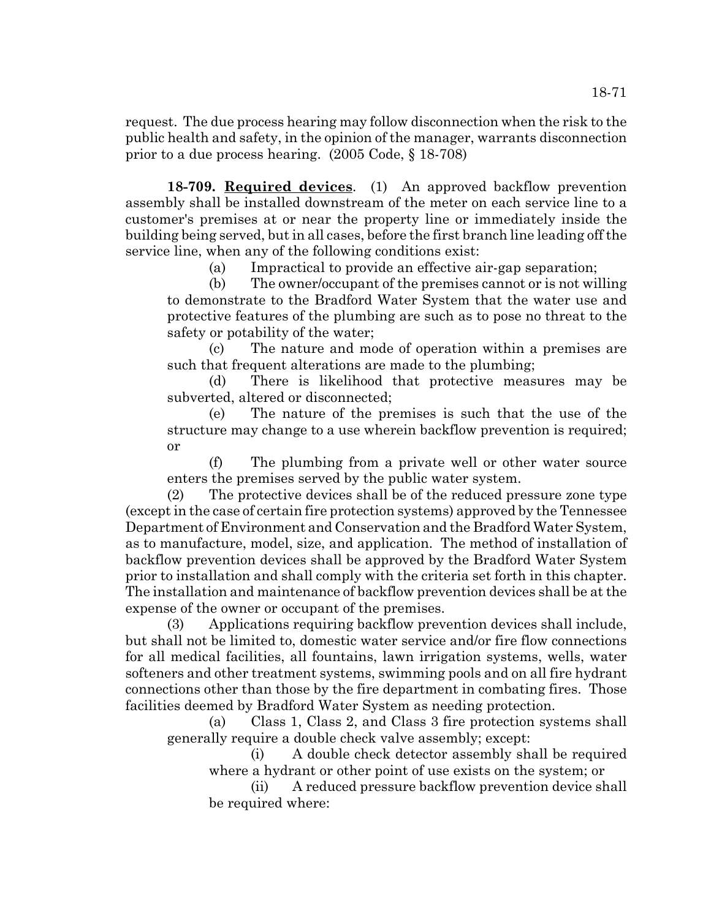request. The due process hearing may follow disconnection when the risk to the public health and safety, in the opinion of the manager, warrants disconnection prior to a due process hearing. (2005 Code, § 18-708)

**18-709. __Required devices__**. (1) An approved backflow prevention assembly shall be installed downstream of the meter on each service line to a customer's premises at or near the property line or immediately inside the building being served, but in all cases, before the first branch line leading off the service line, when any of the following conditions exist:

(a) Impractical to provide an effective air-gap separation;

(b) The owner/occupant of the premises cannot or is not willing to demonstrate to the Bradford Water System that the water use and protective features of the plumbing are such as to pose no threat to the safety or potability of the water;

(c) The nature and mode of operation within a premises are such that frequent alterations are made to the plumbing;

(d) There is likelihood that protective measures may be subverted, altered or disconnected;

(e) The nature of the premises is such that the use of the structure may change to a use wherein backflow prevention is required; or

(f) The plumbing from a private well or other water source enters the premises served by the public water system.

(2) The protective devices shall be of the reduced pressure zone type (except in the case of certain fire protection systems) approved by the Tennessee Department of Environment and Conservation and the Bradford Water System, as to manufacture, model, size, and application. The method of installation of backflow prevention devices shall be approved by the Bradford Water System prior to installation and shall comply with the criteria set forth in this chapter. The installation and maintenance of backflow prevention devices shall be at the expense of the owner or occupant of the premises.

(3) Applications requiring backflow prevention devices shall include, but shall not be limited to, domestic water service and/or fire flow connections for all medical facilities, all fountains, lawn irrigation systems, wells, water softeners and other treatment systems, swimming pools and on all fire hydrant connections other than those by the fire department in combating fires. Those facilities deemed by Bradford Water System as needing protection.

(a) Class 1, Class 2, and Class 3 fire protection systems shall generally require a double check valve assembly; except:

(i) A double check detector assembly shall be required where a hydrant or other point of use exists on the system; or

(ii) A reduced pressure backflow prevention device shall be required where: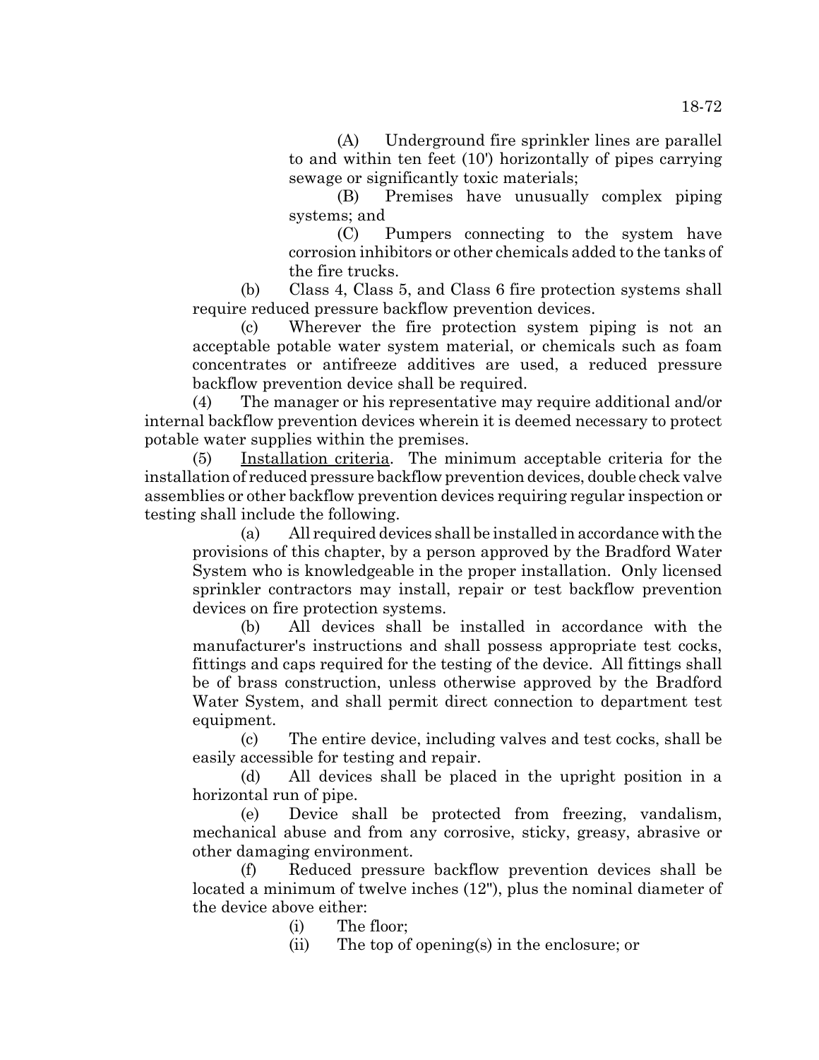(A) Underground fire sprinkler lines are parallel to and within ten feet (10') horizontally of pipes carrying sewage or significantly toxic materials;

(B) Premises have unusually complex piping systems; and

(C) Pumpers connecting to the system have corrosion inhibitors or other chemicals added to the tanks of the fire trucks.

(b) Class 4, Class 5, and Class 6 fire protection systems shall require reduced pressure backflow prevention devices.

(c) Wherever the fire protection system piping is not an acceptable potable water system material, or chemicals such as foam concentrates or antifreeze additives are used, a reduced pressure backflow prevention device shall be required.

(4) The manager or his representative may require additional and/or internal backflow prevention devices wherein it is deemed necessary to protect potable water supplies within the premises.

(5) <u>Installation criteria</u>. The minimum acceptable criteria for the installation of reduced pressure backflow prevention devices, double check valve assemblies or other backflow prevention devices requiring regular inspection or testing shall include the following.

(a) All required devices shall be installed in accordance with the provisions of this chapter, by a person approved by the Bradford Water System who is knowledgeable in the proper installation. Only licensed sprinkler contractors may install, repair or test backflow prevention devices on fire protection systems.

(b) All devices shall be installed in accordance with the manufacturer's instructions and shall possess appropriate test cocks, fittings and caps required for the testing of the device. All fittings shall be of brass construction, unless otherwise approved by the Bradford Water System, and shall permit direct connection to department test equipment.

(c) The entire device, including valves and test cocks, shall be easily accessible for testing and repair.

(d) All devices shall be placed in the upright position in a horizontal run of pipe.

(e) Device shall be protected from freezing, vandalism, mechanical abuse and from any corrosive, sticky, greasy, abrasive or other damaging environment.

(f) Reduced pressure backflow prevention devices shall be located a minimum of twelve inches (12"), plus the nominal diameter of the device above either:

(i) The floor;

(ii) The top of opening(s) in the enclosure; or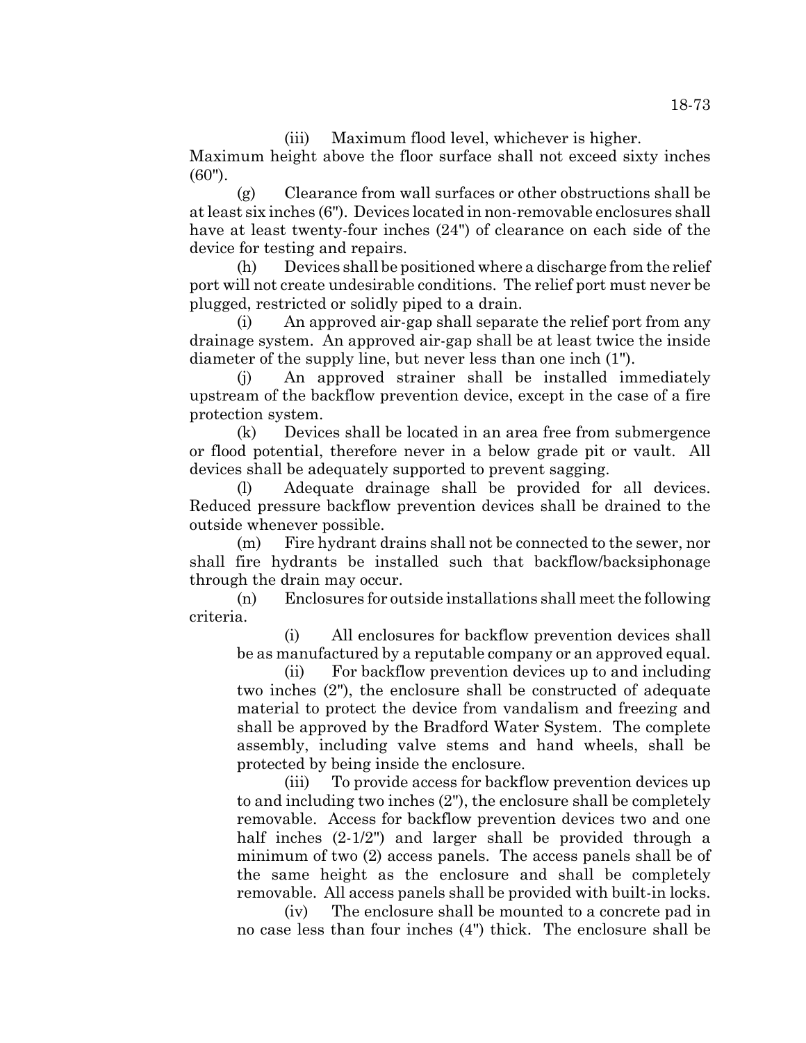(iii) Maximum flood level, whichever is higher.

Maximum height above the floor surface shall not exceed sixty inches (60").

(g) Clearance from wall surfaces or other obstructions shall be at least six inches (6"). Devices located in non-removable enclosures shall have at least twenty-four inches (24") of clearance on each side of the device for testing and repairs.

(h) Devices shall be positioned where a discharge from the relief port will not create undesirable conditions. The relief port must never be plugged, restricted or solidly piped to a drain.

(i) An approved air-gap shall separate the relief port from any drainage system. An approved air-gap shall be at least twice the inside diameter of the supply line, but never less than one inch (1").

(j) An approved strainer shall be installed immediately upstream of the backflow prevention device, except in the case of a fire protection system.

(k) Devices shall be located in an area free from submergence or flood potential, therefore never in a below grade pit or vault. All devices shall be adequately supported to prevent sagging.

(l) Adequate drainage shall be provided for all devices. Reduced pressure backflow prevention devices shall be drained to the outside whenever possible.

(m) Fire hydrant drains shall not be connected to the sewer, nor shall fire hydrants be installed such that backflow/backsiphonage through the drain may occur.

(n) Enclosures for outside installations shall meet the following criteria.

(i) All enclosures for backflow prevention devices shall be as manufactured by a reputable company or an approved equal.

(ii) For backflow prevention devices up to and including two inches (2"), the enclosure shall be constructed of adequate material to protect the device from vandalism and freezing and shall be approved by the Bradford Water System. The complete assembly, including valve stems and hand wheels, shall be protected by being inside the enclosure.

(iii) To provide access for backflow prevention devices up to and including two inches (2"), the enclosure shall be completely removable. Access for backflow prevention devices two and one half inches (2-1/2") and larger shall be provided through a minimum of two (2) access panels. The access panels shall be of the same height as the enclosure and shall be completely removable. All access panels shall be provided with built-in locks.

(iv) The enclosure shall be mounted to a concrete pad in no case less than four inches (4") thick. The enclosure shall be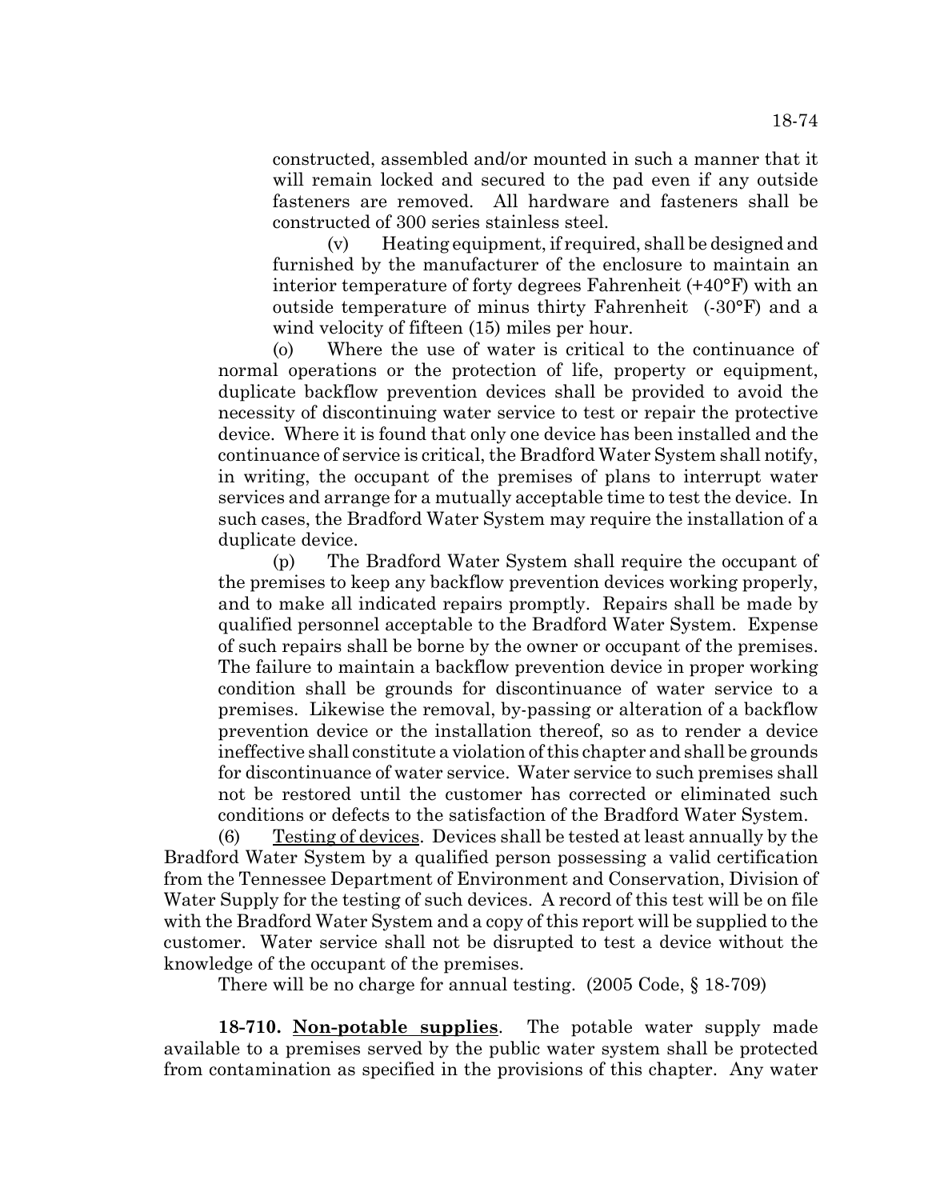constructed, assembled and/or mounted in such a manner that it will remain locked and secured to the pad even if any outside fasteners are removed. All hardware and fasteners shall be constructed of 300 series stainless steel.

(v) Heating equipment, if required, shall be designed and furnished by the manufacturer of the enclosure to maintain an interior temperature of forty degrees Fahrenheit (+40°F) with an outside temperature of minus thirty Fahrenheit (-30°F) and a wind velocity of fifteen (15) miles per hour.

(o) Where the use of water is critical to the continuance of normal operations or the protection of life, property or equipment, duplicate backflow prevention devices shall be provided to avoid the necessity of discontinuing water service to test or repair the protective device. Where it is found that only one device has been installed and the continuance of service is critical, the Bradford Water System shall notify, in writing, the occupant of the premises of plans to interrupt water services and arrange for a mutually acceptable time to test the device. In such cases, the Bradford Water System may require the installation of a duplicate device.

(p) The Bradford Water System shall require the occupant of the premises to keep any backflow prevention devices working properly, and to make all indicated repairs promptly. Repairs shall be made by qualified personnel acceptable to the Bradford Water System. Expense of such repairs shall be borne by the owner or occupant of the premises. The failure to maintain a backflow prevention device in proper working condition shall be grounds for discontinuance of water service to a premises. Likewise the removal, by-passing or alteration of a backflow prevention device or the installation thereof, so as to render a device ineffective shall constitute a violation of this chapter and shall be grounds for discontinuance of water service. Water service to such premises shall not be restored until the customer has corrected or eliminated such conditions or defects to the satisfaction of the Bradford Water System.

(6) Testing of devices. Devices shall be tested at least annually by the Bradford Water System by a qualified person possessing a valid certification from the Tennessee Department of Environment and Conservation, Division of Water Supply for the testing of such devices. A record of this test will be on file with the Bradford Water System and a copy of this report will be supplied to the customer. Water service shall not be disrupted to test a device without the knowledge of the occupant of the premises.

There will be no charge for annual testing. (2005 Code, § 18-709)

**18-710. Non-potable supplies**. The potable water supply made available to a premises served by the public water system shall be protected from contamination as specified in the provisions of this chapter. Any water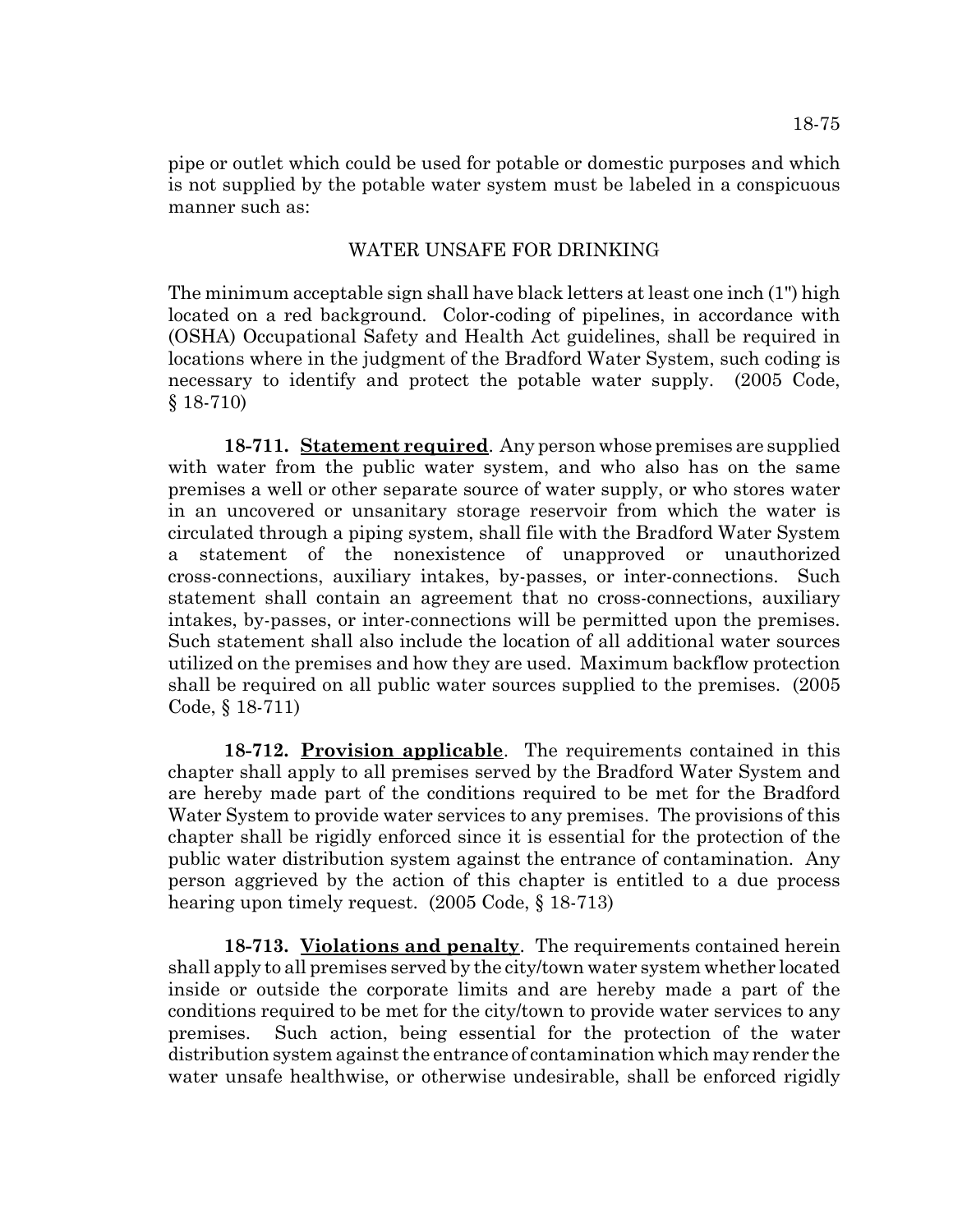pipe or outlet which could be used for potable or domestic purposes and which is not supplied by the potable water system must be labeled in a conspicuous manner such as:

WATER UNSAFE FOR DRINKING

The minimum acceptable sign shall have black letters at least one inch (1") high located on a red background. Color-coding of pipelines, in accordance with (OSHA) Occupational Safety and Health Act guidelines, shall be required in locations where in the judgment of the Bradford Water System, such coding is necessary to identify and protect the potable water supply. (2005 Code, § 18-710)

**18-711. Statement required**. Any person whose premises are supplied with water from the public water system, and who also has on the same premises a well or other separate source of water supply, or who stores water in an uncovered or unsanitary storage reservoir from which the water is circulated through a piping system, shall file with the Bradford Water System a statement of the nonexistence of unapproved or unauthorized cross-connections, auxiliary intakes, by-passes, or inter-connections. Such statement shall contain an agreement that no cross-connections, auxiliary intakes, by-passes, or inter-connections will be permitted upon the premises. Such statement shall also include the location of all additional water sources utilized on the premises and how they are used. Maximum backflow protection shall be required on all public water sources supplied to the premises. (2005 Code, § 18-711)

**18-712. Provision applicable**. The requirements contained in this chapter shall apply to all premises served by the Bradford Water System and are hereby made part of the conditions required to be met for the Bradford Water System to provide water services to any premises. The provisions of this chapter shall be rigidly enforced since it is essential for the protection of the public water distribution system against the entrance of contamination. Any person aggrieved by the action of this chapter is entitled to a due process hearing upon timely request. (2005 Code, § 18-713)

**18-713. Violations and penalty**. The requirements contained herein shall apply to all premises served by the city/town water system whether located inside or outside the corporate limits and are hereby made a part of the conditions required to be met for the city/town to provide water services to any premises. Such action, being essential for the protection of the water distribution system against the entrance of contamination which may render the water unsafe healthwise, or otherwise undesirable, shall be enforced rigidly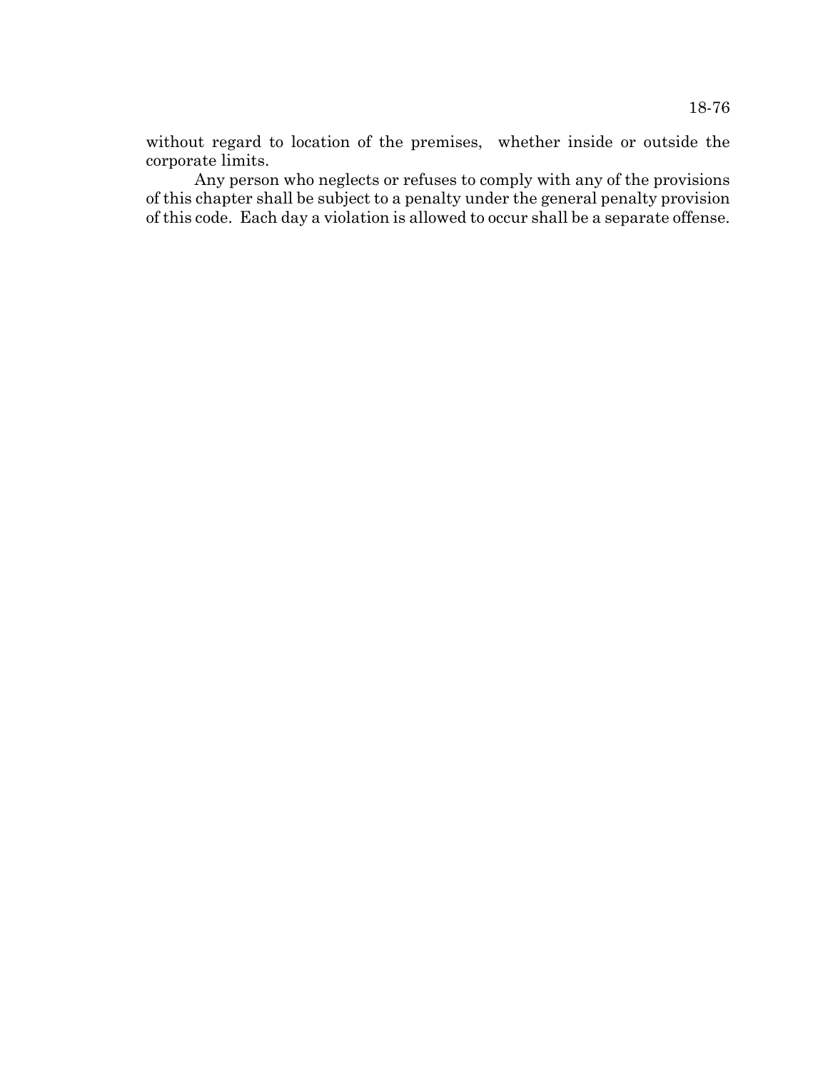without regard to location of the premises, whether inside or outside the corporate limits.

Any person who neglects or refuses to comply with any of the provisions of this chapter shall be subject to a penalty under the general penalty provision of this code. Each day a violation is allowed to occur shall be a separate offense.